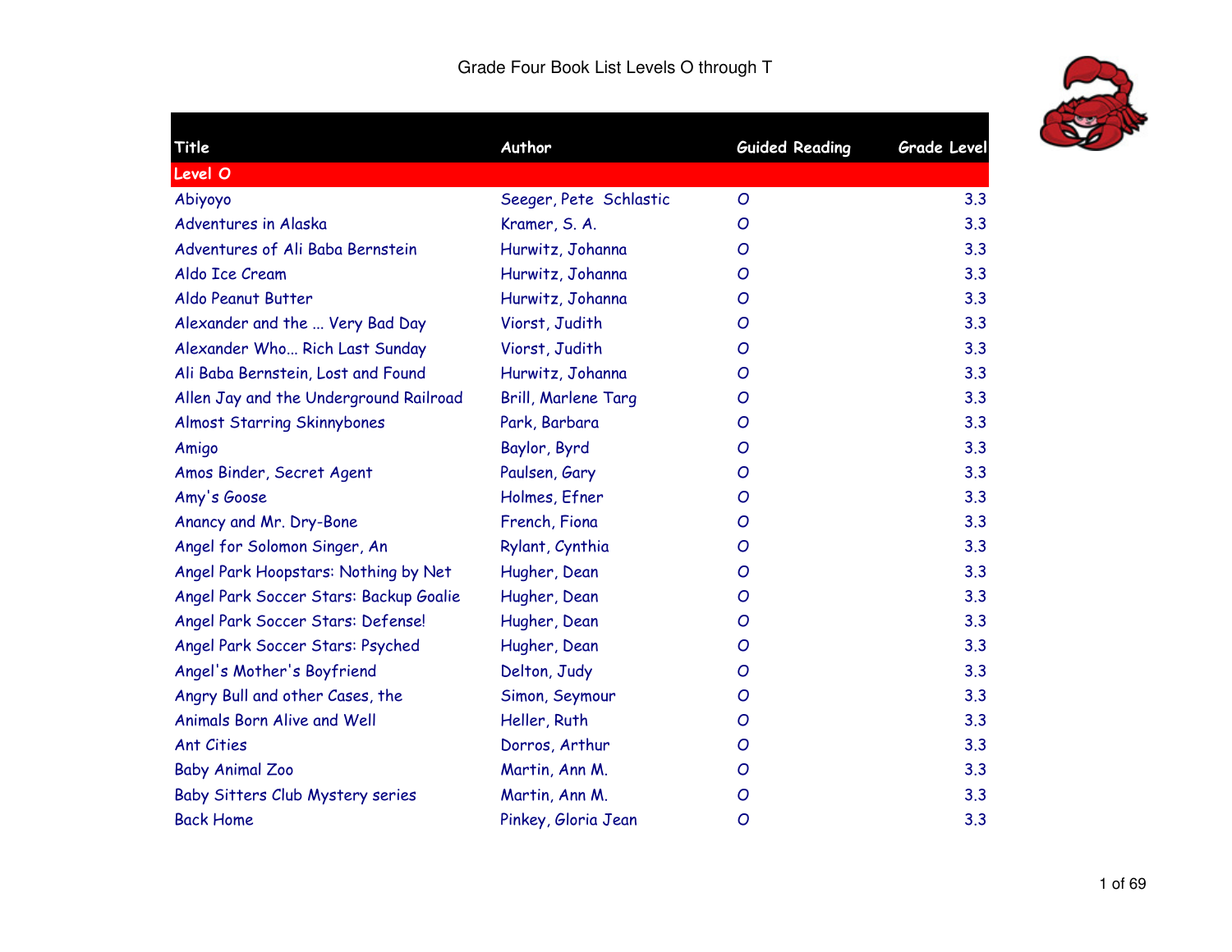# Grade Four Book List Levels O through T

| Title | Author | Guided Reading | Grade Level |
|---|---|---|---|
| **Level O** | | | |
| Abiyoyo | Seeger, Pete Schlastic | O | 3.3 |
| Adventures in Alaska | Kramer, S. A. | O | 3.3 |
| Adventures of Ali Baba Bernstein | Hurwitz, Johanna | O | 3.3 |
| Aldo Ice Cream | Hurwitz, Johanna | O | 3.3 |
| Aldo Peanut Butter | Hurwitz, Johanna | O | 3.3 |
| Alexander and the ... Very Bad Day | Viorst, Judith | O | 3.3 |
| Alexander Who... Rich Last Sunday | Viorst, Judith | O | 3.3 |
| Ali Baba Bernstein, Lost and Found | Hurwitz, Johanna | O | 3.3 |
| Allen Jay and the Underground Railroad | Brill, Marlene Targ | O | 3.3 |
| Almost Starring Skinnybones | Park, Barbara | O | 3.3 |
| Amigo | Baylor, Byrd | O | 3.3 |
| Amos Binder, Secret Agent | Paulsen, Gary | O | 3.3 |
| Amy's Goose | Holmes, Efner | O | 3.3 |
| Anancy and Mr. Dry-Bone | French, Fiona | O | 3.3 |
| Angel for Solomon Singer, An | Rylant, Cynthia | O | 3.3 |
| Angel Park Hoopstars: Nothing by Net | Hugher, Dean | O | 3.3 |
| Angel Park Soccer Stars: Backup Goalie | Hugher, Dean | O | 3.3 |
| Angel Park Soccer Stars: Defense! | Hugher, Dean | O | 3.3 |
| Angel Park Soccer Stars: Psyched | Hugher, Dean | O | 3.3 |
| Angel's Mother's Boyfriend | Delton, Judy | O | 3.3 |
| Angry Bull and other Cases, the | Simon, Seymour | O | 3.3 |
| Animals Born Alive and Well | Heller, Ruth | O | 3.3 |
| Ant Cities | Dorros, Arthur | O | 3.3 |
| Baby Animal Zoo | Martin, Ann M. | O | 3.3 |
| Baby Sitters Club Mystery series | Martin, Ann M. | O | 3.3 |
| Back Home | Pinkey, Gloria Jean | O | 3.3 |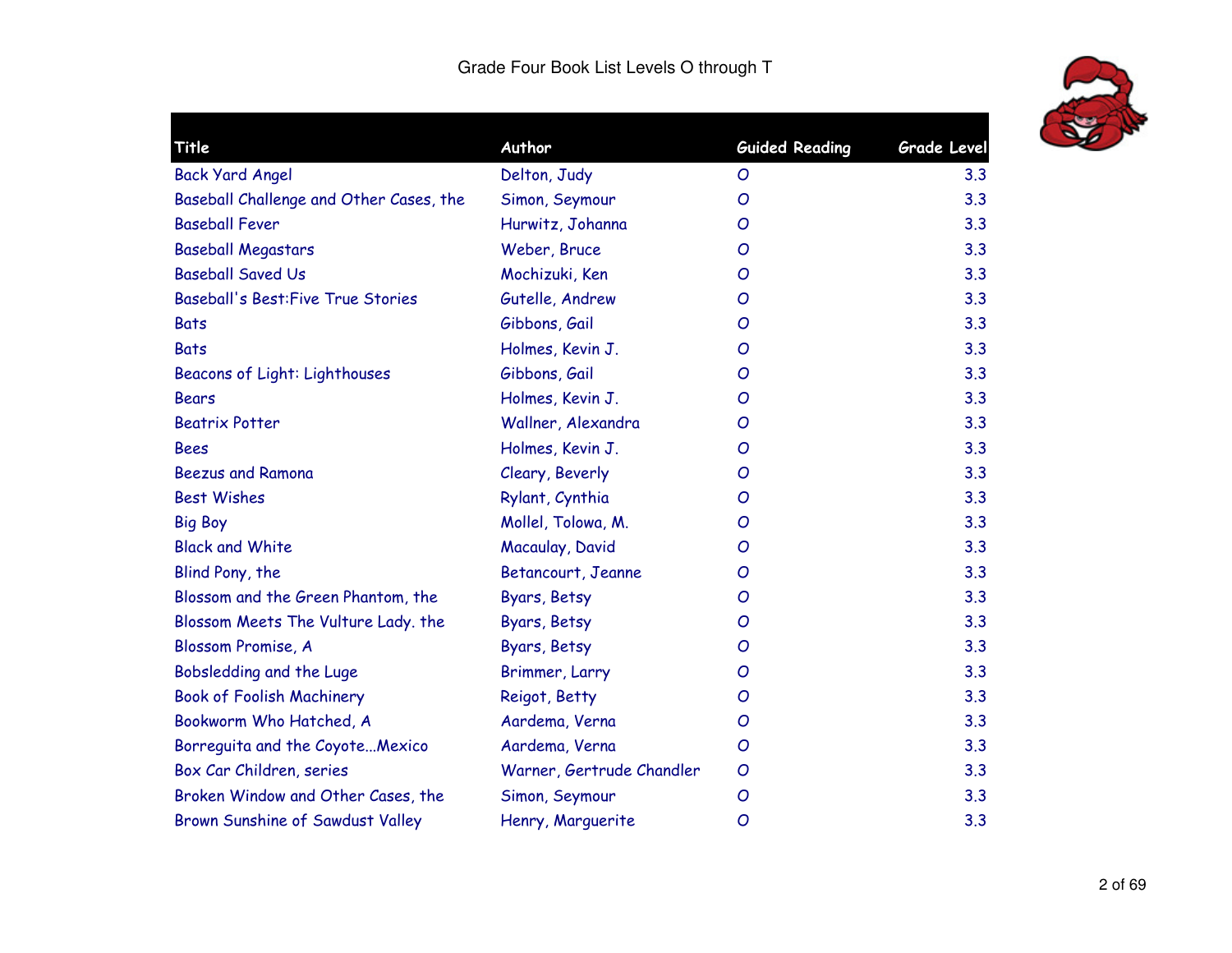Grade Four Book List Levels O through T

| Title | Author | Guided Reading | Grade Level |
|---|---|---|---|
| Back Yard Angel | Delton, Judy | O | 3.3 |
| Baseball Challenge and Other Cases, the | Simon, Seymour | O | 3.3 |
| Baseball Fever | Hurwitz, Johanna | O | 3.3 |
| Baseball Megastars | Weber, Bruce | O | 3.3 |
| Baseball Saved Us | Mochizuki, Ken | O | 3.3 |
| Baseball's Best:Five True Stories | Gutelle, Andrew | O | 3.3 |
| Bats | Gibbons, Gail | O | 3.3 |
| Bats | Holmes, Kevin J. | O | 3.3 |
| Beacons of Light: Lighthouses | Gibbons, Gail | O | 3.3 |
| Bears | Holmes, Kevin J. | O | 3.3 |
| Beatrix Potter | Wallner, Alexandra | O | 3.3 |
| Bees | Holmes, Kevin J. | O | 3.3 |
| Beezus and Ramona | Cleary, Beverly | O | 3.3 |
| Best Wishes | Rylant, Cynthia | O | 3.3 |
| Big Boy | Mollel, Tolowa, M. | O | 3.3 |
| Black and White | Macaulay, David | O | 3.3 |
| Blind Pony, the | Betancourt, Jeanne | O | 3.3 |
| Blossom and the Green Phantom, the | Byars, Betsy | O | 3.3 |
| Blossom Meets The Vulture Lady. the | Byars, Betsy | O | 3.3 |
| Blossom Promise, A | Byars, Betsy | O | 3.3 |
| Bobsledding and the Luge | Brimmer, Larry | O | 3.3 |
| Book of Foolish Machinery | Reigot, Betty | O | 3.3 |
| Bookworm Who Hatched, A | Aardema, Verna | O | 3.3 |
| Borreguita and the Coyote...Mexico | Aardema, Verna | O | 3.3 |
| Box Car Children, series | Warner, Gertrude Chandler | O | 3.3 |
| Broken Window and Other Cases, the | Simon, Seymour | O | 3.3 |
| Brown Sunshine of Sawdust Valley | Henry, Marguerite | O | 3.3 |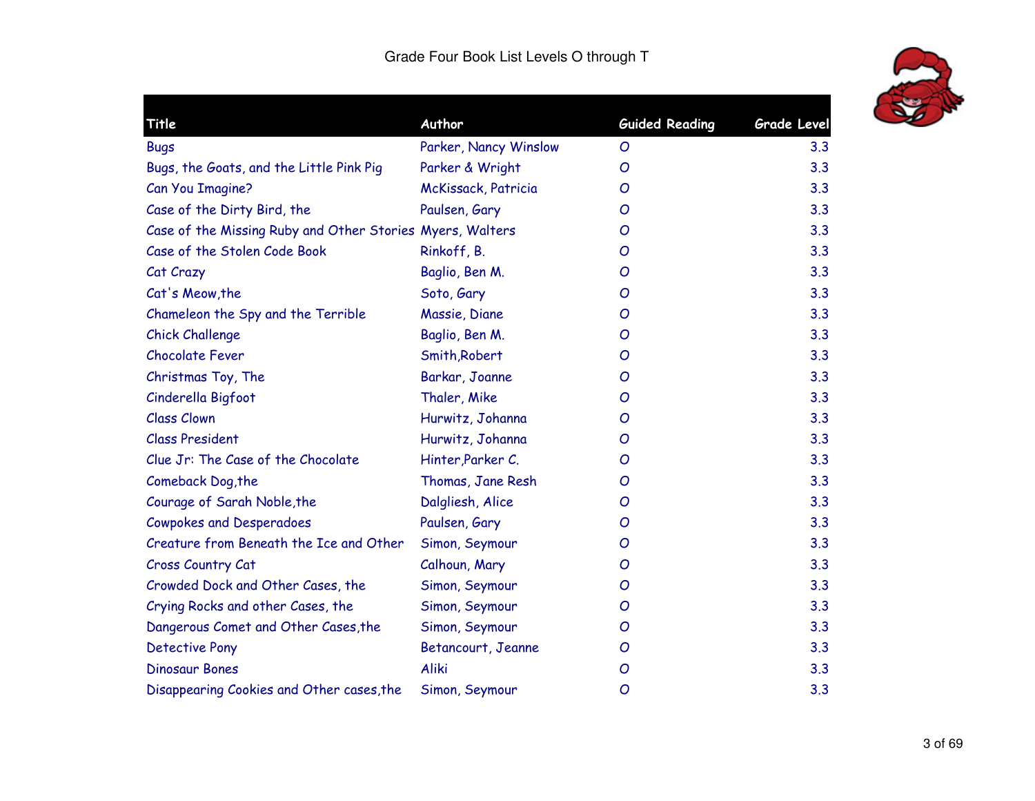# Grade Four Book List Levels O through T

| Title | Author | Guided Reading | Grade Level |
|---|---|---|---|
| Bugs | Parker, Nancy Winslow | O | 3.3 |
| Bugs, the Goats, and the Little Pink Pig | Parker & Wright | O | 3.3 |
| Can You Imagine? | McKissack, Patricia | O | 3.3 |
| Case of the Dirty Bird, the | Paulsen, Gary | O | 3.3 |
| Case of the Missing Ruby and Other Stories | Myers, Walters | O | 3.3 |
| Case of the Stolen Code Book | Rinkoff, B. | O | 3.3 |
| Cat Crazy | Baglio, Ben M. | O | 3.3 |
| Cat's Meow,the | Soto, Gary | O | 3.3 |
| Chameleon the Spy and the Terrible | Massie, Diane | O | 3.3 |
| Chick Challenge | Baglio, Ben M. | O | 3.3 |
| Chocolate Fever | Smith,Robert | O | 3.3 |
| Christmas Toy, The | Barkar, Joanne | O | 3.3 |
| Cinderella Bigfoot | Thaler, Mike | O | 3.3 |
| Class Clown | Hurwitz, Johanna | O | 3.3 |
| Class President | Hurwitz, Johanna | O | 3.3 |
| Clue Jr: The Case of the Chocolate | Hinter,Parker C. | O | 3.3 |
| Comeback Dog,the | Thomas, Jane Resh | O | 3.3 |
| Courage of Sarah Noble,the | Dalgliesh, Alice | O | 3.3 |
| Cowpokes and Desperadoes | Paulsen, Gary | O | 3.3 |
| Creature from Beneath the Ice and Other | Simon, Seymour | O | 3.3 |
| Cross Country Cat | Calhoun, Mary | O | 3.3 |
| Crowded Dock and Other Cases, the | Simon, Seymour | O | 3.3 |
| Crying Rocks and other Cases, the | Simon, Seymour | O | 3.3 |
| Dangerous Comet and Other Cases,the | Simon, Seymour | O | 3.3 |
| Detective Pony | Betancourt, Jeanne | O | 3.3 |
| Dinosaur Bones | Aliki | O | 3.3 |
| Disappearing Cookies and Other cases,the | Simon, Seymour | O | 3.3 |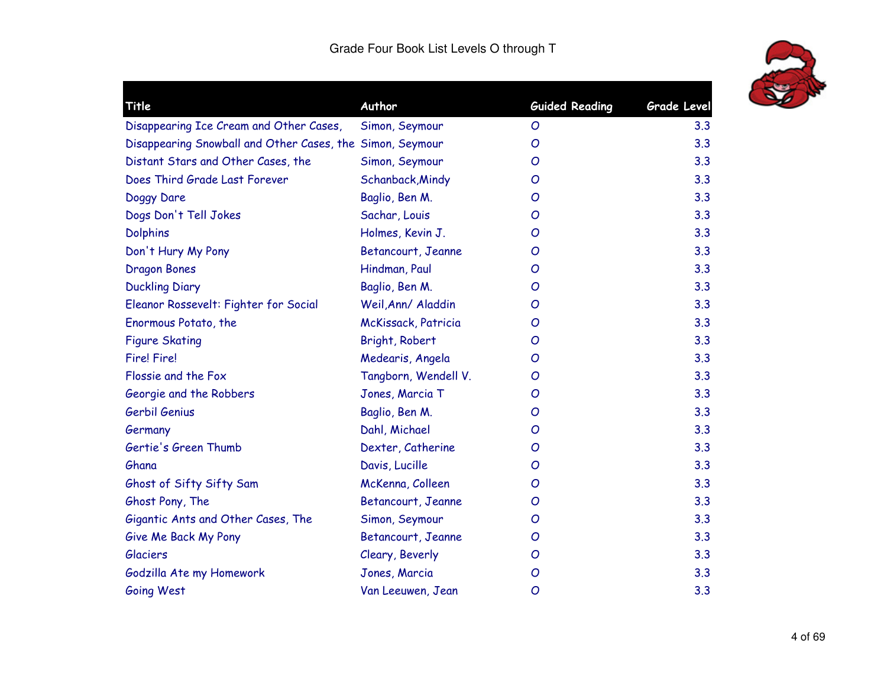Grade Four Book List Levels O through T

| Title | Author | Guided Reading | Grade Level |
| --- | --- | --- | --- |
| Disappearing Ice Cream and Other Cases, | Simon, Seymour | O | 3.3 |
| Disappearing Snowball and Other Cases, the | Simon, Seymour | O | 3.3 |
| Distant Stars and Other Cases, the | Simon, Seymour | O | 3.3 |
| Does Third Grade Last Forever | Schanback,Mindy | O | 3.3 |
| Doggy Dare | Baglio, Ben M. | O | 3.3 |
| Dogs Don't Tell Jokes | Sachar, Louis | O | 3.3 |
| Dolphins | Holmes, Kevin J. | O | 3.3 |
| Don't Hury My Pony | Betancourt, Jeanne | O | 3.3 |
| Dragon Bones | Hindman, Paul | O | 3.3 |
| Duckling Diary | Baglio, Ben M. | O | 3.3 |
| Eleanor Rossevelt: Fighter for Social | Weil,Ann/ Aladdin | O | 3.3 |
| Enormous Potato, the | McKissack, Patricia | O | 3.3 |
| Figure Skating | Bright, Robert | O | 3.3 |
| Fire! Fire! | Medearis, Angela | O | 3.3 |
| Flossie and the Fox | Tangborn, Wendell V. | O | 3.3 |
| Georgie and the Robbers | Jones, Marcia T | O | 3.3 |
| Gerbil Genius | Baglio, Ben M. | O | 3.3 |
| Germany | Dahl, Michael | O | 3.3 |
| Gertie's Green Thumb | Dexter, Catherine | O | 3.3 |
| Ghana | Davis, Lucille | O | 3.3 |
| Ghost of Sifty Sifty Sam | McKenna, Colleen | O | 3.3 |
| Ghost Pony, The | Betancourt, Jeanne | O | 3.3 |
| Gigantic Ants and Other Cases, The | Simon, Seymour | O | 3.3 |
| Give Me Back My Pony | Betancourt, Jeanne | O | 3.3 |
| Glaciers | Cleary, Beverly | O | 3.3 |
| Godzilla Ate my Homework | Jones, Marcia | O | 3.3 |
| Going West | Van Leeuwen, Jean | O | 3.3 |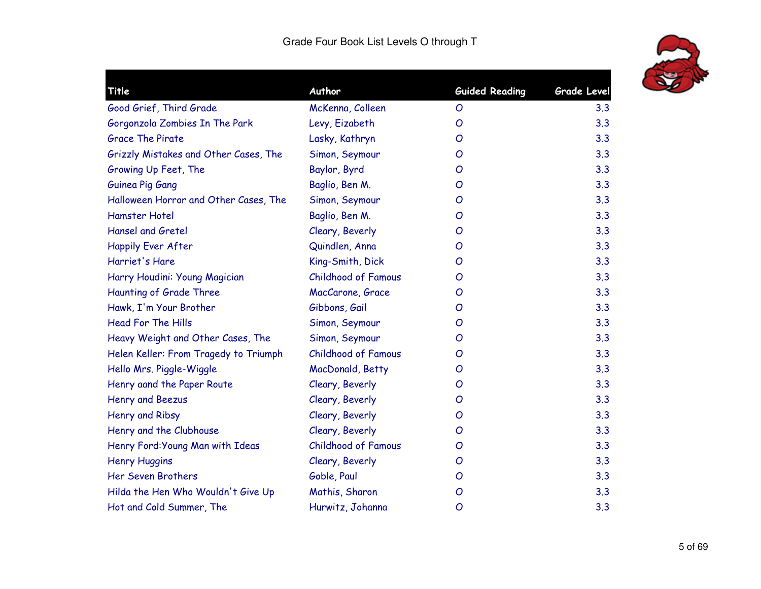Grade Four Book List Levels O through T

| Title | Author | Guided Reading | Grade Level |
|---|---|---|---|
| Good Grief, Third Grade | McKenna, Colleen | O | 3.3 |
| Gorgonzola Zombies In The Park | Levy, Eizabeth | O | 3.3 |
| Grace The Pirate | Lasky, Kathryn | O | 3.3 |
| Grizzly Mistakes and Other Cases, The | Simon, Seymour | O | 3.3 |
| Growing Up Feet, The | Baylor, Byrd | O | 3.3 |
| Guinea Pig Gang | Baglio, Ben M. | O | 3.3 |
| Halloween Horror and Other Cases, The | Simon, Seymour | O | 3.3 |
| Hamster Hotel | Baglio, Ben M. | O | 3.3 |
| Hansel and Gretel | Cleary, Beverly | O | 3.3 |
| Happily Ever After | Quindlen, Anna | O | 3.3 |
| Harriet's Hare | King-Smith, Dick | O | 3.3 |
| Harry Houdini: Young Magician | Childhood of Famous | O | 3.3 |
| Haunting of Grade Three | MacCarone, Grace | O | 3.3 |
| Hawk, I'm Your Brother | Gibbons, Gail | O | 3.3 |
| Head For The Hills | Simon, Seymour | O | 3.3 |
| Heavy Weight and Other Cases, The | Simon, Seymour | O | 3.3 |
| Helen Keller: From Tragedy to Triumph | Childhood of Famous | O | 3.3 |
| Hello Mrs. Piggle-Wiggle | MacDonald, Betty | O | 3.3 |
| Henry aand the Paper Route | Cleary, Beverly | O | 3.3 |
| Henry and Beezus | Cleary, Beverly | O | 3.3 |
| Henry and Ribsy | Cleary, Beverly | O | 3.3 |
| Henry and the Clubhouse | Cleary, Beverly | O | 3.3 |
| Henry Ford:Young Man with Ideas | Childhood of Famous | O | 3.3 |
| Henry Huggins | Cleary, Beverly | O | 3.3 |
| Her Seven Brothers | Goble, Paul | O | 3.3 |
| Hilda the Hen Who Wouldn't Give Up | Mathis, Sharon | O | 3.3 |
| Hot and Cold Summer, The | Hurwitz, Johanna | O | 3.3 |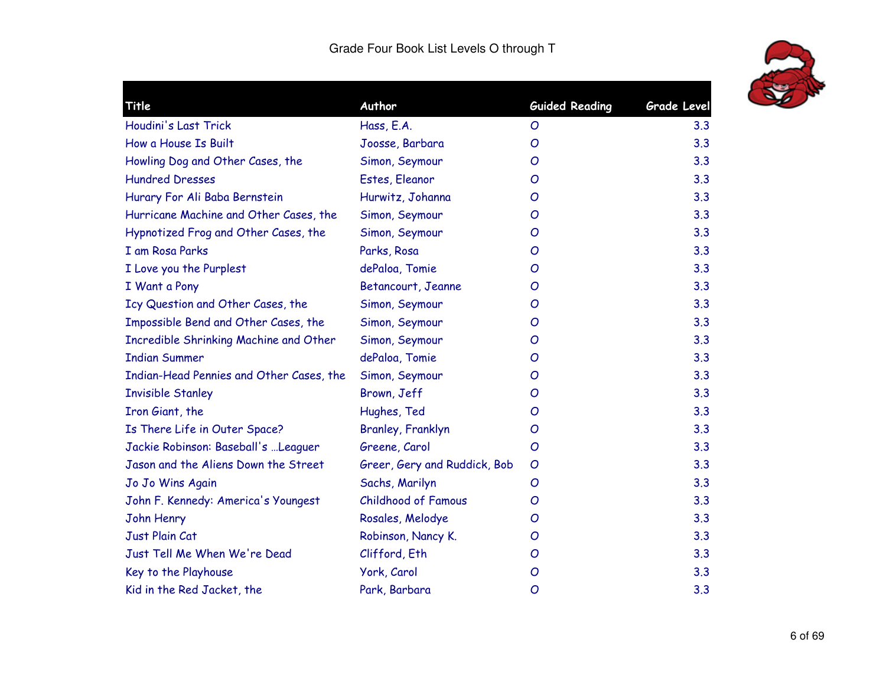# Grade Four Book List Levels O through T

| Title | Author | Guided Reading | Grade Level |
|---|---|---|---|
| Houdini's Last Trick | Hass, E.A. | O | 3.3 |
| How a House Is Built | Joosse, Barbara | O | 3.3 |
| Howling Dog and Other Cases, the | Simon, Seymour | O | 3.3 |
| Hundred Dresses | Estes, Eleanor | O | 3.3 |
| Hurary For Ali Baba Bernstein | Hurwitz, Johanna | O | 3.3 |
| Hurricane Machine and Other Cases, the | Simon, Seymour | O | 3.3 |
| Hypnotized Frog and Other Cases, the | Simon, Seymour | O | 3.3 |
| I am Rosa Parks | Parks, Rosa | O | 3.3 |
| I Love you the Purplest | dePaloa, Tomie | O | 3.3 |
| I Want a Pony | Betancourt, Jeanne | O | 3.3 |
| Icy Question and Other Cases, the | Simon, Seymour | O | 3.3 |
| Impossible Bend and Other Cases, the | Simon, Seymour | O | 3.3 |
| Incredible Shrinking Machine and Other | Simon, Seymour | O | 3.3 |
| Indian Summer | dePaloa, Tomie | O | 3.3 |
| Indian-Head Pennies and Other Cases, the | Simon, Seymour | O | 3.3 |
| Invisible Stanley | Brown, Jeff | O | 3.3 |
| Iron Giant, the | Hughes, Ted | O | 3.3 |
| Is There Life in Outer Space? | Branley, Franklyn | O | 3.3 |
| Jackie Robinson: Baseball's ...Leaguer | Greene, Carol | O | 3.3 |
| Jason and the Aliens Down the Street | Greer, Gery and Ruddick, Bob | O | 3.3 |
| Jo Jo Wins Again | Sachs, Marilyn | O | 3.3 |
| John F. Kennedy: America's Youngest | Childhood of Famous | O | 3.3 |
| John Henry | Rosales, Melodye | O | 3.3 |
| Just Plain Cat | Robinson, Nancy K. | O | 3.3 |
| Just Tell Me When We're Dead | Clifford, Eth | O | 3.3 |
| Key to the Playhouse | York, Carol | O | 3.3 |
| Kid in the Red Jacket, the | Park, Barbara | O | 3.3 |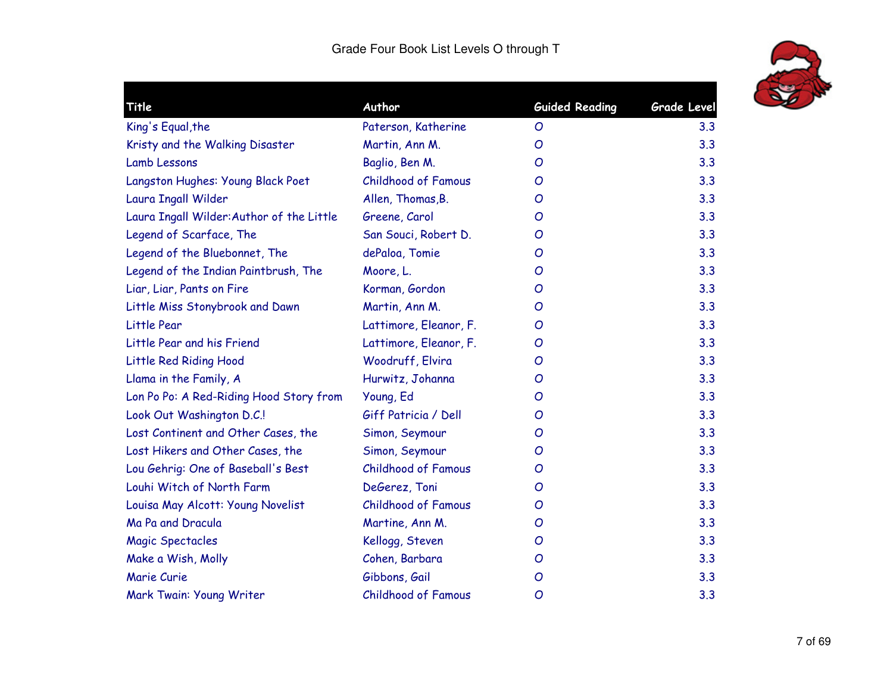Grade Four Book List Levels O through T

| Title | Author | Guided Reading | Grade Level |
|---|---|---|---|
| King's Equal,the | Paterson, Katherine | O | 3.3 |
| Kristy and the Walking Disaster | Martin, Ann M. | O | 3.3 |
| Lamb Lessons | Baglio, Ben M. | O | 3.3 |
| Langston Hughes: Young Black Poet | Childhood of Famous | O | 3.3 |
| Laura Ingall Wilder | Allen, Thomas,B. | O | 3.3 |
| Laura Ingall Wilder:Author of the Little | Greene, Carol | O | 3.3 |
| Legend of Scarface, The | San Souci, Robert D. | O | 3.3 |
| Legend of the Bluebonnet, The | dePaloa, Tomie | O | 3.3 |
| Legend of the Indian Paintbrush, The | Moore, L. | O | 3.3 |
| Liar, Liar, Pants on Fire | Korman, Gordon | O | 3.3 |
| Little Miss Stonybrook and Dawn | Martin, Ann M. | O | 3.3 |
| Little Pear | Lattimore, Eleanor, F. | O | 3.3 |
| Little Pear and his Friend | Lattimore, Eleanor, F. | O | 3.3 |
| Little Red Riding Hood | Woodruff, Elvira | O | 3.3 |
| Llama in the Family, A | Hurwitz, Johanna | O | 3.3 |
| Lon Po Po: A Red-Riding Hood Story from | Young, Ed | O | 3.3 |
| Look Out Washington D.C.! | Giff Patricia / Dell | O | 3.3 |
| Lost Continent and Other Cases, the | Simon, Seymour | O | 3.3 |
| Lost Hikers and Other Cases, the | Simon, Seymour | O | 3.3 |
| Lou Gehrig: One of Baseball's Best | Childhood of Famous | O | 3.3 |
| Louhi Witch of North Farm | DeGerez, Toni | O | 3.3 |
| Louisa May Alcott: Young Novelist | Childhood of Famous | O | 3.3 |
| Ma Pa and Dracula | Martine, Ann M. | O | 3.3 |
| Magic Spectacles | Kellogg, Steven | O | 3.3 |
| Make a Wish, Molly | Cohen, Barbara | O | 3.3 |
| Marie Curie | Gibbons, Gail | O | 3.3 |
| Mark Twain: Young Writer | Childhood of Famous | O | 3.3 |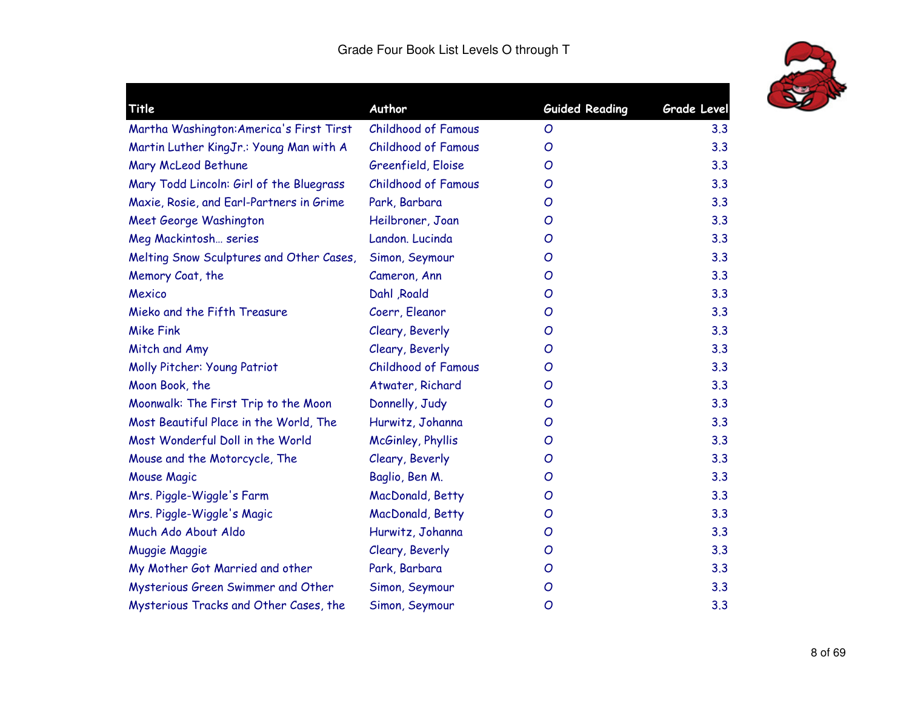# Grade Four Book List Levels O through T

| Title | Author | Guided Reading | Grade Level |
|---|---|---|---|
| Martha Washington:America's First Tirst | Childhood of Famous | O | 3.3 |
| Martin Luther KingJr.: Young Man with A | Childhood of Famous | O | 3.3 |
| Mary McLeod Bethune | Greenfield, Eloise | O | 3.3 |
| Mary Todd Lincoln: Girl of the Bluegrass | Childhood of Famous | O | 3.3 |
| Maxie, Rosie, and Earl-Partners in Grime | Park, Barbara | O | 3.3 |
| Meet George Washington | Heilbroner, Joan | O | 3.3 |
| Meg Mackintosh… series | Landon. Lucinda | O | 3.3 |
| Melting Snow Sculptures and Other Cases, | Simon, Seymour | O | 3.3 |
| Memory Coat, the | Cameron, Ann | O | 3.3 |
| Mexico | Dahl ,Roald | O | 3.3 |
| Mieko and the Fifth Treasure | Coerr, Eleanor | O | 3.3 |
| Mike Fink | Cleary, Beverly | O | 3.3 |
| Mitch and Amy | Cleary, Beverly | O | 3.3 |
| Molly Pitcher: Young Patriot | Childhood of Famous | O | 3.3 |
| Moon Book, the | Atwater, Richard | O | 3.3 |
| Moonwalk: The First Trip to the Moon | Donnelly, Judy | O | 3.3 |
| Most Beautiful Place in the World, The | Hurwitz, Johanna | O | 3.3 |
| Most Wonderful Doll in the World | McGinley, Phyllis | O | 3.3 |
| Mouse and the Motorcycle, The | Cleary, Beverly | O | 3.3 |
| Mouse Magic | Baglio, Ben M. | O | 3.3 |
| Mrs. Piggle-Wiggle's Farm | MacDonald, Betty | O | 3.3 |
| Mrs. Piggle-Wiggle's Magic | MacDonald, Betty | O | 3.3 |
| Much Ado About Aldo | Hurwitz, Johanna | O | 3.3 |
| Muggie Maggie | Cleary, Beverly | O | 3.3 |
| My Mother Got Married and other | Park, Barbara | O | 3.3 |
| Mysterious Green Swimmer and Other | Simon, Seymour | O | 3.3 |
| Mysterious Tracks and Other Cases, the | Simon, Seymour | O | 3.3 |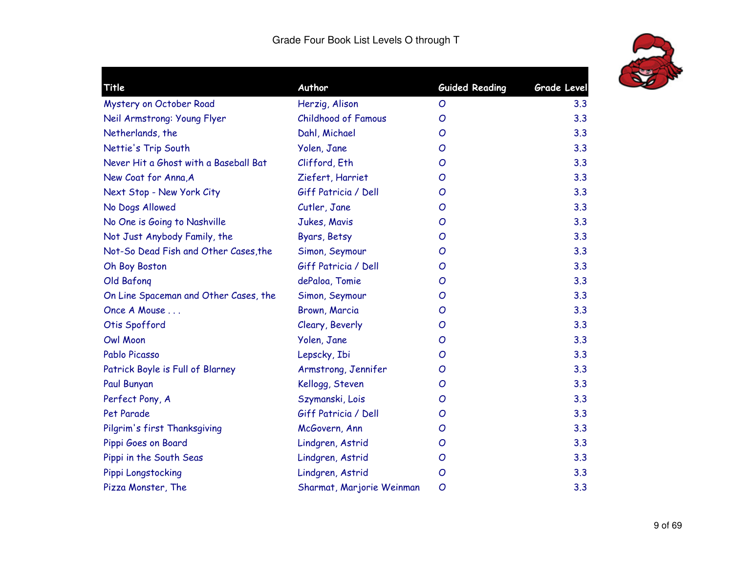# Grade Four Book List Levels O through T

| Title | Author | Guided Reading | Grade Level |
|---|---|---|---|
| Mystery on October Road | Herzig, Alison | O | 3.3 |
| Neil Armstrong: Young Flyer | Childhood of Famous | O | 3.3 |
| Netherlands, the | Dahl, Michael | O | 3.3 |
| Nettie's Trip South | Yolen, Jane | O | 3.3 |
| Never Hit a Ghost with a Baseball Bat | Clifford, Eth | O | 3.3 |
| New Coat for Anna,A | Ziefert, Harriet | O | 3.3 |
| Next Stop - New York City | Giff Patricia / Dell | O | 3.3 |
| No Dogs Allowed | Cutler, Jane | O | 3.3 |
| No One is Going to Nashville | Jukes, Mavis | O | 3.3 |
| Not Just Anybody Family, the | Byars, Betsy | O | 3.3 |
| Not-So Dead Fish and Other Cases,the | Simon, Seymour | O | 3.3 |
| Oh Boy Boston | Giff Patricia / Dell | O | 3.3 |
| Old Bafonq | dePaloa, Tomie | O | 3.3 |
| On Line Spaceman and Other Cases, the | Simon, Seymour | O | 3.3 |
| Once A Mouse . . . | Brown, Marcia | O | 3.3 |
| Otis Spofford | Cleary, Beverly | O | 3.3 |
| Owl Moon | Yolen, Jane | O | 3.3 |
| Pablo Picasso | Lepscky, Ibi | O | 3.3 |
| Patrick Boyle is Full of Blarney | Armstrong, Jennifer | O | 3.3 |
| Paul Bunyan | Kellogg, Steven | O | 3.3 |
| Perfect Pony, A | Szymanski, Lois | O | 3.3 |
| Pet Parade | Giff Patricia / Dell | O | 3.3 |
| Pilgrim's first Thanksgiving | McGovern, Ann | O | 3.3 |
| Pippi Goes on Board | Lindgren, Astrid | O | 3.3 |
| Pippi in the South Seas | Lindgren, Astrid | O | 3.3 |
| Pippi Longstocking | Lindgren, Astrid | O | 3.3 |
| Pizza Monster, The | Sharmat, Marjorie Weinman | O | 3.3 |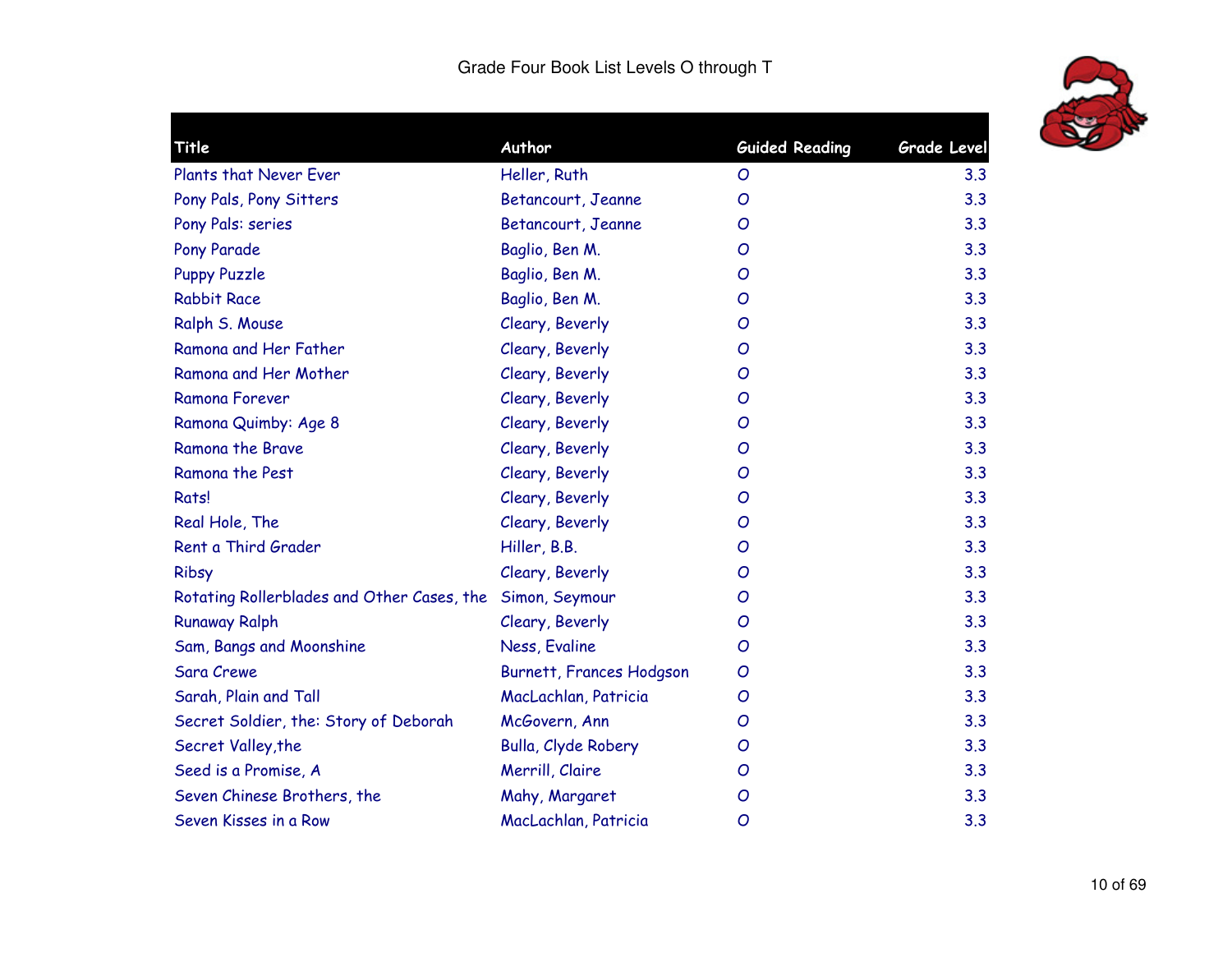# Grade Four Book List Levels O through T

| Title | Author | Guided Reading | Grade Level |
| --- | --- | --- | --- |
| Plants that Never Ever | Heller, Ruth | O | 3.3 |
| Pony Pals, Pony Sitters | Betancourt, Jeanne | O | 3.3 |
| Pony Pals: series | Betancourt, Jeanne | O | 3.3 |
| Pony Parade | Baglio, Ben M. | O | 3.3 |
| Puppy Puzzle | Baglio, Ben M. | O | 3.3 |
| Rabbit Race | Baglio, Ben M. | O | 3.3 |
| Ralph S. Mouse | Cleary, Beverly | O | 3.3 |
| Ramona and Her Father | Cleary, Beverly | O | 3.3 |
| Ramona and Her Mother | Cleary, Beverly | O | 3.3 |
| Ramona Forever | Cleary, Beverly | O | 3.3 |
| Ramona Quimby: Age 8 | Cleary, Beverly | O | 3.3 |
| Ramona the Brave | Cleary, Beverly | O | 3.3 |
| Ramona the Pest | Cleary, Beverly | O | 3.3 |
| Rats! | Cleary, Beverly | O | 3.3 |
| Real Hole, The | Cleary, Beverly | O | 3.3 |
| Rent a Third Grader | Hiller, B.B. | O | 3.3 |
| Ribsy | Cleary, Beverly | O | 3.3 |
| Rotating Rollerblades and Other Cases, the | Simon, Seymour | O | 3.3 |
| Runaway Ralph | Cleary, Beverly | O | 3.3 |
| Sam, Bangs and Moonshine | Ness, Evaline | O | 3.3 |
| Sara Crewe | Burnett, Frances Hodgson | O | 3.3 |
| Sarah, Plain and Tall | MacLachlan, Patricia | O | 3.3 |
| Secret Soldier, the: Story of Deborah | McGovern, Ann | O | 3.3 |
| Secret Valley,the | Bulla, Clyde Robery | O | 3.3 |
| Seed is a Promise, A | Merrill, Claire | O | 3.3 |
| Seven Chinese Brothers, the | Mahy, Margaret | O | 3.3 |
| Seven Kisses in a Row | MacLachlan, Patricia | O | 3.3 |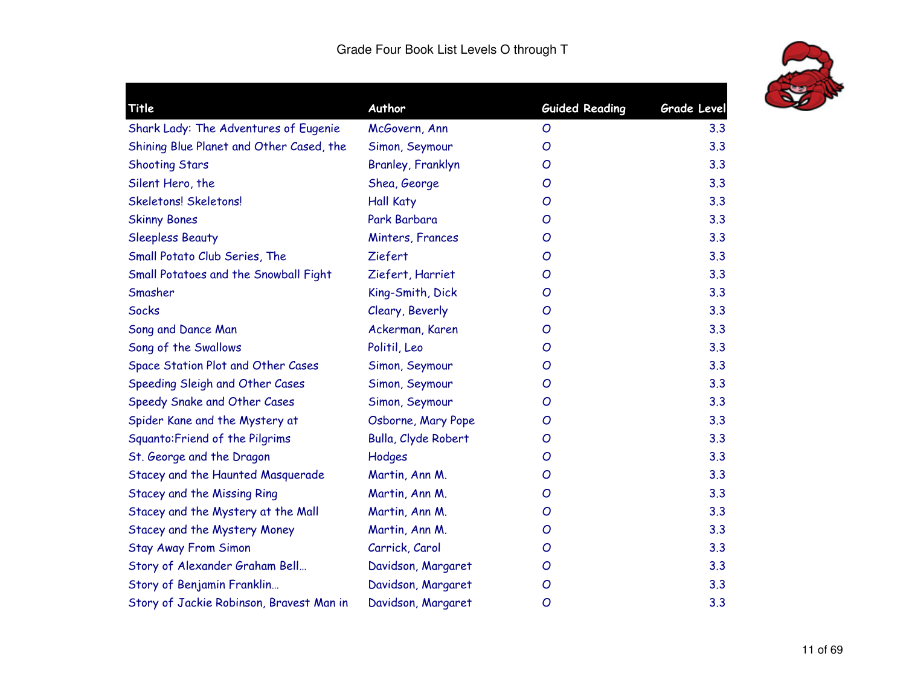# Grade Four Book List Levels O through T

| Title | Author | Guided Reading | Grade Level |
| --- | --- | --- | --- |
| Shark Lady: The Adventures of Eugenie | McGovern, Ann | O | 3.3 |
| Shining Blue Planet and Other Cased, the | Simon, Seymour | O | 3.3 |
| Shooting Stars | Branley, Franklyn | O | 3.3 |
| Silent Hero, the | Shea, George | O | 3.3 |
| Skeletons! Skeletons! | Hall Katy | O | 3.3 |
| Skinny Bones | Park Barbara | O | 3.3 |
| Sleepless Beauty | Minters, Frances | O | 3.3 |
| Small Potato Club Series, The | Ziefert | O | 3.3 |
| Small Potatoes and the Snowball Fight | Ziefert, Harriet | O | 3.3 |
| Smasher | King-Smith, Dick | O | 3.3 |
| Socks | Cleary, Beverly | O | 3.3 |
| Song and Dance Man | Ackerman, Karen | O | 3.3 |
| Song of the Swallows | Politil, Leo | O | 3.3 |
| Space Station Plot and Other Cases | Simon, Seymour | O | 3.3 |
| Speeding Sleigh and Other Cases | Simon, Seymour | O | 3.3 |
| Speedy Snake and Other Cases | Simon, Seymour | O | 3.3 |
| Spider Kane and the Mystery at | Osborne, Mary Pope | O | 3.3 |
| Squanto:Friend of the Pilgrims | Bulla, Clyde Robert | O | 3.3 |
| St. George and the Dragon | Hodges | O | 3.3 |
| Stacey and the Haunted Masquerade | Martin, Ann M. | O | 3.3 |
| Stacey and the Missing Ring | Martin, Ann M. | O | 3.3 |
| Stacey and the Mystery at the Mall | Martin, Ann M. | O | 3.3 |
| Stacey and the Mystery Money | Martin, Ann M. | O | 3.3 |
| Stay Away From Simon | Carrick, Carol | O | 3.3 |
| Story of Alexander Graham Bell… | Davidson, Margaret | O | 3.3 |
| Story of Benjamin Franklin… | Davidson, Margaret | O | 3.3 |
| Story of Jackie Robinson, Bravest Man in | Davidson, Margaret | O | 3.3 |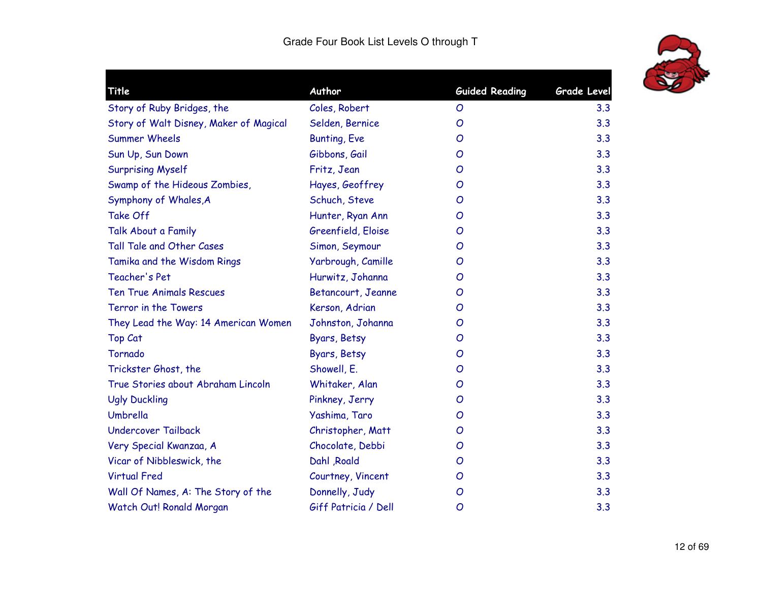Grade Four Book List Levels O through T

| Title | Author | Guided Reading | Grade Level |
|---|---|---|---|
| Story of Ruby Bridges, the | Coles, Robert | O | 3.3 |
| Story of Walt Disney, Maker of Magical | Selden, Bernice | O | 3.3 |
| Summer Wheels | Bunting, Eve | O | 3.3 |
| Sun Up, Sun Down | Gibbons, Gail | O | 3.3 |
| Surprising Myself | Fritz, Jean | O | 3.3 |
| Swamp of the Hideous Zombies, | Hayes, Geoffrey | O | 3.3 |
| Symphony of Whales,A | Schuch, Steve | O | 3.3 |
| Take Off | Hunter, Ryan Ann | O | 3.3 |
| Talk About a Family | Greenfield, Eloise | O | 3.3 |
| Tall Tale and Other Cases | Simon, Seymour | O | 3.3 |
| Tamika and the Wisdom Rings | Yarbrough, Camille | O | 3.3 |
| Teacher's Pet | Hurwitz, Johanna | O | 3.3 |
| Ten True Animals Rescues | Betancourt, Jeanne | O | 3.3 |
| Terror in the Towers | Kerson, Adrian | O | 3.3 |
| They Lead the Way: 14 American Women | Johnston, Johanna | O | 3.3 |
| Top Cat | Byars, Betsy | O | 3.3 |
| Tornado | Byars, Betsy | O | 3.3 |
| Trickster Ghost, the | Showell, E. | O | 3.3 |
| True Stories about Abraham Lincoln | Whitaker, Alan | O | 3.3 |
| Ugly Duckling | Pinkney, Jerry | O | 3.3 |
| Umbrella | Yashima, Taro | O | 3.3 |
| Undercover Tailback | Christopher, Matt | O | 3.3 |
| Very Special Kwanzaa, A | Chocolate, Debbi | O | 3.3 |
| Vicar of Nibbleswick, the | Dahl ,Roald | O | 3.3 |
| Virtual Fred | Courtney, Vincent | O | 3.3 |
| Wall Of Names, A: The Story of the | Donnelly, Judy | O | 3.3 |
| Watch Out! Ronald Morgan | Giff Patricia / Dell | O | 3.3 |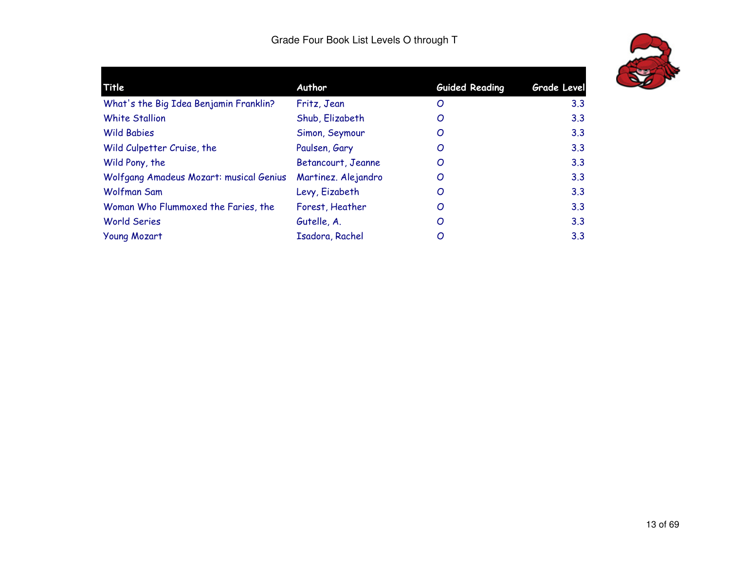Grade Four Book List Levels O through T

| Title | Author | Guided Reading | Grade Level |
|---|---|---|---|
| What's the Big Idea Benjamin Franklin? | Fritz, Jean | O | 3.3 |
| White Stallion | Shub, Elizabeth | O | 3.3 |
| Wild Babies | Simon, Seymour | O | 3.3 |
| Wild Culpetter Cruise, the | Paulsen, Gary | O | 3.3 |
| Wild Pony, the | Betancourt, Jeanne | O | 3.3 |
| Wolfgang Amadeus Mozart: musical Genius | Martinez. Alejandro | O | 3.3 |
| Wolfman Sam | Levy, Eizabeth | O | 3.3 |
| Woman Who Flummoxed the Faries, the | Forest, Heather | O | 3.3 |
| World Series | Gutelle, A. | O | 3.3 |
| Young Mozart | Isadora, Rachel | O | 3.3 |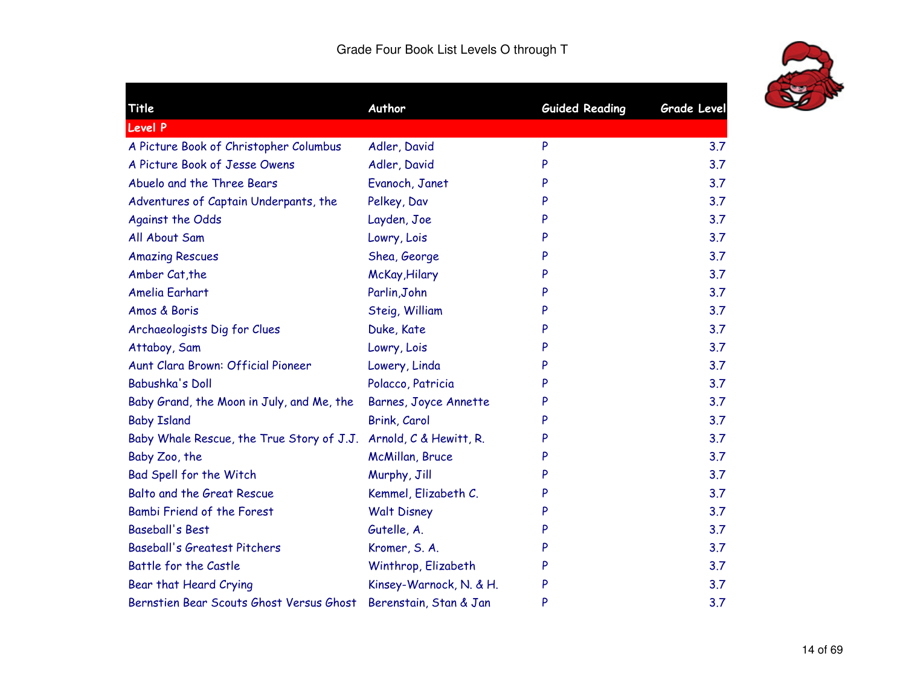# Grade Four Book List Levels O through T

| Title | Author | Guided Reading | Grade Level |
|---|---|---|---|
| **Level P** | | | |
| A Picture Book of Christopher Columbus | Adler, David | P | 3.7 |
| A Picture Book of Jesse Owens | Adler, David | P | 3.7 |
| Abuelo and the Three Bears | Evanoch, Janet | P | 3.7 |
| Adventures of Captain Underpants, the | Pelkey, Dav | P | 3.7 |
| Against the Odds | Layden, Joe | P | 3.7 |
| All About Sam | Lowry, Lois | P | 3.7 |
| Amazing Rescues | Shea, George | P | 3.7 |
| Amber Cat,the | McKay,Hilary | P | 3.7 |
| Amelia Earhart | Parlin,John | P | 3.7 |
| Amos & Boris | Steig, William | P | 3.7 |
| Archaeologists Dig for Clues | Duke, Kate | P | 3.7 |
| Attaboy, Sam | Lowry, Lois | P | 3.7 |
| Aunt Clara Brown: Official Pioneer | Lowery, Linda | P | 3.7 |
| Babushka's Doll | Polacco, Patricia | P | 3.7 |
| Baby Grand, the Moon in July, and Me, the | Barnes, Joyce Annette | P | 3.7 |
| Baby Island | Brink, Carol | P | 3.7 |
| Baby Whale Rescue, the True Story of J.J. | Arnold, C & Hewitt, R. | P | 3.7 |
| Baby Zoo, the | McMillan, Bruce | P | 3.7 |
| Bad Spell for the Witch | Murphy, Jill | P | 3.7 |
| Balto and the Great Rescue | Kemmel, Elizabeth C. | P | 3.7 |
| Bambi Friend of the Forest | Walt Disney | P | 3.7 |
| Baseball's Best | Gutelle, A. | P | 3.7 |
| Baseball's Greatest Pitchers | Kromer, S. A. | P | 3.7 |
| Battle for the Castle | Winthrop, Elizabeth | P | 3.7 |
| Bear that Heard Crying | Kinsey-Warnock, N. & H. | P | 3.7 |
| Bernstien Bear Scouts Ghost Versus Ghost | Berenstain, Stan & Jan | P | 3.7 |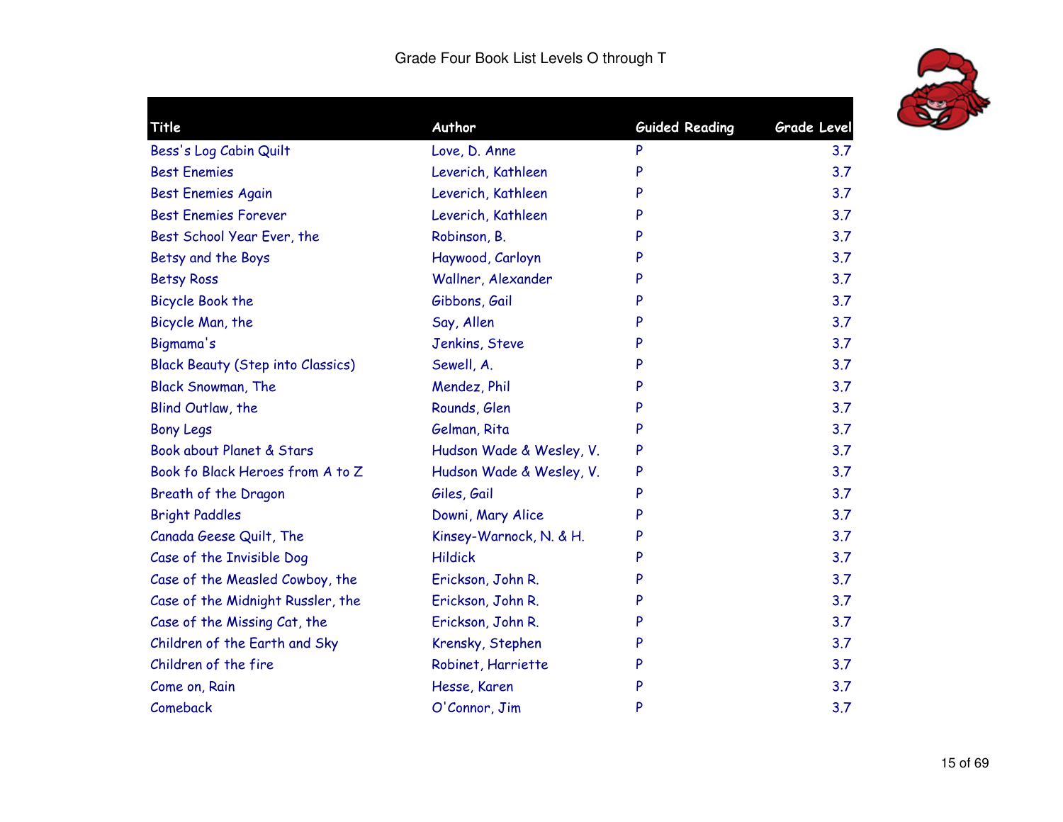# Grade Four Book List Levels O through T

| Title | Author | Guided Reading | Grade Level |
|---|---|---|---|
| Bess's Log Cabin Quilt | Love, D. Anne | P | 3.7 |
| Best Enemies | Leverich, Kathleen | P | 3.7 |
| Best Enemies Again | Leverich, Kathleen | P | 3.7 |
| Best Enemies Forever | Leverich, Kathleen | P | 3.7 |
| Best School Year Ever, the | Robinson, B. | P | 3.7 |
| Betsy and the Boys | Haywood, Carlyon | P | 3.7 |
| Betsy Ross | Wallner, Alexander | P | 3.7 |
| Bicycle Book the | Gibbons, Gail | P | 3.7 |
| Bicycle Man, the | Say, Allen | P | 3.7 |
| Bigmama's | Jenkins, Steve | P | 3.7 |
| Black Beauty (Step into Classics) | Sewell, A. | P | 3.7 |
| Black Snowman, The | Mendez, Phil | P | 3.7 |
| Blind Outlaw, the | Rounds, Glen | P | 3.7 |
| Bony Legs | Gelman, Rita | P | 3.7 |
| Book about Planet & Stars | Hudson Wade & Wesley, V. | P | 3.7 |
| Book fo Black Heroes from A to Z | Hudson Wade & Wesley, V. | P | 3.7 |
| Breath of the Dragon | Giles, Gail | P | 3.7 |
| Bright Paddles | Downi, Mary Alice | P | 3.7 |
| Canada Geese Quilt, The | Kinsey-Warnock, N. & H. | P | 3.7 |
| Case of the Invisible Dog | Hildick | P | 3.7 |
| Case of the Measled Cowboy, the | Erickson, John R. | P | 3.7 |
| Case of the Midnight Russler, the | Erickson, John R. | P | 3.7 |
| Case of the Missing Cat, the | Erickson, John R. | P | 3.7 |
| Children of the Earth and Sky | Krensky, Stephen | P | 3.7 |
| Children of the fire | Robinet, Harriette | P | 3.7 |
| Come on, Rain | Hesse, Karen | P | 3.7 |
| Comeback | O'Connor, Jim | P | 3.7 |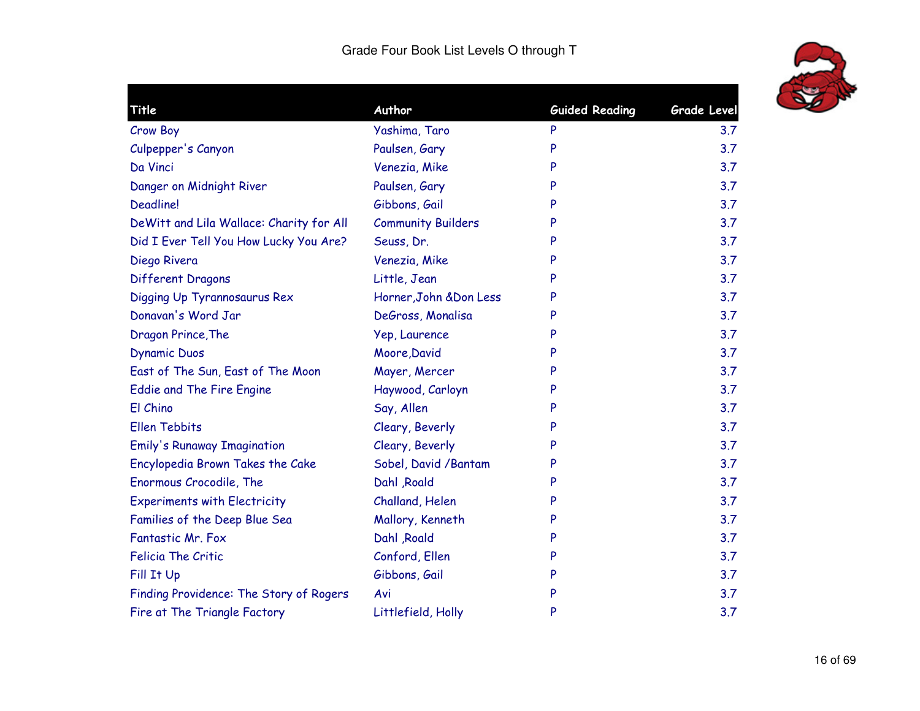Grade Four Book List Levels O through T

| Title | Author | Guided Reading | Grade Level |
|---|---|---|---|
| Crow Boy | Yashima, Taro | P | 3.7 |
| Culpepper's Canyon | Paulsen, Gary | P | 3.7 |
| Da Vinci | Venezia, Mike | P | 3.7 |
| Danger on Midnight River | Paulsen, Gary | P | 3.7 |
| Deadline! | Gibbons, Gail | P | 3.7 |
| DeWitt and Lila Wallace: Charity for All | Community Builders | P | 3.7 |
| Did I Ever Tell You How Lucky You Are? | Seuss, Dr. | P | 3.7 |
| Diego Rivera | Venezia, Mike | P | 3.7 |
| Different Dragons | Little, Jean | P | 3.7 |
| Digging Up Tyrannosaurus Rex | Horner,John &Don Less | P | 3.7 |
| Donavan's Word Jar | DeGross, Monalisa | P | 3.7 |
| Dragon Prince,The | Yep, Laurence | P | 3.7 |
| Dynamic Duos | Moore,David | P | 3.7 |
| East of The Sun, East of The Moon | Mayer, Mercer | P | 3.7 |
| Eddie and The Fire Engine | Haywood, Carloyn | P | 3.7 |
| El Chino | Say, Allen | P | 3.7 |
| Ellen Tebbits | Cleary, Beverly | P | 3.7 |
| Emily's Runaway Imagination | Cleary, Beverly | P | 3.7 |
| Encylopedia Brown Takes the Cake | Sobel, David /Bantam | P | 3.7 |
| Enormous Crocodile, The | Dahl ,Roald | P | 3.7 |
| Experiments with Electricity | Challand, Helen | P | 3.7 |
| Families of the Deep Blue Sea | Mallory, Kenneth | P | 3.7 |
| Fantastic Mr. Fox | Dahl ,Roald | P | 3.7 |
| Felicia The Critic | Conford, Ellen | P | 3.7 |
| Fill It Up | Gibbons, Gail | P | 3.7 |
| Finding Providence: The Story of Rogers | Avi | P | 3.7 |
| Fire at The Triangle Factory | Littlefield, Holly | P | 3.7 |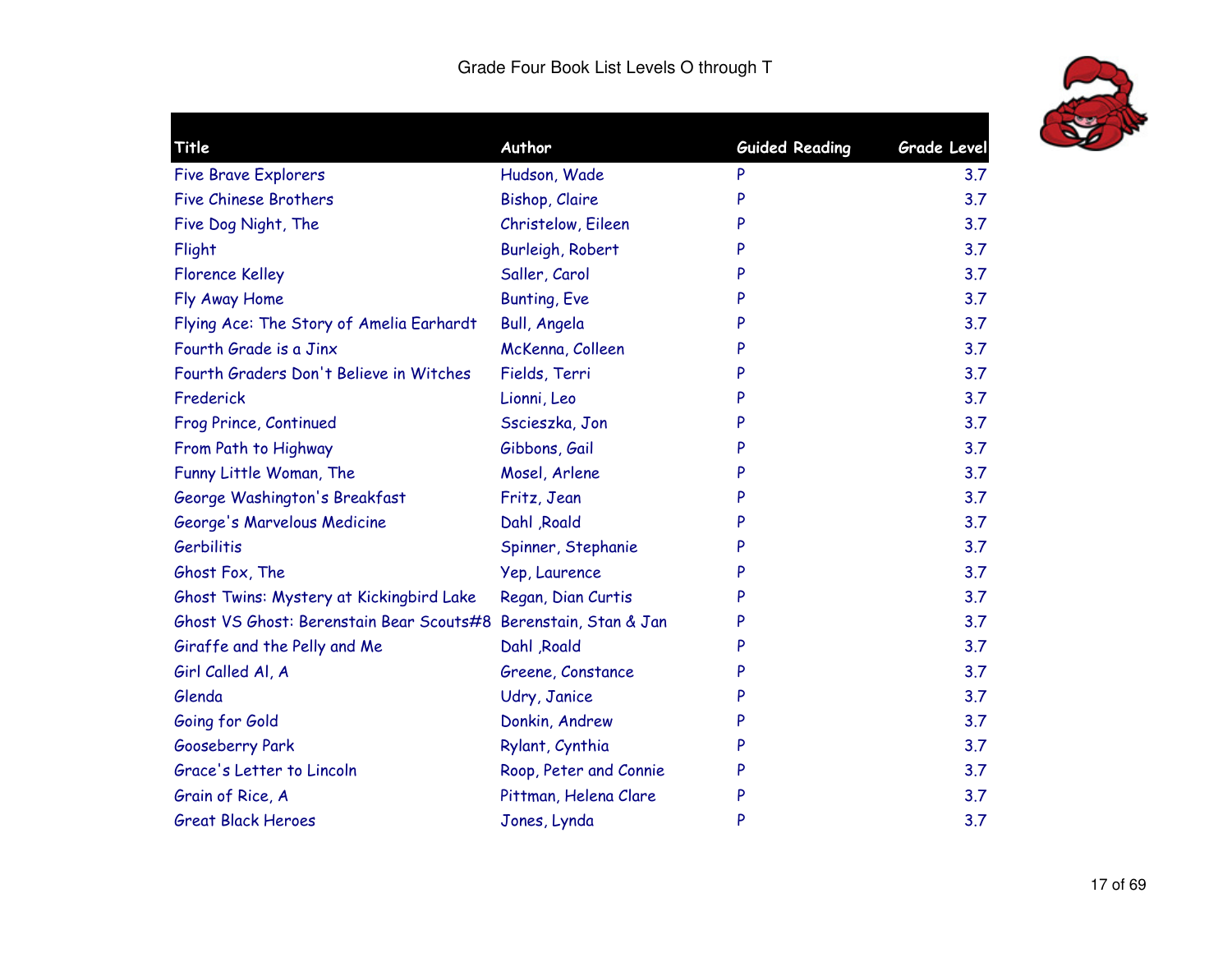# Grade Four Book List Levels O through T

| Title | Author | Guided Reading | Grade Level |
|---|---|---|---|
| Five Brave Explorers | Hudson, Wade | P | 3.7 |
| Five Chinese Brothers | Bishop, Claire | P | 3.7 |
| Five Dog Night, The | Christelow, Eileen | P | 3.7 |
| Flight | Burleigh, Robert | P | 3.7 |
| Florence Kelley | Saller, Carol | P | 3.7 |
| Fly Away Home | Bunting, Eve | P | 3.7 |
| Flying Ace: The Story of Amelia Earhardt | Bull, Angela | P | 3.7 |
| Fourth Grade is a Jinx | McKenna, Colleen | P | 3.7 |
| Fourth Graders Don't Believe in Witches | Fields, Terri | P | 3.7 |
| Frederick | Lionni, Leo | P | 3.7 |
| Frog Prince, Continued | Sscieszka, Jon | P | 3.7 |
| From Path to Highway | Gibbons, Gail | P | 3.7 |
| Funny Little Woman, The | Mosel, Arlene | P | 3.7 |
| George Washington's Breakfast | Fritz, Jean | P | 3.7 |
| George's Marvelous Medicine | Dahl ,Roald | P | 3.7 |
| Gerbilitis | Spinner, Stephanie | P | 3.7 |
| Ghost Fox, The | Yep, Laurence | P | 3.7 |
| Ghost Twins: Mystery at Kickingbird Lake | Regan, Dian Curtis | P | 3.7 |
| Ghost VS Ghost: Berenstain Bear Scouts#8 | Berenstain, Stan & Jan | P | 3.7 |
| Giraffe and the Pelly and Me | Dahl ,Roald | P | 3.7 |
| Girl Called Al, A | Greene, Constance | P | 3.7 |
| Glenda | Udry, Janice | P | 3.7 |
| Going for Gold | Donkin, Andrew | P | 3.7 |
| Gooseberry Park | Rylant, Cynthia | P | 3.7 |
| Grace's Letter to Lincoln | Roop, Peter and Connie | P | 3.7 |
| Grain of Rice, A | Pittman, Helena Clare | P | 3.7 |
| Great Black Heroes | Jones, Lynda | P | 3.7 |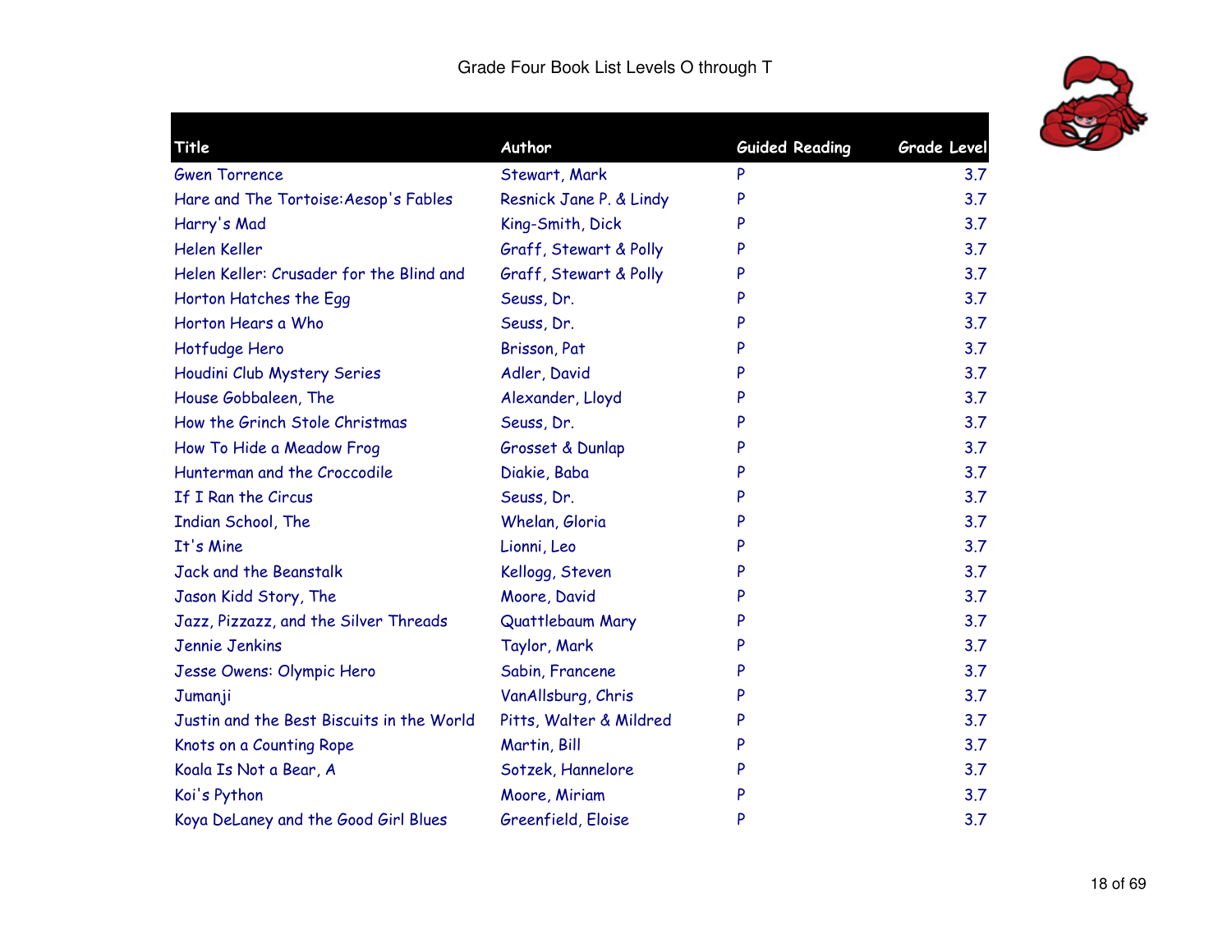Grade Four Book List Levels O through T

| Title | Author | Guided Reading | Grade Level |
|---|---|---|---|
| Gwen Torrence | Stewart, Mark | P | 3.7 |
| Hare and The Tortoise:Aesop's Fables | Resnick Jane P. & Lindy | P | 3.7 |
| Harry's Mad | King-Smith, Dick | P | 3.7 |
| Helen Keller | Graff, Stewart & Polly | P | 3.7 |
| Helen Keller: Crusader for the Blind and | Graff, Stewart & Polly | P | 3.7 |
| Horton Hatches the Egg | Seuss, Dr. | P | 3.7 |
| Horton Hears a Who | Seuss, Dr. | P | 3.7 |
| Hotfudge Hero | Brisson, Pat | P | 3.7 |
| Houdini Club Mystery Series | Adler, David | P | 3.7 |
| House Gobbaleen, The | Alexander, Lloyd | P | 3.7 |
| How the Grinch Stole Christmas | Seuss, Dr. | P | 3.7 |
| How To Hide a Meadow Frog | Grosset & Dunlap | P | 3.7 |
| Hunterman and the Croccodile | Diakie, Baba | P | 3.7 |
| If I Ran the Circus | Seuss, Dr. | P | 3.7 |
| Indian School, The | Whelan, Gloria | P | 3.7 |
| It's Mine | Lionni, Leo | P | 3.7 |
| Jack and the Beanstalk | Kellogg, Steven | P | 3.7 |
| Jason Kidd Story, The | Moore, David | P | 3.7 |
| Jazz, Pizzazz, and the Silver Threads | Quattlebaum Mary | P | 3.7 |
| Jennie Jenkins | Taylor, Mark | P | 3.7 |
| Jesse Owens: Olympic Hero | Sabin, Francene | P | 3.7 |
| Jumanji | VanAllsburg, Chris | P | 3.7 |
| Justin and the Best Biscuits in the World | Pitts, Walter & Mildred | P | 3.7 |
| Knots on a Counting Rope | Martin, Bill | P | 3.7 |
| Koala Is Not a Bear, A | Sotzek, Hannelore | P | 3.7 |
| Koi's Python | Moore, Miriam | P | 3.7 |
| Koya DeLaney and the Good Girl Blues | Greenfield, Eloise | P | 3.7 |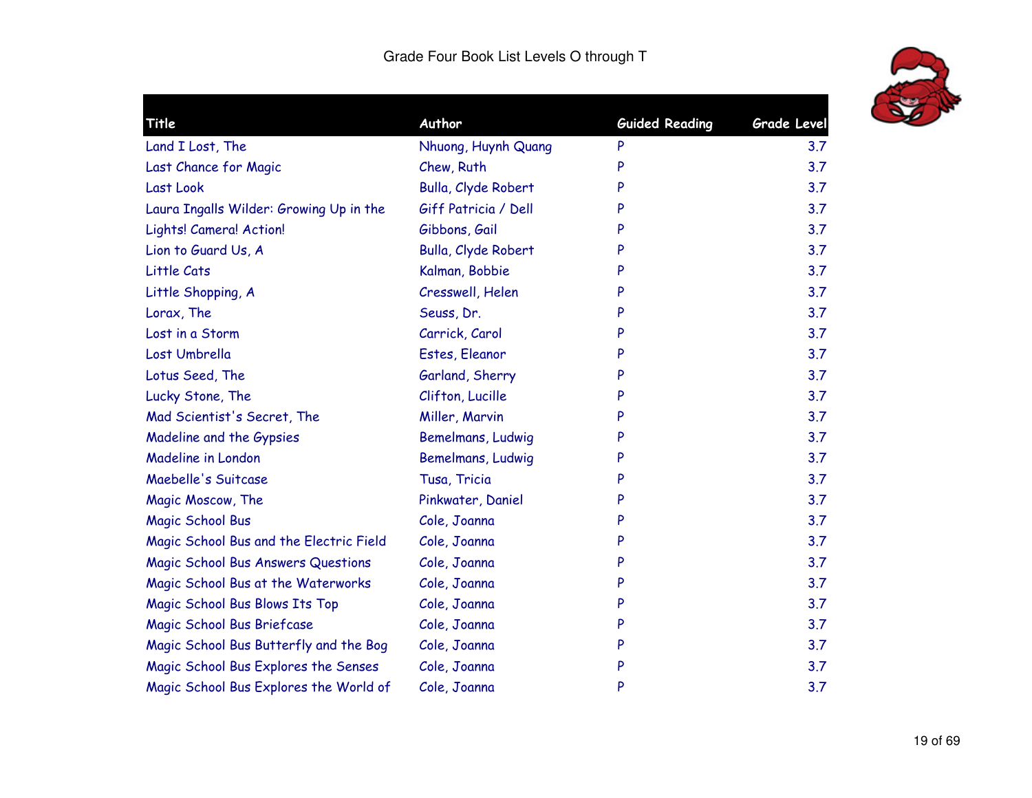# Grade Four Book List Levels O through T

| Title | Author | Guided Reading | Grade Level |
|---|---|---|---|
| Land I Lost, The | Nhuong, Huynh Quang | P | 3.7 |
| Last Chance for Magic | Chew, Ruth | P | 3.7 |
| Last Look | Bulla, Clyde Robert | P | 3.7 |
| Laura Ingalls Wilder: Growing Up in the | Giff Patricia / Dell | P | 3.7 |
| Lights! Camera! Action! | Gibbons, Gail | P | 3.7 |
| Lion to Guard Us, A | Bulla, Clyde Robert | P | 3.7 |
| Little Cats | Kalman, Bobbie | P | 3.7 |
| Little Shopping, A | Cresswell, Helen | P | 3.7 |
| Lorax, The | Seuss, Dr. | P | 3.7 |
| Lost in a Storm | Carrick, Carol | P | 3.7 |
| Lost Umbrella | Estes, Eleanor | P | 3.7 |
| Lotus Seed, The | Garland, Sherry | P | 3.7 |
| Lucky Stone, The | Clifton, Lucille | P | 3.7 |
| Mad Scientist's Secret, The | Miller, Marvin | P | 3.7 |
| Madeline and the Gypsies | Bemelmans, Ludwig | P | 3.7 |
| Madeline in London | Bemelmans, Ludwig | P | 3.7 |
| Maebelle's Suitcase | Tusa, Tricia | P | 3.7 |
| Magic Moscow, The | Pinkwater, Daniel | P | 3.7 |
| Magic School Bus | Cole, Joanna | P | 3.7 |
| Magic School Bus and the Electric Field | Cole, Joanna | P | 3.7 |
| Magic School Bus Answers Questions | Cole, Joanna | P | 3.7 |
| Magic School Bus at the Waterworks | Cole, Joanna | P | 3.7 |
| Magic School Bus Blows Its Top | Cole, Joanna | P | 3.7 |
| Magic School Bus Briefcase | Cole, Joanna | P | 3.7 |
| Magic School Bus Butterfly and the Bog | Cole, Joanna | P | 3.7 |
| Magic School Bus Explores the Senses | Cole, Joanna | P | 3.7 |
| Magic School Bus Explores the World of | Cole, Joanna | P | 3.7 |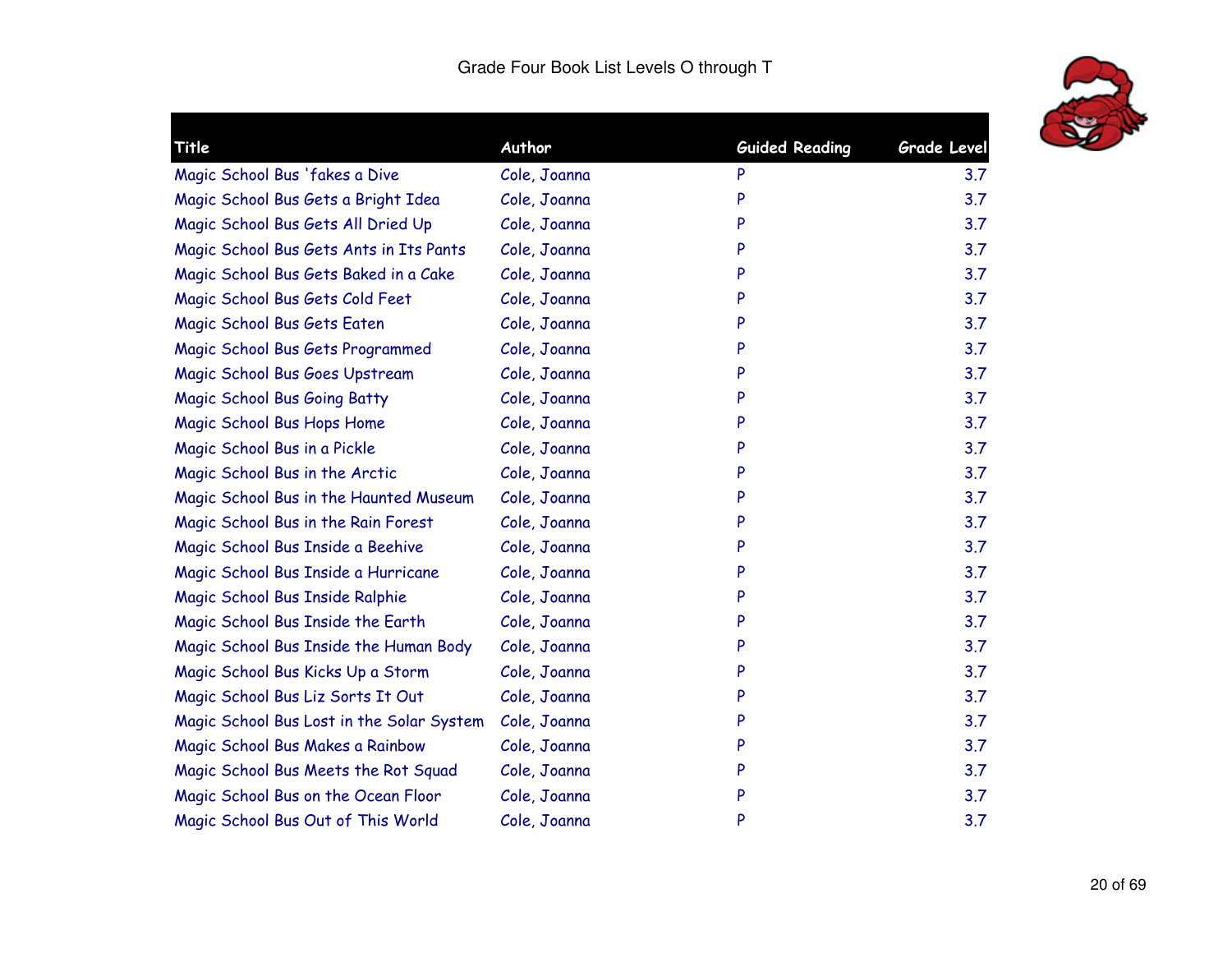Grade Four Book List Levels O through T

| Title | Author | Guided Reading | Grade Level |
|---|---|---|---|
| Magic School Bus 'fakes a Dive | Cole, Joanna | P | 3.7 |
| Magic School Bus Gets a Bright Idea | Cole, Joanna | P | 3.7 |
| Magic School Bus Gets All Dried Up | Cole, Joanna | P | 3.7 |
| Magic School Bus Gets Ants in Its Pants | Cole, Joanna | P | 3.7 |
| Magic School Bus Gets Baked in a Cake | Cole, Joanna | P | 3.7 |
| Magic School Bus Gets Cold Feet | Cole, Joanna | P | 3.7 |
| Magic School Bus Gets Eaten | Cole, Joanna | P | 3.7 |
| Magic School Bus Gets Programmed | Cole, Joanna | P | 3.7 |
| Magic School Bus Goes Upstream | Cole, Joanna | P | 3.7 |
| Magic School Bus Going Batty | Cole, Joanna | P | 3.7 |
| Magic School Bus Hops Home | Cole, Joanna | P | 3.7 |
| Magic School Bus in a Pickle | Cole, Joanna | P | 3.7 |
| Magic School Bus in the Arctic | Cole, Joanna | P | 3.7 |
| Magic School Bus in the Haunted Museum | Cole, Joanna | P | 3.7 |
| Magic School Bus in the Rain Forest | Cole, Joanna | P | 3.7 |
| Magic School Bus Inside a Beehive | Cole, Joanna | P | 3.7 |
| Magic School Bus Inside a Hurricane | Cole, Joanna | P | 3.7 |
| Magic School Bus Inside Ralphie | Cole, Joanna | P | 3.7 |
| Magic School Bus Inside the Earth | Cole, Joanna | P | 3.7 |
| Magic School Bus Inside the Human Body | Cole, Joanna | P | 3.7 |
| Magic School Bus Kicks Up a Storm | Cole, Joanna | P | 3.7 |
| Magic School Bus Liz Sorts It Out | Cole, Joanna | P | 3.7 |
| Magic School Bus Lost in the Solar System | Cole, Joanna | P | 3.7 |
| Magic School Bus Makes a Rainbow | Cole, Joanna | P | 3.7 |
| Magic School Bus Meets the Rot Squad | Cole, Joanna | P | 3.7 |
| Magic School Bus on the Ocean Floor | Cole, Joanna | P | 3.7 |
| Magic School Bus Out of This World | Cole, Joanna | P | 3.7 |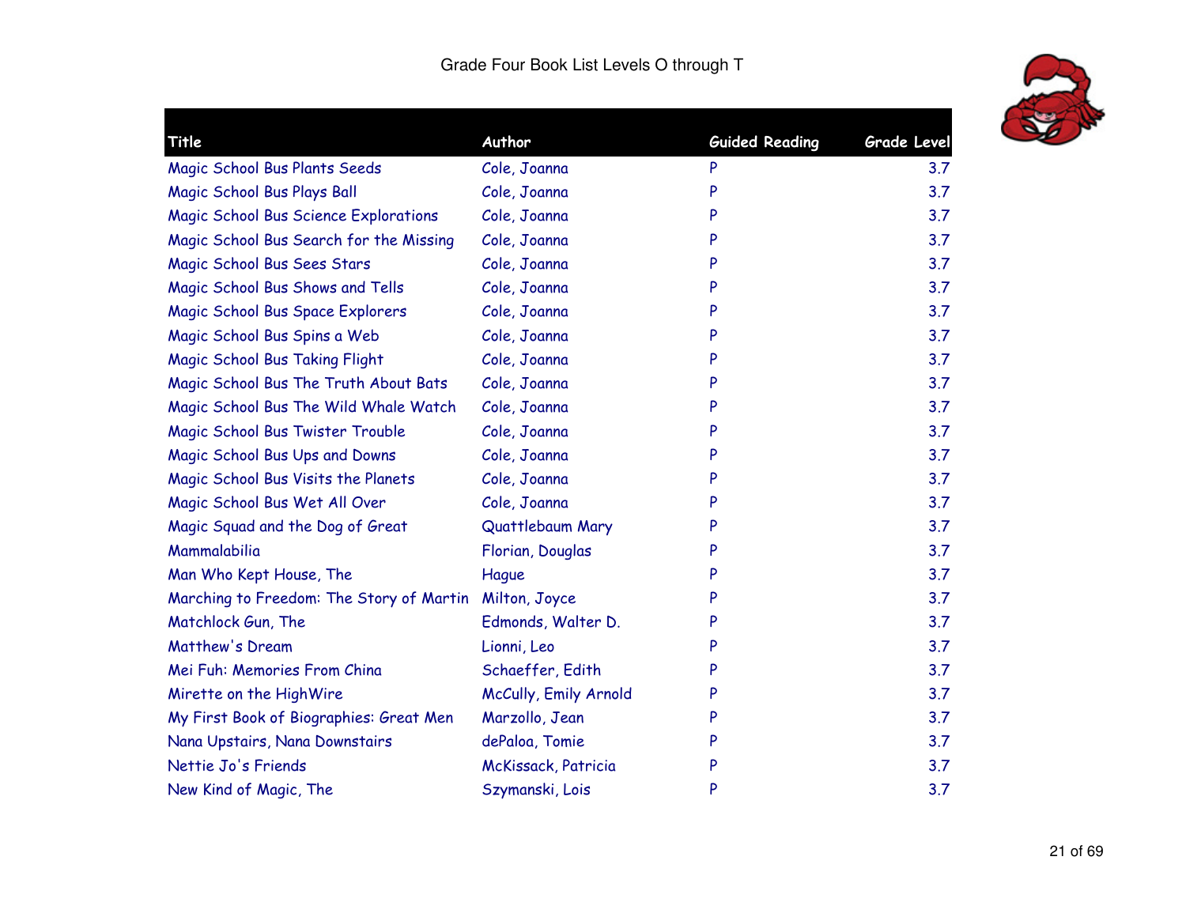Grade Four Book List Levels O through T

| Title | Author | Guided Reading | Grade Level |
|---|---|---|---|
| Magic School Bus Plants Seeds | Cole, Joanna | P | 3.7 |
| Magic School Bus Plays Ball | Cole, Joanna | P | 3.7 |
| Magic School Bus Science Explorations | Cole, Joanna | P | 3.7 |
| Magic School Bus Search for the Missing | Cole, Joanna | P | 3.7 |
| Magic School Bus Sees Stars | Cole, Joanna | P | 3.7 |
| Magic School Bus Shows and Tells | Cole, Joanna | P | 3.7 |
| Magic School Bus Space Explorers | Cole, Joanna | P | 3.7 |
| Magic School Bus Spins a Web | Cole, Joanna | P | 3.7 |
| Magic School Bus Taking Flight | Cole, Joanna | P | 3.7 |
| Magic School Bus The Truth About Bats | Cole, Joanna | P | 3.7 |
| Magic School Bus The Wild Whale Watch | Cole, Joanna | P | 3.7 |
| Magic School Bus Twister Trouble | Cole, Joanna | P | 3.7 |
| Magic School Bus Ups and Downs | Cole, Joanna | P | 3.7 |
| Magic School Bus Visits the Planets | Cole, Joanna | P | 3.7 |
| Magic School Bus Wet All Over | Cole, Joanna | P | 3.7 |
| Magic Squad and the Dog of Great | Quattlebaum Mary | P | 3.7 |
| Mammalabilia | Florian, Douglas | P | 3.7 |
| Man Who Kept House, The | Hague | P | 3.7 |
| Marching to Freedom: The Story of Martin | Milton, Joyce | P | 3.7 |
| Matchlock Gun, The | Edmonds, Walter D. | P | 3.7 |
| Matthew's Dream | Lionni, Leo | P | 3.7 |
| Mei Fuh: Memories From China | Schaeffer, Edith | P | 3.7 |
| Mirette on the HighWire | McCully, Emily Arnold | P | 3.7 |
| My First Book of Biographies: Great Men | Marzollo, Jean | P | 3.7 |
| Nana Upstairs, Nana Downstairs | dePaloa, Tomie | P | 3.7 |
| Nettie Jo's Friends | McKissack, Patricia | P | 3.7 |
| New Kind of Magic, The | Szymanski, Lois | P | 3.7 |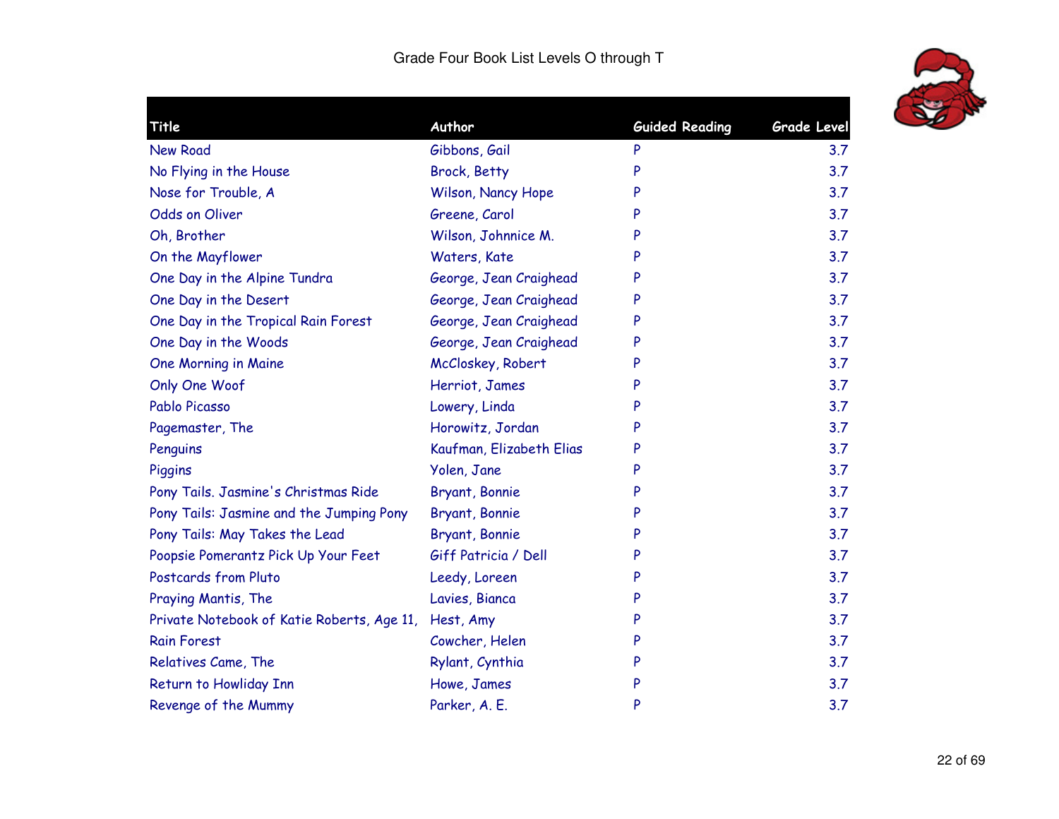# Grade Four Book List Levels O through T

| Title | Author | Guided Reading | Grade Level |
|---|---|---|---|
| New Road | Gibbons, Gail | P | 3.7 |
| No Flying in the House | Brock, Betty | P | 3.7 |
| Nose for Trouble, A | Wilson, Nancy Hope | P | 3.7 |
| Odds on Oliver | Greene, Carol | P | 3.7 |
| Oh, Brother | Wilson, Johnnice M. | P | 3.7 |
| On the Mayflower | Waters, Kate | P | 3.7 |
| One Day in the Alpine Tundra | George, Jean Craighead | P | 3.7 |
| One Day in the Desert | George, Jean Craighead | P | 3.7 |
| One Day in the Tropical Rain Forest | George, Jean Craighead | P | 3.7 |
| One Day in the Woods | George, Jean Craighead | P | 3.7 |
| One Morning in Maine | McCloskey, Robert | P | 3.7 |
| Only One Woof | Herriot, James | P | 3.7 |
| Pablo Picasso | Lowery, Linda | P | 3.7 |
| Pagemaster, The | Horowitz, Jordan | P | 3.7 |
| Penguins | Kaufman, Elizabeth Elias | P | 3.7 |
| Piggins | Yolen, Jane | P | 3.7 |
| Pony Tails. Jasmine's Christmas Ride | Bryant, Bonnie | P | 3.7 |
| Pony Tails: Jasmine and the Jumping Pony | Bryant, Bonnie | P | 3.7 |
| Pony Tails: May Takes the Lead | Bryant, Bonnie | P | 3.7 |
| Poopsie Pomerantz Pick Up Your Feet | Giff Patricia / Dell | P | 3.7 |
| Postcards from Pluto | Leedy, Loreen | P | 3.7 |
| Praying Mantis, The | Lavies, Bianca | P | 3.7 |
| Private Notebook of Katie Roberts, Age 11, | Hest, Amy | P | 3.7 |
| Rain Forest | Cowcher, Helen | P | 3.7 |
| Relatives Came, The | Rylant, Cynthia | P | 3.7 |
| Return to Howliday Inn | Howe, James | P | 3.7 |
| Revenge of the Mummy | Parker, A. E. | P | 3.7 |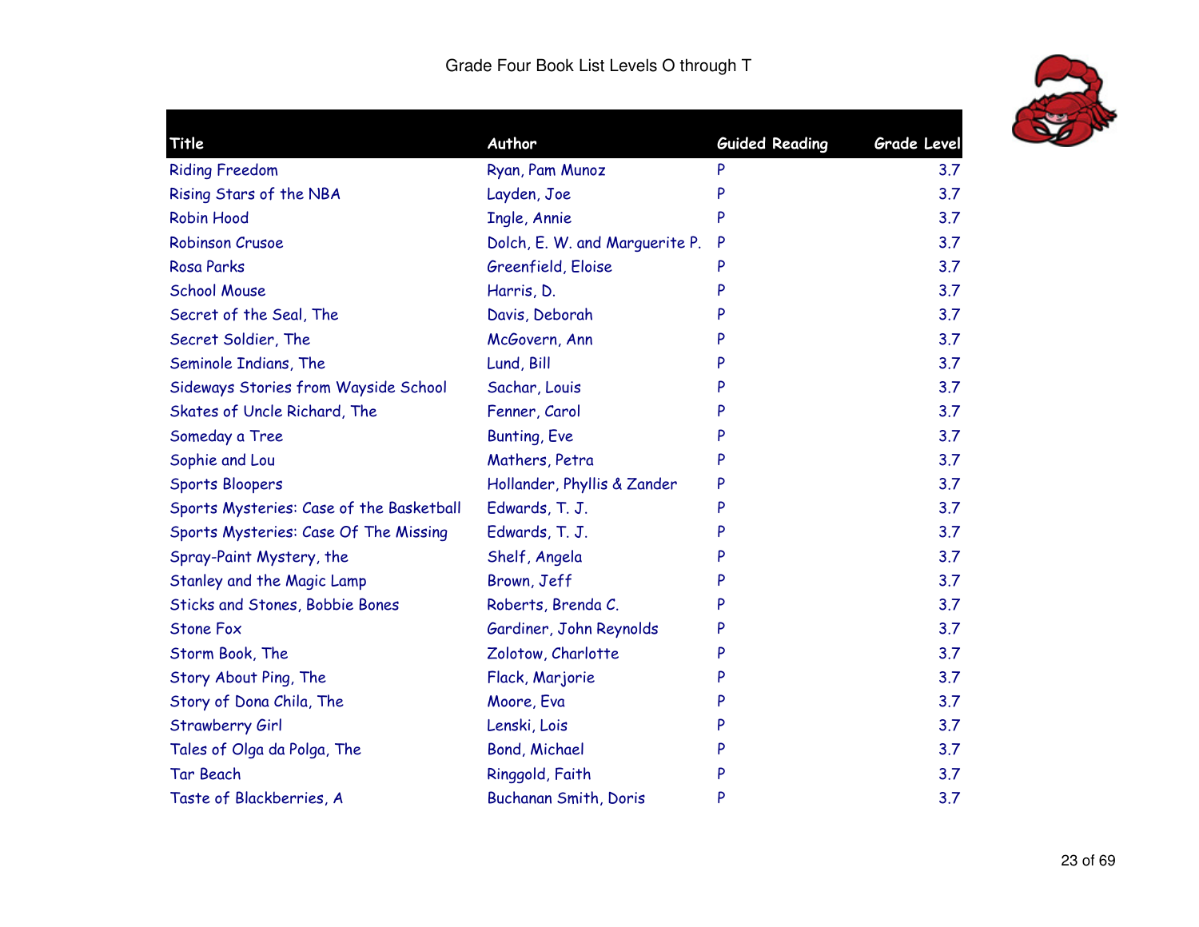# Grade Four Book List Levels O through T

| Title | Author | Guided Reading | Grade Level |
|---|---|---|---|
| Riding Freedom | Ryan, Pam Munoz | P | 3.7 |
| Rising Stars of the NBA | Layden, Joe | P | 3.7 |
| Robin Hood | Ingle, Annie | P | 3.7 |
| Robinson Crusoe | Dolch, E. W. and Marguerite P. | P | 3.7 |
| Rosa Parks | Greenfield, Eloise | P | 3.7 |
| School Mouse | Harris, D. | P | 3.7 |
| Secret of the Seal, The | Davis, Deborah | P | 3.7 |
| Secret Soldier, The | McGovern, Ann | P | 3.7 |
| Seminole Indians, The | Lund, Bill | P | 3.7 |
| Sideways Stories from Wayside School | Sachar, Louis | P | 3.7 |
| Skates of Uncle Richard, The | Fenner, Carol | P | 3.7 |
| Someday a Tree | Bunting, Eve | P | 3.7 |
| Sophie and Lou | Mathers, Petra | P | 3.7 |
| Sports Bloopers | Hollander, Phyllis & Zander | P | 3.7 |
| Sports Mysteries: Case of the Basketball | Edwards, T. J. | P | 3.7 |
| Sports Mysteries: Case Of The Missing | Edwards, T. J. | P | 3.7 |
| Spray-Paint Mystery, the | Shelf, Angela | P | 3.7 |
| Stanley and the Magic Lamp | Brown, Jeff | P | 3.7 |
| Sticks and Stones, Bobbie Bones | Roberts, Brenda C. | P | 3.7 |
| Stone Fox | Gardiner, John Reynolds | P | 3.7 |
| Storm Book, The | Zolotow, Charlotte | P | 3.7 |
| Story About Ping, The | Flack, Marjorie | P | 3.7 |
| Story of Dona Chila, The | Moore, Eva | P | 3.7 |
| Strawberry Girl | Lenski, Lois | P | 3.7 |
| Tales of Olga da Polga, The | Bond, Michael | P | 3.7 |
| Tar Beach | Ringgold, Faith | P | 3.7 |
| Taste of Blackberries, A | Buchanan Smith, Doris | P | 3.7 |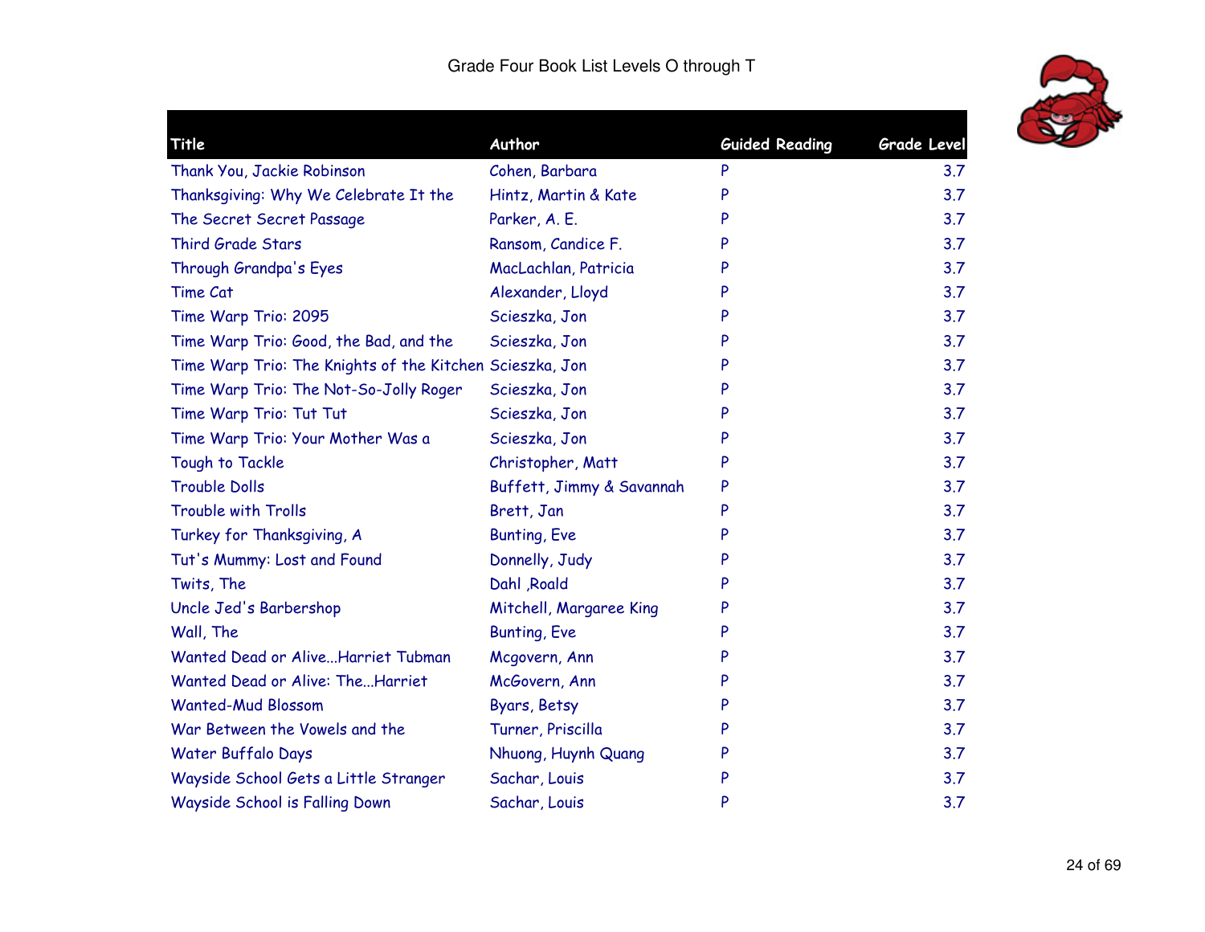Grade Four Book List Levels O through T

| Title | Author | Guided Reading | Grade Level |
| --- | --- | --- | --- |
| Thank You, Jackie Robinson | Cohen, Barbara | P | 3.7 |
| Thanksgiving: Why We Celebrate It the | Hintz, Martin & Kate | P | 3.7 |
| The Secret Secret Passage | Parker, A. E. | P | 3.7 |
| Third Grade Stars | Ransom, Candice F. | P | 3.7 |
| Through Grandpa's Eyes | MacLachlan, Patricia | P | 3.7 |
| Time Cat | Alexander, Lloyd | P | 3.7 |
| Time Warp Trio: 2095 | Scieszka, Jon | P | 3.7 |
| Time Warp Trio: Good, the Bad, and the | Scieszka, Jon | P | 3.7 |
| Time Warp Trio: The Knights of the Kitchen | Scieszka, Jon | P | 3.7 |
| Time Warp Trio: The Not-So-Jolly Roger | Scieszka, Jon | P | 3.7 |
| Time Warp Trio: Tut Tut | Scieszka, Jon | P | 3.7 |
| Time Warp Trio: Your Mother Was a | Scieszka, Jon | P | 3.7 |
| Tough to Tackle | Christopher, Matt | P | 3.7 |
| Trouble Dolls | Buffett, Jimmy & Savannah | P | 3.7 |
| Trouble with Trolls | Brett, Jan | P | 3.7 |
| Turkey for Thanksgiving, A | Bunting, Eve | P | 3.7 |
| Tut's Mummy: Lost and Found | Donnelly, Judy | P | 3.7 |
| Twits, The | Dahl ,Roald | P | 3.7 |
| Uncle Jed's Barbershop | Mitchell, Margaree King | P | 3.7 |
| Wall, The | Bunting, Eve | P | 3.7 |
| Wanted Dead or Alive...Harriet Tubman | Mcgovern, Ann | P | 3.7 |
| Wanted Dead or Alive: The...Harriet | McGovern, Ann | P | 3.7 |
| Wanted-Mud Blossom | Byars, Betsy | P | 3.7 |
| War Between the Vowels and the | Turner, Priscilla | P | 3.7 |
| Water Buffalo Days | Nhuong, Huynh Quang | P | 3.7 |
| Wayside School Gets a Little Stranger | Sachar, Louis | P | 3.7 |
| Wayside School is Falling Down | Sachar, Louis | P | 3.7 |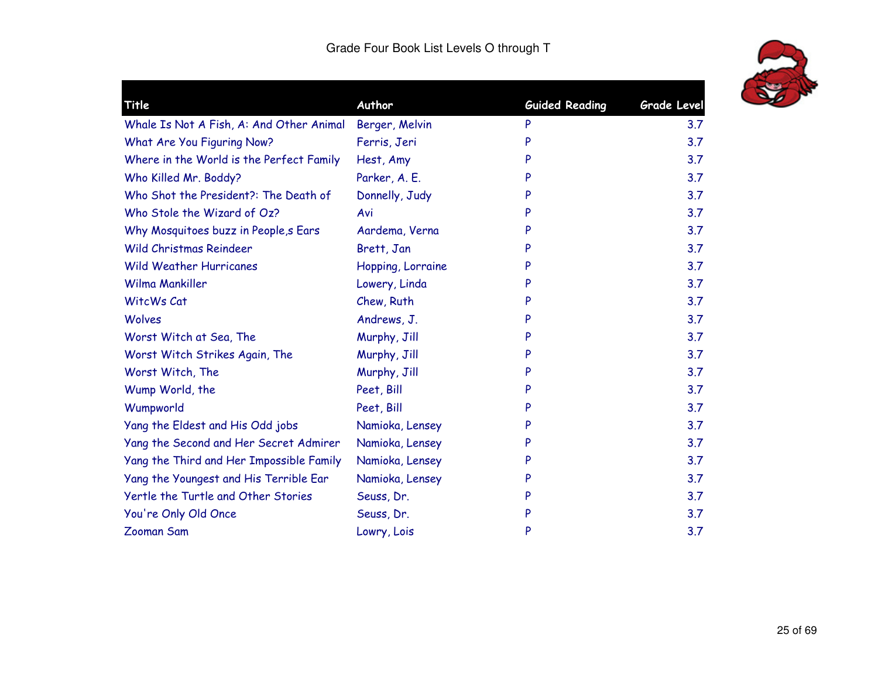Grade Four Book List Levels O through T

| Title | Author | Guided Reading | Grade Level |
|---|---|---|---|
| Whale Is Not A Fish, A: And Other Animal | Berger, Melvin | P | 3.7 |
| What Are You Figuring Now? | Ferris, Jeri | P | 3.7 |
| Where in the World is the Perfect Family | Hest, Amy | P | 3.7 |
| Who Killed Mr. Boddy? | Parker, A. E. | P | 3.7 |
| Who Shot the President?: The Death of | Donnelly, Judy | P | 3.7 |
| Who Stole the Wizard of Oz? | Avi | P | 3.7 |
| Why Mosquitoes buzz in People,s Ears | Aardema, Verna | P | 3.7 |
| Wild Christmas Reindeer | Brett, Jan | P | 3.7 |
| Wild Weather Hurricanes | Hopping, Lorraine | P | 3.7 |
| Wilma Mankiller | Lowery, Linda | P | 3.7 |
| WitcWs Cat | Chew, Ruth | P | 3.7 |
| Wolves | Andrews, J. | P | 3.7 |
| Worst Witch at Sea, The | Murphy, Jill | P | 3.7 |
| Worst Witch Strikes Again, The | Murphy, Jill | P | 3.7 |
| Worst Witch, The | Murphy, Jill | P | 3.7 |
| Wump World, the | Peet, Bill | P | 3.7 |
| Wumpworld | Peet, Bill | P | 3.7 |
| Yang the Eldest and His Odd jobs | Namioka, Lensey | P | 3.7 |
| Yang the Second and Her Secret Admirer | Namioka, Lensey | P | 3.7 |
| Yang the Third and Her Impossible Family | Namioka, Lensey | P | 3.7 |
| Yang the Youngest and His Terrible Ear | Namioka, Lensey | P | 3.7 |
| Yertle the Turtle and Other Stories | Seuss, Dr. | P | 3.7 |
| You're Only Old Once | Seuss, Dr. | P | 3.7 |
| Zooman Sam | Lowry, Lois | P | 3.7 |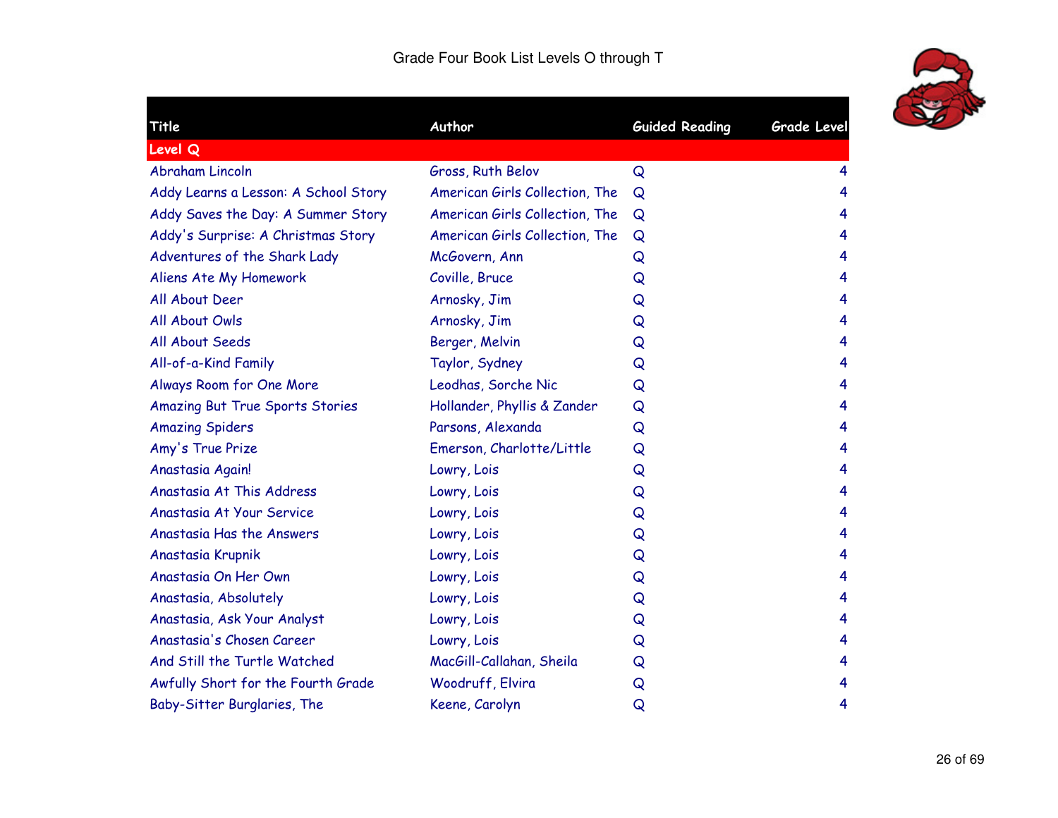# Grade Four Book List Levels O through T

| Title | Author | Guided Reading | Grade Level |
|---|---|---|---|
| **Level Q** | | | |
| Abraham Lincoln | Gross, Ruth Belov | Q | 4 |
| Addy Learns a Lesson: A School Story | American Girls Collection, The | Q | 4 |
| Addy Saves the Day: A Summer Story | American Girls Collection, The | Q | 4 |
| Addy's Surprise: A Christmas Story | American Girls Collection, The | Q | 4 |
| Adventures of the Shark Lady | McGovern, Ann | Q | 4 |
| Aliens Ate My Homework | Coville, Bruce | Q | 4 |
| All About Deer | Arnosky, Jim | Q | 4 |
| All About Owls | Arnosky, Jim | Q | 4 |
| All About Seeds | Berger, Melvin | Q | 4 |
| All-of-a-Kind Family | Taylor, Sydney | Q | 4 |
| Always Room for One More | Leodhas, Sorche Nic | Q | 4 |
| Amazing But True Sports Stories | Hollander, Phyllis & Zander | Q | 4 |
| Amazing Spiders | Parsons, Alexanda | Q | 4 |
| Amy's True Prize | Emerson, Charlotte/Little | Q | 4 |
| Anastasia Again! | Lowry, Lois | Q | 4 |
| Anastasia At This Address | Lowry, Lois | Q | 4 |
| Anastasia At Your Service | Lowry, Lois | Q | 4 |
| Anastasia Has the Answers | Lowry, Lois | Q | 4 |
| Anastasia Krupnik | Lowry, Lois | Q | 4 |
| Anastasia On Her Own | Lowry, Lois | Q | 4 |
| Anastasia, Absolutely | Lowry, Lois | Q | 4 |
| Anastasia, Ask Your Analyst | Lowry, Lois | Q | 4 |
| Anastasia's Chosen Career | Lowry, Lois | Q | 4 |
| And Still the Turtle Watched | MacGill-Callahan, Sheila | Q | 4 |
| Awfully Short for the Fourth Grade | Woodruff, Elvira | Q | 4 |
| Baby-Sitter Burglaries, The | Keene, Carolyn | Q | 4 |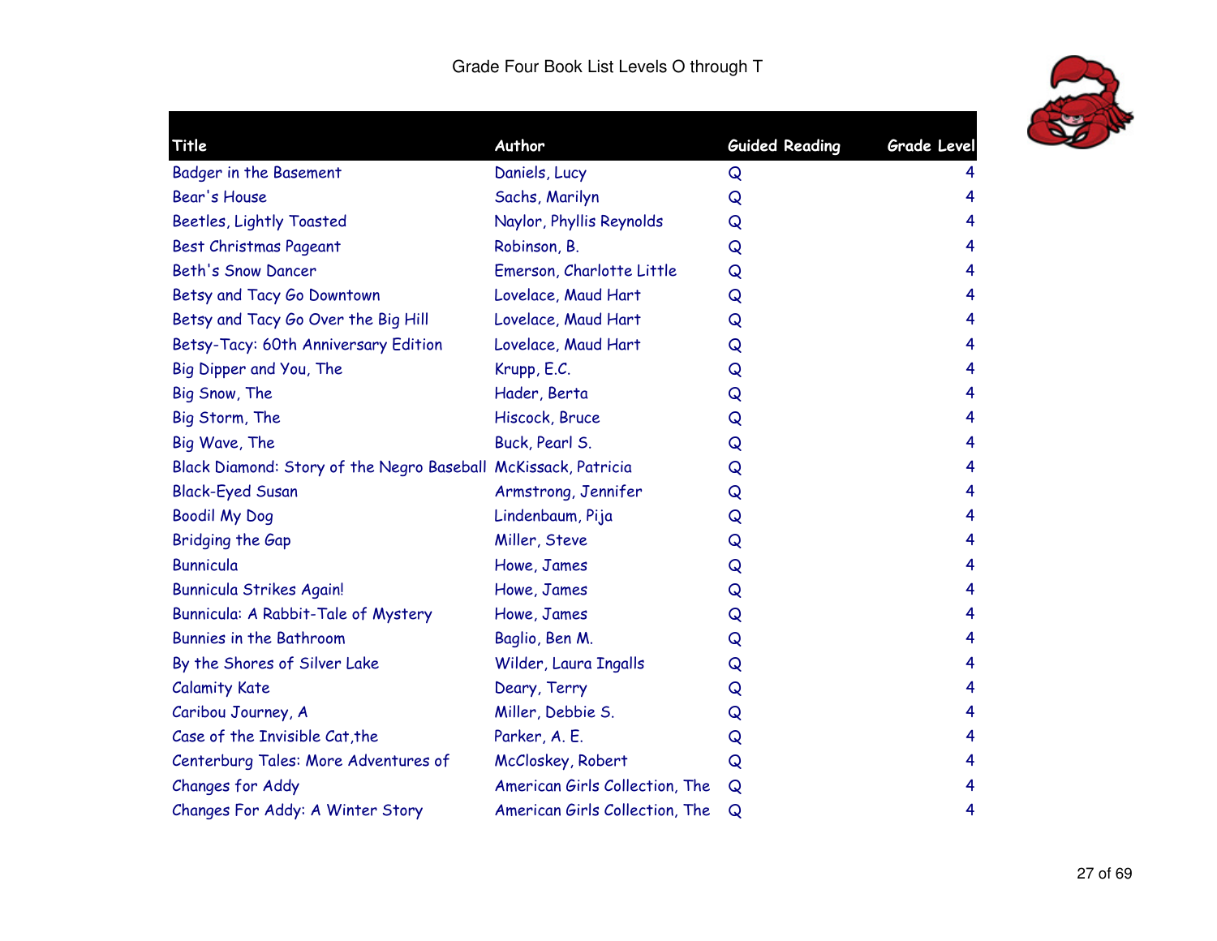# Grade Four Book List Levels O through T

| Title | Author | Guided Reading | Grade Level |
|---|---|---|---|
| Badger in the Basement | Daniels, Lucy | Q | 4 |
| Bear's House | Sachs, Marilyn | Q | 4 |
| Beetles, Lightly Toasted | Naylor, Phyllis Reynolds | Q | 4 |
| Best Christmas Pageant | Robinson, B. | Q | 4 |
| Beth's Snow Dancer | Emerson, Charlotte Little | Q | 4 |
| Betsy and Tacy Go Downtown | Lovelace, Maud Hart | Q | 4 |
| Betsy and Tacy Go Over the Big Hill | Lovelace, Maud Hart | Q | 4 |
| Betsy-Tacy: 60th Anniversary Edition | Lovelace, Maud Hart | Q | 4 |
| Big Dipper and You, The | Krupp, E.C. | Q | 4 |
| Big Snow, The | Hader, Berta | Q | 4 |
| Big Storm, The | Hiscock, Bruce | Q | 4 |
| Big Wave, The | Buck, Pearl S. | Q | 4 |
| Black Diamond: Story of the Negro Baseball | McKissack, Patricia | Q | 4 |
| Black-Eyed Susan | Armstrong, Jennifer | Q | 4 |
| Boodil My Dog | Lindenbaum, Pija | Q | 4 |
| Bridging the Gap | Miller, Steve | Q | 4 |
| Bunnicula | Howe, James | Q | 4 |
| Bunnicula Strikes Again! | Howe, James | Q | 4 |
| Bunnicula: A Rabbit-Tale of Mystery | Howe, James | Q | 4 |
| Bunnies in the Bathroom | Baglio, Ben M. | Q | 4 |
| By the Shores of Silver Lake | Wilder, Laura Ingalls | Q | 4 |
| Calamity Kate | Deary, Terry | Q | 4 |
| Caribou Journey, A | Miller, Debbie S. | Q | 4 |
| Case of the Invisible Cat,the | Parker, A. E. | Q | 4 |
| Centerburg Tales: More Adventures of | McCloskey, Robert | Q | 4 |
| Changes for Addy | American Girls Collection, The | Q | 4 |
| Changes For Addy: A Winter Story | American Girls Collection, The | Q | 4 |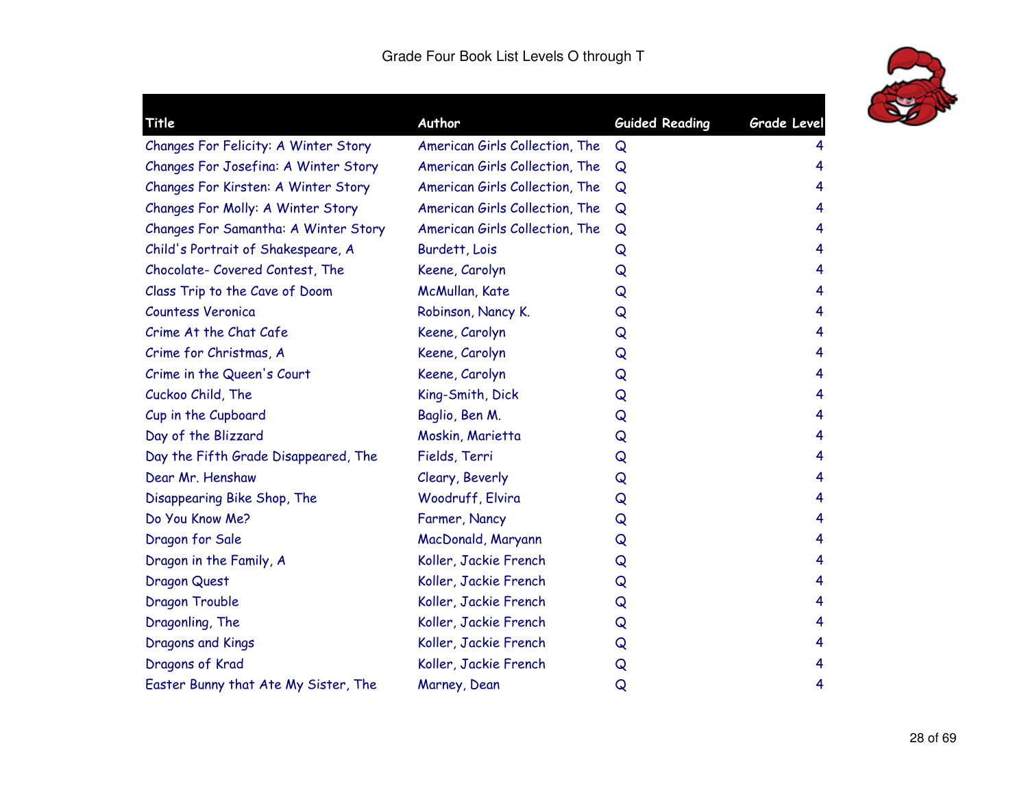# Grade Four Book List Levels O through T

| Title | Author | Guided Reading | Grade Level |
|---|---|---|---|
| Changes For Felicity: A Winter Story | American Girls Collection, The | Q | 4 |
| Changes For Josefina: A Winter Story | American Girls Collection, The | Q | 4 |
| Changes For Kirsten: A Winter Story | American Girls Collection, The | Q | 4 |
| Changes For Molly: A Winter Story | American Girls Collection, The | Q | 4 |
| Changes For Samantha: A Winter Story | American Girls Collection, The | Q | 4 |
| Child's Portrait of Shakespeare, A | Burdett, Lois | Q | 4 |
| Chocolate- Covered Contest, The | Keene, Carolyn | Q | 4 |
| Class Trip to the Cave of Doom | McMullan, Kate | Q | 4 |
| Countess Veronica | Robinson, Nancy K. | Q | 4 |
| Crime At the Chat Cafe | Keene, Carolyn | Q | 4 |
| Crime for Christmas, A | Keene, Carolyn | Q | 4 |
| Crime in the Queen's Court | Keene, Carolyn | Q | 4 |
| Cuckoo Child, The | King-Smith, Dick | Q | 4 |
| Cup in the Cupboard | Baglio, Ben M. | Q | 4 |
| Day of the Blizzard | Moskin, Marietta | Q | 4 |
| Day the Fifth Grade Disappeared, The | Fields, Terri | Q | 4 |
| Dear Mr. Henshaw | Cleary, Beverly | Q | 4 |
| Disappearing Bike Shop, The | Woodruff, Elvira | Q | 4 |
| Do You Know Me? | Farmer, Nancy | Q | 4 |
| Dragon for Sale | MacDonald, Maryann | Q | 4 |
| Dragon in the Family, A | Koller, Jackie French | Q | 4 |
| Dragon Quest | Koller, Jackie French | Q | 4 |
| Dragon Trouble | Koller, Jackie French | Q | 4 |
| Dragonling, The | Koller, Jackie French | Q | 4 |
| Dragons and Kings | Koller, Jackie French | Q | 4 |
| Dragons of Krad | Koller, Jackie French | Q | 4 |
| Easter Bunny that Ate My Sister, The | Marney, Dean | Q | 4 |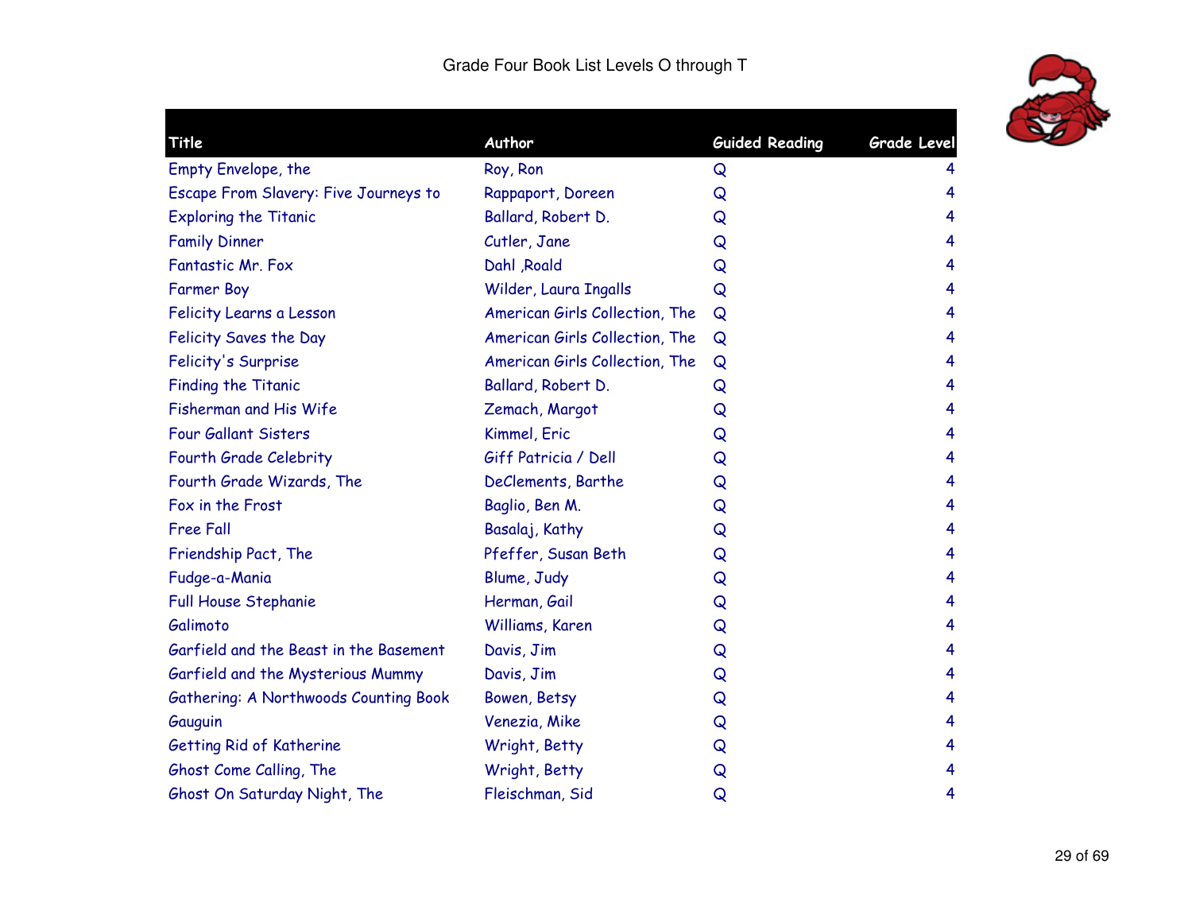# Grade Four Book List Levels O through T

| Title | Author | Guided Reading | Grade Level |
|---|---|---|---|
| Empty Envelope, the | Roy, Ron | Q | 4 |
| Escape From Slavery: Five Journeys to | Rappaport, Doreen | Q | 4 |
| Exploring the Titanic | Ballard, Robert D. | Q | 4 |
| Family Dinner | Cutler, Jane | Q | 4 |
| Fantastic Mr. Fox | Dahl ,Roald | Q | 4 |
| Farmer Boy | Wilder, Laura Ingalls | Q | 4 |
| Felicity Learns a Lesson | American Girls Collection, The | Q | 4 |
| Felicity Saves the Day | American Girls Collection, The | Q | 4 |
| Felicity's Surprise | American Girls Collection, The | Q | 4 |
| Finding the Titanic | Ballard, Robert D. | Q | 4 |
| Fisherman and His Wife | Zemach, Margot | Q | 4 |
| Four Gallant Sisters | Kimmel, Eric | Q | 4 |
| Fourth Grade Celebrity | Giff Patricia / Dell | Q | 4 |
| Fourth Grade Wizards, The | DeClements, Barthe | Q | 4 |
| Fox in the Frost | Baglio, Ben M. | Q | 4 |
| Free Fall | Basalaj, Kathy | Q | 4 |
| Friendship Pact, The | Pfeffer, Susan Beth | Q | 4 |
| Fudge-a-Mania | Blume, Judy | Q | 4 |
| Full House Stephanie | Herman, Gail | Q | 4 |
| Galimoto | Williams, Karen | Q | 4 |
| Garfield and the Beast in the Basement | Davis, Jim | Q | 4 |
| Garfield and the Mysterious Mummy | Davis, Jim | Q | 4 |
| Gathering: A Northwoods Counting Book | Bowen, Betsy | Q | 4 |
| Gauguin | Venezia, Mike | Q | 4 |
| Getting Rid of Katherine | Wright, Betty | Q | 4 |
| Ghost Come Calling, The | Wright, Betty | Q | 4 |
| Ghost On Saturday Night, The | Fleischman, Sid | Q | 4 |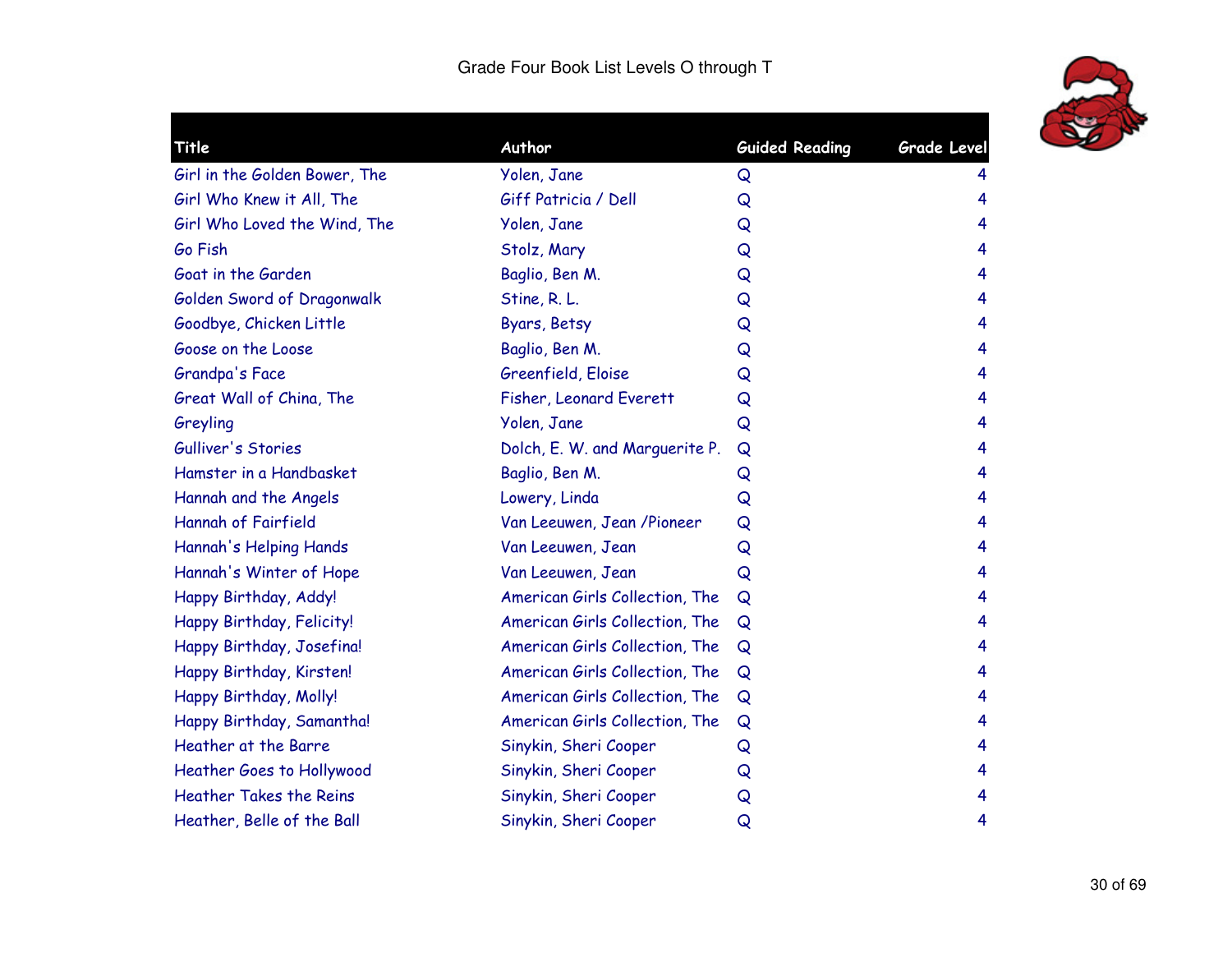Grade Four Book List Levels O through T

| Title | Author | Guided Reading | Grade Level |
|---|---|---|---|
| Girl in the Golden Bower, The | Yolen, Jane | Q | 4 |
| Girl Who Knew it All, The | Giff Patricia / Dell | Q | 4 |
| Girl Who Loved the Wind, The | Yolen, Jane | Q | 4 |
| Go Fish | Stolz, Mary | Q | 4 |
| Goat in the Garden | Baglio, Ben M. | Q | 4 |
| Golden Sword of Dragonwalk | Stine, R. L. | Q | 4 |
| Goodbye, Chicken Little | Byars, Betsy | Q | 4 |
| Goose on the Loose | Baglio, Ben M. | Q | 4 |
| Grandpa's Face | Greenfield, Eloise | Q | 4 |
| Great Wall of China, The | Fisher, Leonard Everett | Q | 4 |
| Greyling | Yolen, Jane | Q | 4 |
| Gulliver's Stories | Dolch, E. W. and Marguerite P. | Q | 4 |
| Hamster in a Handbasket | Baglio, Ben M. | Q | 4 |
| Hannah and the Angels | Lowery, Linda | Q | 4 |
| Hannah of Fairfield | Van Leeuwen, Jean /Pioneer | Q | 4 |
| Hannah's Helping Hands | Van Leeuwen, Jean | Q | 4 |
| Hannah's Winter of Hope | Van Leeuwen, Jean | Q | 4 |
| Happy Birthday, Addy! | American Girls Collection, The | Q | 4 |
| Happy Birthday, Felicity! | American Girls Collection, The | Q | 4 |
| Happy Birthday, Josefina! | American Girls Collection, The | Q | 4 |
| Happy Birthday, Kirsten! | American Girls Collection, The | Q | 4 |
| Happy Birthday, Molly! | American Girls Collection, The | Q | 4 |
| Happy Birthday, Samantha! | American Girls Collection, The | Q | 4 |
| Heather at the Barre | Sinykin, Sheri Cooper | Q | 4 |
| Heather Goes to Hollywood | Sinykin, Sheri Cooper | Q | 4 |
| Heather Takes the Reins | Sinykin, Sheri Cooper | Q | 4 |
| Heather, Belle of the Ball | Sinykin, Sheri Cooper | Q | 4 |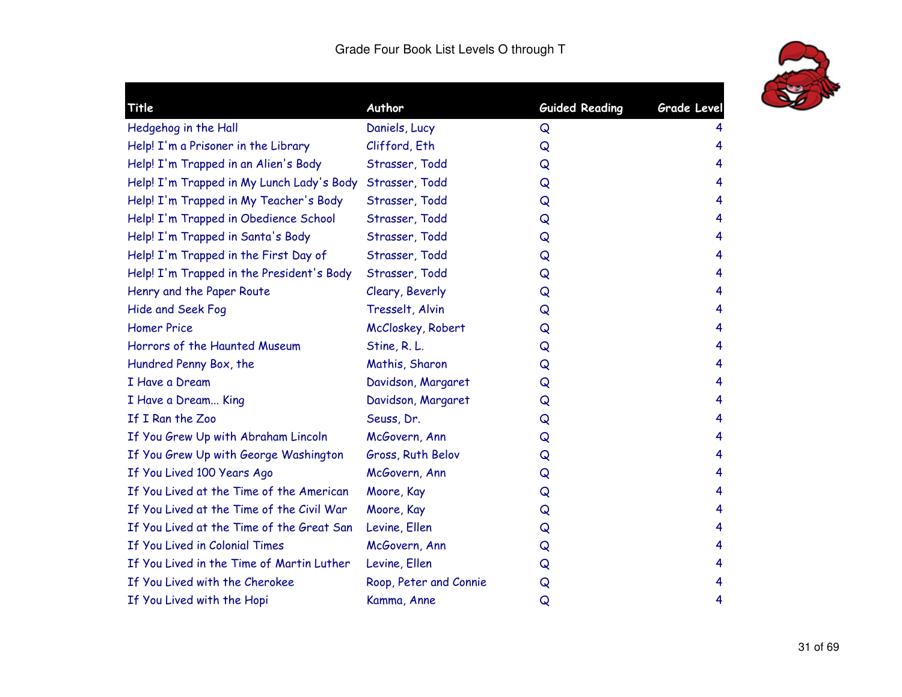Grade Four Book List Levels O through T

| Title | Author | Guided Reading | Grade Level |
|---|---|---|---|
| Hedgehog in the Hall | Daniels, Lucy | Q | 4 |
| Help! I'm a Prisoner in the Library | Clifford, Eth | Q | 4 |
| Help! I'm Trapped in an Alien's Body | Strasser, Todd | Q | 4 |
| Help! I'm Trapped in My Lunch Lady's Body | Strasser, Todd | Q | 4 |
| Help! I'm Trapped in My Teacher's Body | Strasser, Todd | Q | 4 |
| Help! I'm Trapped in Obedience School | Strasser, Todd | Q | 4 |
| Help! I'm Trapped in Santa's Body | Strasser, Todd | Q | 4 |
| Help! I'm Trapped in the First Day of | Strasser, Todd | Q | 4 |
| Help! I'm Trapped in the President's Body | Strasser, Todd | Q | 4 |
| Henry and the Paper Route | Cleary, Beverly | Q | 4 |
| Hide and Seek Fog | Tresselt, Alvin | Q | 4 |
| Homer Price | McCloskey, Robert | Q | 4 |
| Horrors of the Haunted Museum | Stine, R. L. | Q | 4 |
| Hundred Penny Box, the | Mathis, Sharon | Q | 4 |
| I Have a Dream | Davidson, Margaret | Q | 4 |
| I Have a Dream... King | Davidson, Margaret | Q | 4 |
| If I Ran the Zoo | Seuss, Dr. | Q | 4 |
| If You Grew Up with Abraham Lincoln | McGovern, Ann | Q | 4 |
| If You Grew Up with George Washington | Gross, Ruth Belov | Q | 4 |
| If You Lived 100 Years Ago | McGovern, Ann | Q | 4 |
| If You Lived at the Time of the American | Moore, Kay | Q | 4 |
| If You Lived at the Time of the Civil War | Moore, Kay | Q | 4 |
| If You Lived at the Time of the Great San | Levine, Ellen | Q | 4 |
| If You Lived in Colonial Times | McGovern, Ann | Q | 4 |
| If You Lived in the Time of Martin Luther | Levine, Ellen | Q | 4 |
| If You Lived with the Cherokee | Roop, Peter and Connie | Q | 4 |
| If You Lived with the Hopi | Kamma, Anne | Q | 4 |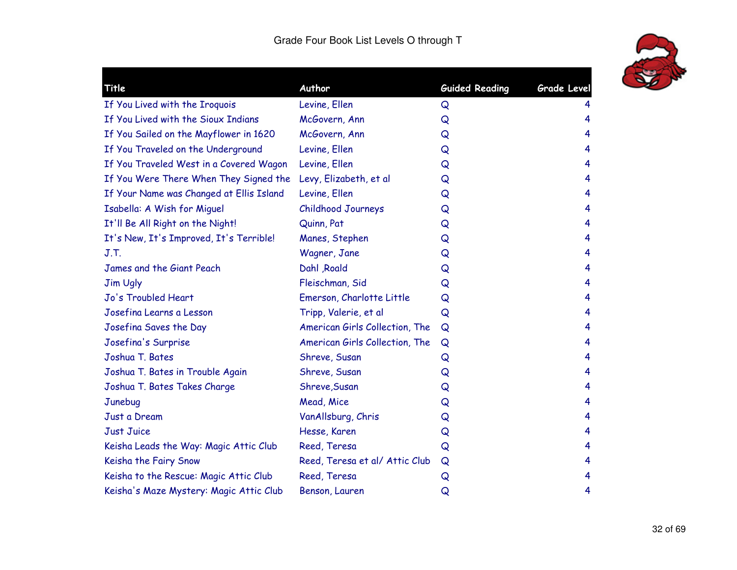# Grade Four Book List Levels O through T

| Title | Author | Guided Reading | Grade Level |
|---|---|---|---|
| If You Lived with the Iroquois | Levine, Ellen | Q | 4 |
| If You Lived with the Sioux Indians | McGovern, Ann | Q | 4 |
| If You Sailed on the Mayflower in 1620 | McGovern, Ann | Q | 4 |
| If You Traveled on the Underground | Levine, Ellen | Q | 4 |
| If You Traveled West in a Covered Wagon | Levine, Ellen | Q | 4 |
| If You Were There When They Signed the | Levy, Elizabeth, et al | Q | 4 |
| If Your Name was Changed at Ellis Island | Levine, Ellen | Q | 4 |
| Isabella: A Wish for Miguel | Childhood Journeys | Q | 4 |
| It'll Be All Right on the Night! | Quinn, Pat | Q | 4 |
| It's New, It's Improved, It's Terrible! | Manes, Stephen | Q | 4 |
| J.T. | Wagner, Jane | Q | 4 |
| James and the Giant Peach | Dahl ,Roald | Q | 4 |
| Jim Ugly | Fleischman, Sid | Q | 4 |
| Jo's Troubled Heart | Emerson, Charlotte Little | Q | 4 |
| Josefina Learns a Lesson | Tripp, Valerie, et al | Q | 4 |
| Josefina Saves the Day | American Girls Collection, The | Q | 4 |
| Josefina's Surprise | American Girls Collection, The | Q | 4 |
| Joshua T. Bates | Shreve, Susan | Q | 4 |
| Joshua T. Bates in Trouble Again | Shreve, Susan | Q | 4 |
| Joshua T. Bates Takes Charge | Shreve,Susan | Q | 4 |
| Junebug | Mead, Mice | Q | 4 |
| Just a Dream | VanAllsburg, Chris | Q | 4 |
| Just Juice | Hesse, Karen | Q | 4 |
| Keisha Leads the Way: Magic Attic Club | Reed, Teresa | Q | 4 |
| Keisha the Fairy Snow | Reed, Teresa et al/ Attic Club | Q | 4 |
| Keisha to the Rescue: Magic Attic Club | Reed, Teresa | Q | 4 |
| Keisha's Maze Mystery: Magic Attic Club | Benson, Lauren | Q | 4 |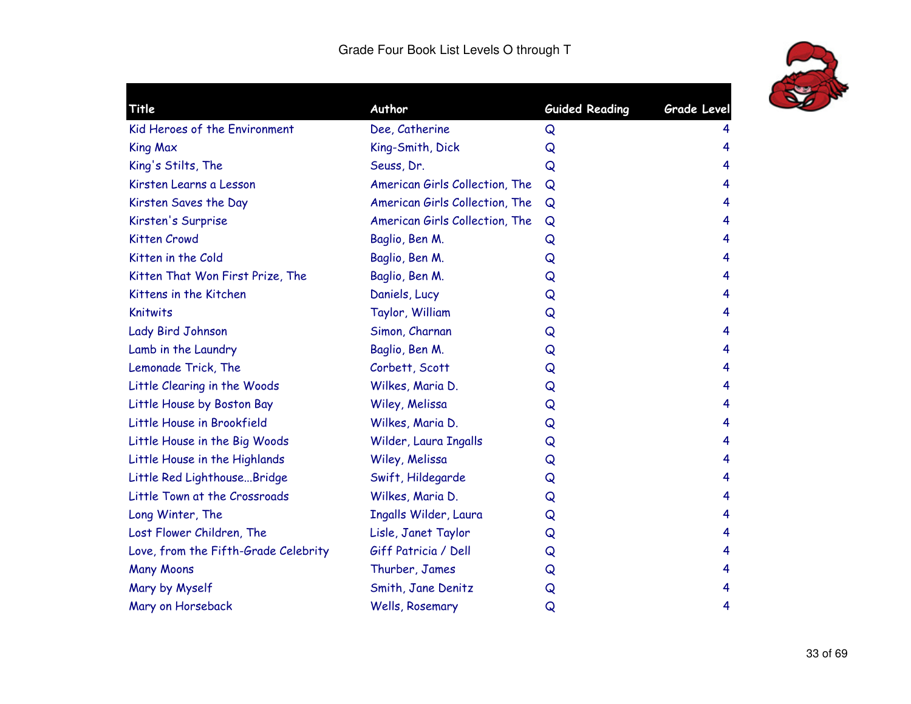# Grade Four Book List Levels O through T

| Title | Author | Guided Reading | Grade Level |
|---|---|---|---|
| Kid Heroes of the Environment | Dee, Catherine | Q | 4 |
| King Max | King-Smith, Dick | Q | 4 |
| King's Stilts, The | Seuss, Dr. | Q | 4 |
| Kirsten Learns a Lesson | American Girls Collection, The | Q | 4 |
| Kirsten Saves the Day | American Girls Collection, The | Q | 4 |
| Kirsten's Surprise | American Girls Collection, The | Q | 4 |
| Kitten Crowd | Baglio, Ben M. | Q | 4 |
| Kitten in the Cold | Baglio, Ben M. | Q | 4 |
| Kitten That Won First Prize, The | Baglio, Ben M. | Q | 4 |
| Kittens in the Kitchen | Daniels, Lucy | Q | 4 |
| Knitwits | Taylor, William | Q | 4 |
| Lady Bird Johnson | Simon, Charnan | Q | 4 |
| Lamb in the Laundry | Baglio, Ben M. | Q | 4 |
| Lemonade Trick, The | Corbett, Scott | Q | 4 |
| Little Clearing in the Woods | Wilkes, Maria D. | Q | 4 |
| Little House by Boston Bay | Wiley, Melissa | Q | 4 |
| Little House in Brookfield | Wilkes, Maria D. | Q | 4 |
| Little House in the Big Woods | Wilder, Laura Ingalls | Q | 4 |
| Little House in the Highlands | Wiley, Melissa | Q | 4 |
| Little Red Lighthouse...Bridge | Swift, Hildegarde | Q | 4 |
| Little Town at the Crossroads | Wilkes, Maria D. | Q | 4 |
| Long Winter, The | Ingalls Wilder, Laura | Q | 4 |
| Lost Flower Children, The | Lisle, Janet Taylor | Q | 4 |
| Love, from the Fifth-Grade Celebrity | Giff Patricia / Dell | Q | 4 |
| Many Moons | Thurber, James | Q | 4 |
| Mary by Myself | Smith, Jane Denitz | Q | 4 |
| Mary on Horseback | Wells, Rosemary | Q | 4 |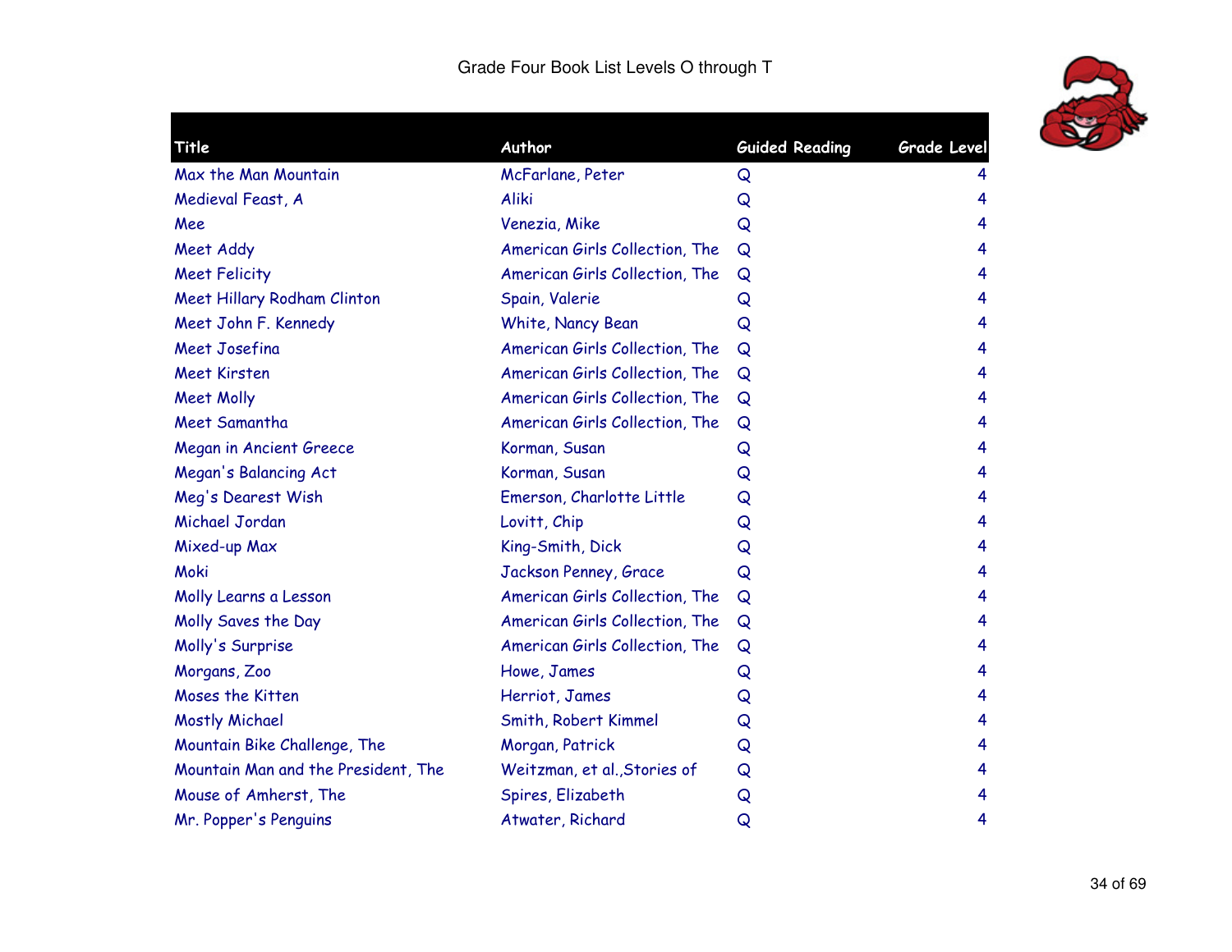# Grade Four Book List Levels O through T

| Title | Author | Guided Reading | Grade Level |
|---|---|---|---|
| Max the Man Mountain | McFarlane, Peter | Q | 4 |
| Medieval Feast, A | Aliki | Q | 4 |
| Mee | Venezia, Mike | Q | 4 |
| Meet Addy | American Girls Collection, The | Q | 4 |
| Meet Felicity | American Girls Collection, The | Q | 4 |
| Meet Hillary Rodham Clinton | Spain, Valerie | Q | 4 |
| Meet John F. Kennedy | White, Nancy Bean | Q | 4 |
| Meet Josefina | American Girls Collection, The | Q | 4 |
| Meet Kirsten | American Girls Collection, The | Q | 4 |
| Meet Molly | American Girls Collection, The | Q | 4 |
| Meet Samantha | American Girls Collection, The | Q | 4 |
| Megan in Ancient Greece | Korman, Susan | Q | 4 |
| Megan's Balancing Act | Korman, Susan | Q | 4 |
| Meg's Dearest Wish | Emerson, Charlotte Little | Q | 4 |
| Michael Jordan | Lovitt, Chip | Q | 4 |
| Mixed-up Max | King-Smith, Dick | Q | 4 |
| Moki | Jackson Penney, Grace | Q | 4 |
| Molly Learns a Lesson | American Girls Collection, The | Q | 4 |
| Molly Saves the Day | American Girls Collection, The | Q | 4 |
| Molly's Surprise | American Girls Collection, The | Q | 4 |
| Morgans, Zoo | Howe, James | Q | 4 |
| Moses the Kitten | Herriot, James | Q | 4 |
| Mostly Michael | Smith, Robert Kimmel | Q | 4 |
| Mountain Bike Challenge, The | Morgan, Patrick | Q | 4 |
| Mountain Man and the President, The | Weitzman, et al.,Stories of | Q | 4 |
| Mouse of Amherst, The | Spires, Elizabeth | Q | 4 |
| Mr. Popper's Penguins | Atwater, Richard | Q | 4 |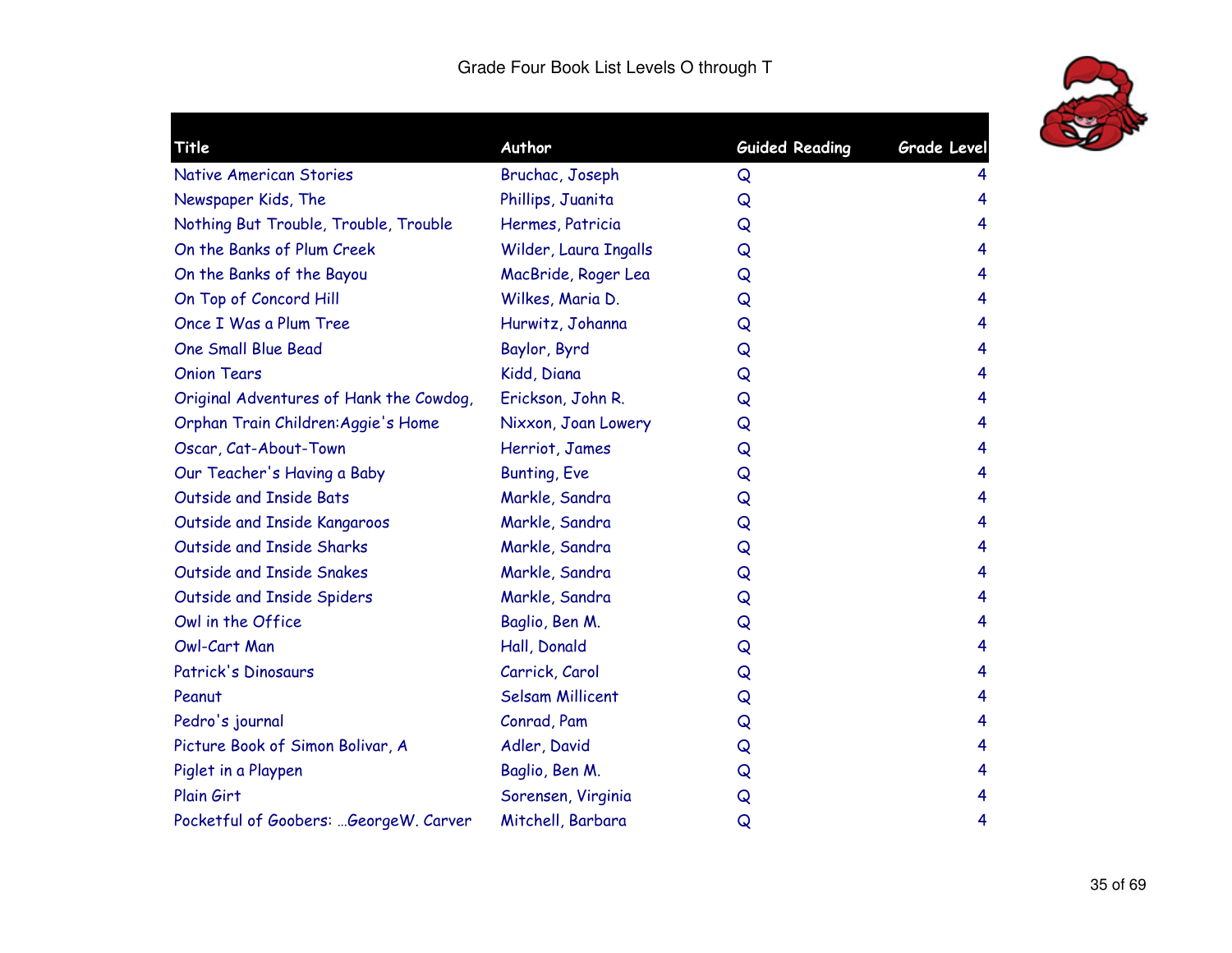# Grade Four Book List Levels O through T

| Title | Author | Guided Reading | Grade Level |
|---|---|---|---|
| Native American Stories | Bruchac, Joseph | Q | 4 |
| Newspaper Kids, The | Phillips, Juanita | Q | 4 |
| Nothing But Trouble, Trouble, Trouble | Hermes, Patricia | Q | 4 |
| On the Banks of Plum Creek | Wilder, Laura Ingalls | Q | 4 |
| On the Banks of the Bayou | MacBride, Roger Lea | Q | 4 |
| On Top of Concord Hill | Wilkes, Maria D. | Q | 4 |
| Once I Was a Plum Tree | Hurwitz, Johanna | Q | 4 |
| One Small Blue Bead | Baylor, Byrd | Q | 4 |
| Onion Tears | Kidd, Diana | Q | 4 |
| Original Adventures of Hank the Cowdog, | Erickson, John R. | Q | 4 |
| Orphan Train Children:Aggie's Home | Nixxon, Joan Lowery | Q | 4 |
| Oscar, Cat-About-Town | Herriot, James | Q | 4 |
| Our Teacher's Having a Baby | Bunting, Eve | Q | 4 |
| Outside and Inside Bats | Markle, Sandra | Q | 4 |
| Outside and Inside Kangaroos | Markle, Sandra | Q | 4 |
| Outside and Inside Sharks | Markle, Sandra | Q | 4 |
| Outside and Inside Snakes | Markle, Sandra | Q | 4 |
| Outside and Inside Spiders | Markle, Sandra | Q | 4 |
| Owl in the Office | Baglio, Ben M. | Q | 4 |
| Owl-Cart Man | Hall, Donald | Q | 4 |
| Patrick's Dinosaurs | Carrick, Carol | Q | 4 |
| Peanut | Selsam Millicent | Q | 4 |
| Pedro's journal | Conrad, Pam | Q | 4 |
| Picture Book of Simon Bolivar, A | Adler, David | Q | 4 |
| Piglet in a Playpen | Baglio, Ben M. | Q | 4 |
| Plain Girt | Sorensen, Virginia | Q | 4 |
| Pocketful of Goobers: …GeorgeW. Carver | Mitchell, Barbara | Q | 4 |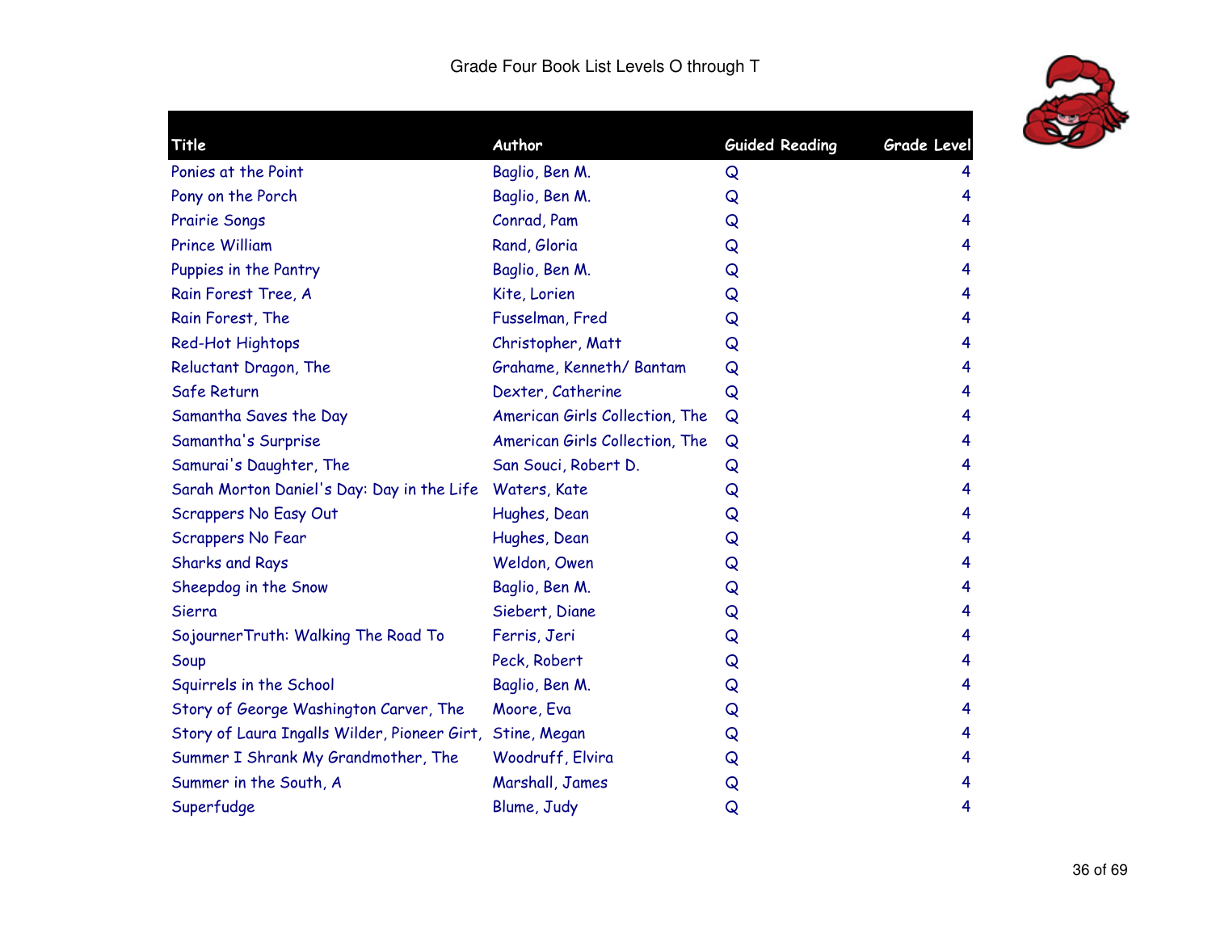Grade Four Book List Levels O through T

| Title | Author | Guided Reading | Grade Level |
|---|---|---|---|
| Ponies at the Point | Baglio, Ben M. | Q | 4 |
| Pony on the Porch | Baglio, Ben M. | Q | 4 |
| Prairie Songs | Conrad, Pam | Q | 4 |
| Prince William | Rand, Gloria | Q | 4 |
| Puppies in the Pantry | Baglio, Ben M. | Q | 4 |
| Rain Forest Tree, A | Kite, Lorien | Q | 4 |
| Rain Forest, The | Fusselman, Fred | Q | 4 |
| Red-Hot Hightops | Christopher, Matt | Q | 4 |
| Reluctant Dragon, The | Grahame, Kenneth/ Bantam | Q | 4 |
| Safe Return | Dexter, Catherine | Q | 4 |
| Samantha Saves the Day | American Girls Collection, The | Q | 4 |
| Samantha's Surprise | American Girls Collection, The | Q | 4 |
| Samurai's Daughter, The | San Souci, Robert D. | Q | 4 |
| Sarah Morton Daniel's Day: Day in the Life | Waters, Kate | Q | 4 |
| Scrappers No Easy Out | Hughes, Dean | Q | 4 |
| Scrappers No Fear | Hughes, Dean | Q | 4 |
| Sharks and Rays | Weldon, Owen | Q | 4 |
| Sheepdog in the Snow | Baglio, Ben M. | Q | 4 |
| Sierra | Siebert, Diane | Q | 4 |
| SojournerTruth: Walking The Road To | Ferris, Jeri | Q | 4 |
| Soup | Peck, Robert | Q | 4 |
| Squirrels in the School | Baglio, Ben M. | Q | 4 |
| Story of George Washington Carver, The | Moore, Eva | Q | 4 |
| Story of Laura Ingalls Wilder, Pioneer Girt, | Stine, Megan | Q | 4 |
| Summer I Shrank My Grandmother, The | Woodruff, Elvira | Q | 4 |
| Summer in the South, A | Marshall, James | Q | 4 |
| Superfudge | Blume, Judy | Q | 4 |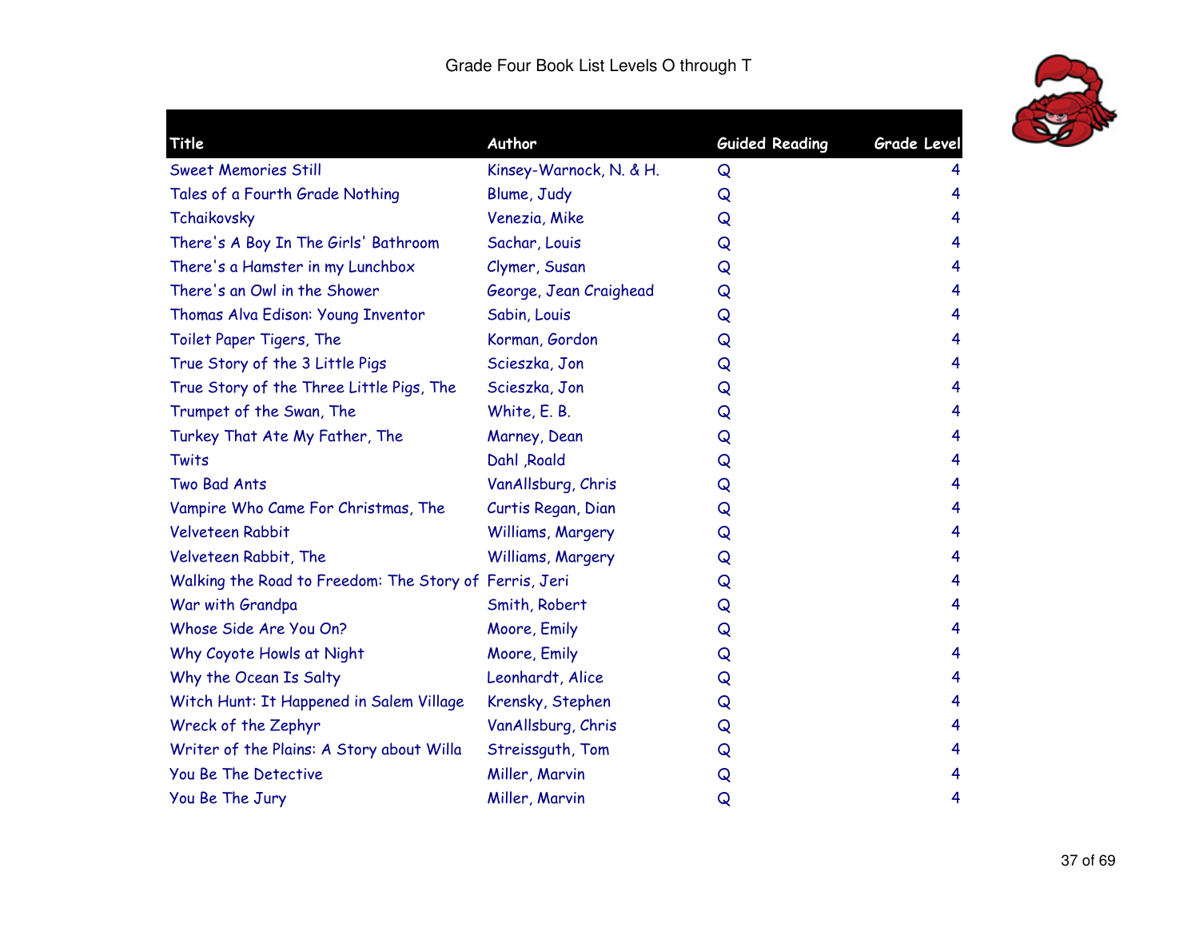Grade Four Book List Levels O through T

| Title | Author | Guided Reading | Grade Level |
|---|---|---|---|
| Sweet Memories Still | Kinsey-Warnock, N. & H. | Q | 4 |
| Tales of a Fourth Grade Nothing | Blume, Judy | Q | 4 |
| Tchaikovsky | Venezia, Mike | Q | 4 |
| There's A Boy In The Girls' Bathroom | Sachar, Louis | Q | 4 |
| There's a Hamster in my Lunchbox | Clymer, Susan | Q | 4 |
| There's an Owl in the Shower | George, Jean Craighead | Q | 4 |
| Thomas Alva Edison: Young Inventor | Sabin, Louis | Q | 4 |
| Toilet Paper Tigers, The | Korman, Gordon | Q | 4 |
| True Story of the 3 Little Pigs | Scieszka, Jon | Q | 4 |
| True Story of the Three Little Pigs, The | Scieszka, Jon | Q | 4 |
| Trumpet of the Swan, The | White, E. B. | Q | 4 |
| Turkey That Ate My Father, The | Marney, Dean | Q | 4 |
| Twits | Dahl ,Roald | Q | 4 |
| Two Bad Ants | VanAllsburg, Chris | Q | 4 |
| Vampire Who Came For Christmas, The | Curtis Regan, Dian | Q | 4 |
| Velveteen Rabbit | Williams, Margery | Q | 4 |
| Velveteen Rabbit, The | Williams, Margery | Q | 4 |
| Walking the Road to Freedom: The Story of | Ferris, Jeri | Q | 4 |
| War with Grandpa | Smith, Robert | Q | 4 |
| Whose Side Are You On? | Moore, Emily | Q | 4 |
| Why Coyote Howls at Night | Moore, Emily | Q | 4 |
| Why the Ocean Is Salty | Leonhardt, Alice | Q | 4 |
| Witch Hunt: It Happened in Salem Village | Krensky, Stephen | Q | 4 |
| Wreck of the Zephyr | VanAllsburg, Chris | Q | 4 |
| Writer of the Plains: A Story about Willa | Streissguth, Tom | Q | 4 |
| You Be The Detective | Miller, Marvin | Q | 4 |
| You Be The Jury | Miller, Marvin | Q | 4 |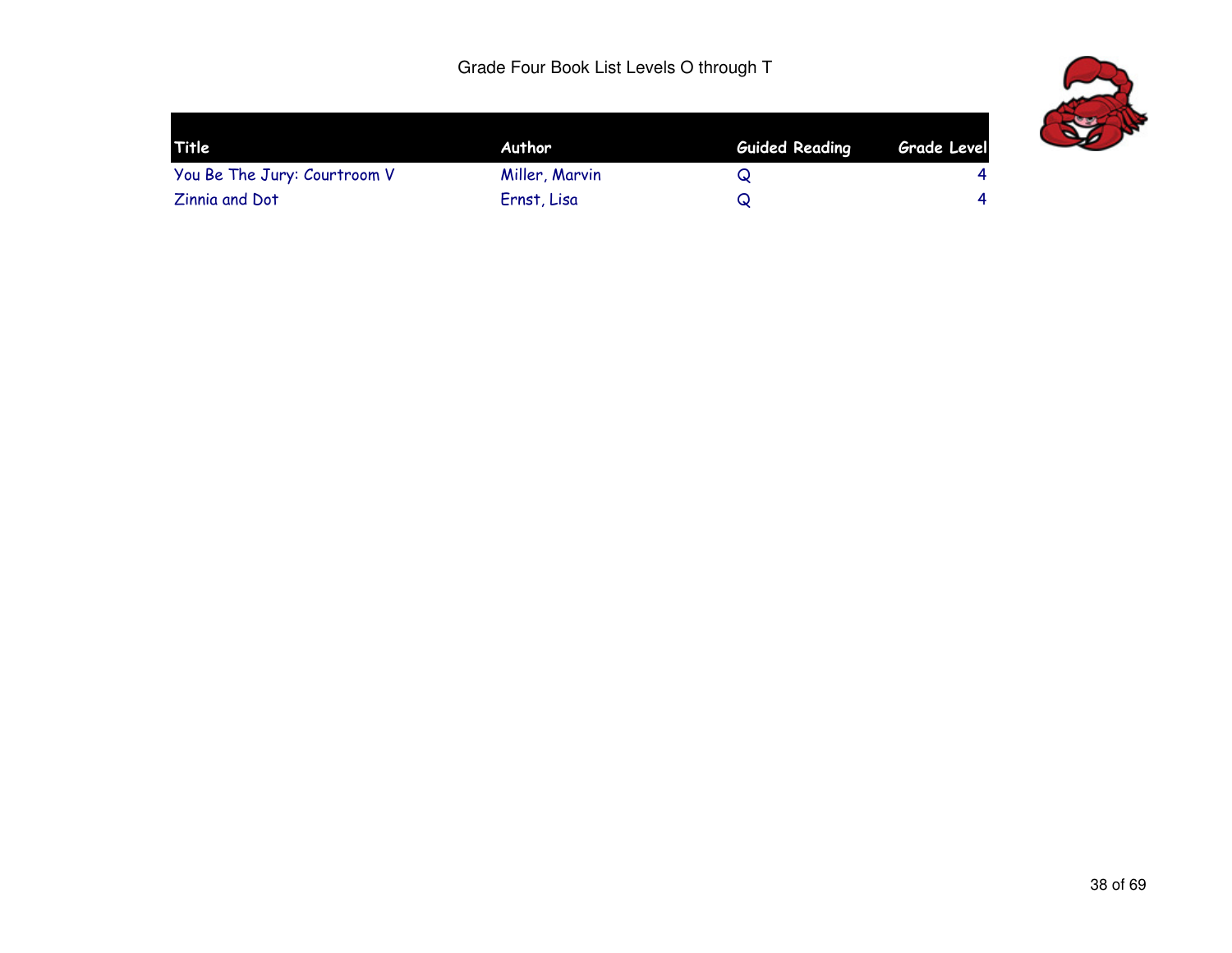Grade Four Book List Levels O through T

| Title | Author | Guided Reading | Grade Level |
|---|---|---|---|
| You Be The Jury: Courtroom V | Miller, Marvin | Q | 4 |
| Zinnia and Dot | Ernst, Lisa | Q | 4 |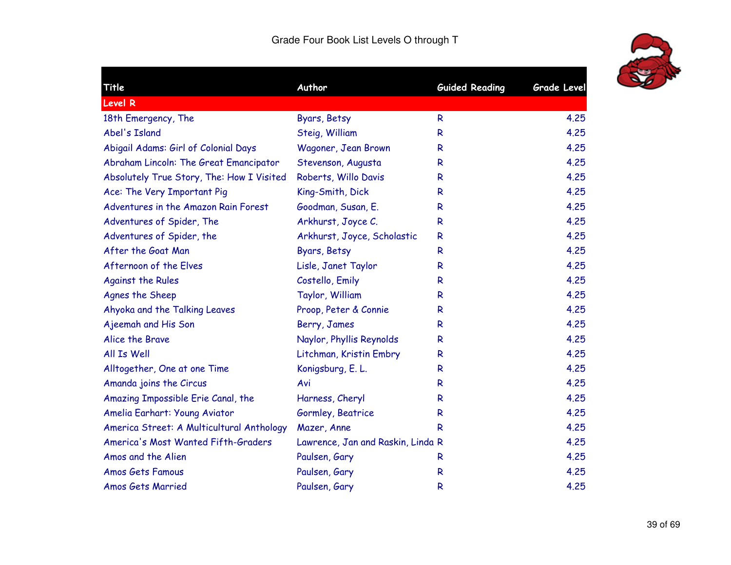Grade Four Book List Levels O through T

| Title | Author | Guided Reading | Grade Level |
|---|---|---|---|
| **Level R** | | | |
| 18th Emergency, The | Byars, Betsy | R | 4.25 |
| Abel's Island | Steig, William | R | 4.25 |
| Abigail Adams: Girl of Colonial Days | Wagoner, Jean Brown | R | 4.25 |
| Abraham Lincoln: The Great Emancipator | Stevenson, Augusta | R | 4.25 |
| Absolutely True Story, The: How I Visited | Roberts, Willo Davis | R | 4.25 |
| Ace: The Very Important Pig | King-Smith, Dick | R | 4.25 |
| Adventures in the Amazon Rain Forest | Goodman, Susan, E. | R | 4.25 |
| Adventures of Spider, The | Arkhurst, Joyce C. | R | 4.25 |
| Adventures of Spider, the | Arkhurst, Joyce, Scholastic | R | 4.25 |
| After the Goat Man | Byars, Betsy | R | 4.25 |
| Afternoon of the Elves | Lisle, Janet Taylor | R | 4.25 |
| Against the Rules | Costello, Emily | R | 4.25 |
| Agnes the Sheep | Taylor, William | R | 4.25 |
| Ahyoka and the Talking Leaves | Proop, Peter & Connie | R | 4.25 |
| Ajeemah and His Son | Berry, James | R | 4.25 |
| Alice the Brave | Naylor, Phyllis Reynolds | R | 4.25 |
| All Is Well | Litchman, Kristin Embry | R | 4.25 |
| Alltogether, One at one Time | Konigsburg, E. L. | R | 4.25 |
| Amanda joins the Circus | Avi | R | 4.25 |
| Amazing Impossible Erie Canal, the | Harness, Cheryl | R | 4.25 |
| Amelia Earhart: Young Aviator | Gormley, Beatrice | R | 4.25 |
| America Street: A Multicultural Anthology | Mazer, Anne | R | 4.25 |
| America's Most Wanted Fifth-Graders | Lawrence, Jan and Raskin, Linda | R | 4.25 |
| Amos and the Alien | Paulsen, Gary | R | 4.25 |
| Amos Gets Famous | Paulsen, Gary | R | 4.25 |
| Amos Gets Married | Paulsen, Gary | R | 4.25 |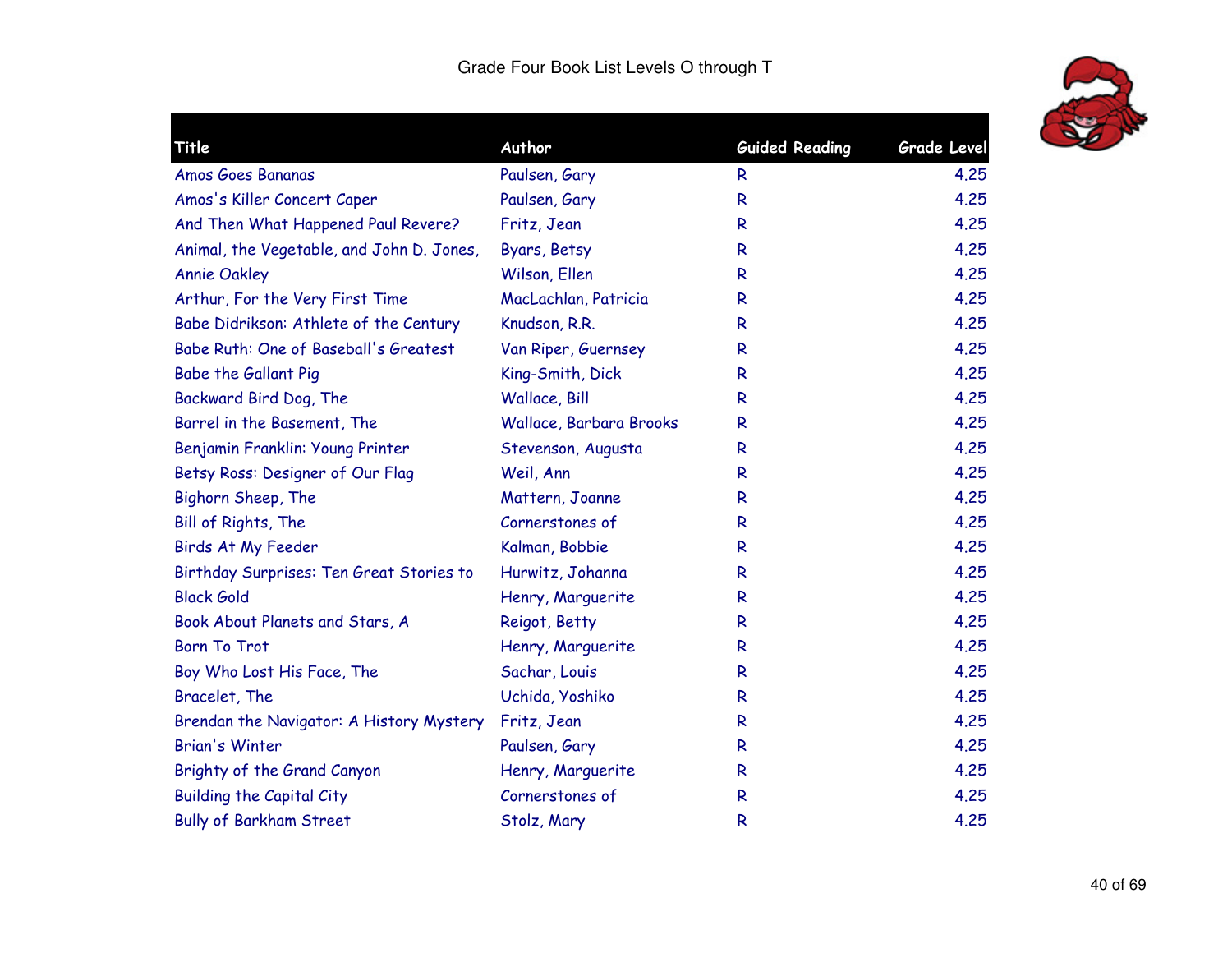# Grade Four Book List Levels O through T

| Title | Author | Guided Reading | Grade Level |
|---|---|---|---|
| Amos Goes Bananas | Paulsen, Gary | R | 4.25 |
| Amos's Killer Concert Caper | Paulsen, Gary | R | 4.25 |
| And Then What Happened Paul Revere? | Fritz, Jean | R | 4.25 |
| Animal, the Vegetable, and John D. Jones, | Byars, Betsy | R | 4.25 |
| Annie Oakley | Wilson, Ellen | R | 4.25 |
| Arthur, For the Very First Time | MacLachlan, Patricia | R | 4.25 |
| Babe Didrikson: Athlete of the Century | Knudson, R.R. | R | 4.25 |
| Babe Ruth: One of Baseball's Greatest | Van Riper, Guernsey | R | 4.25 |
| Babe the Gallant Pig | King-Smith, Dick | R | 4.25 |
| Backward Bird Dog, The | Wallace, Bill | R | 4.25 |
| Barrel in the Basement, The | Wallace, Barbara Brooks | R | 4.25 |
| Benjamin Franklin: Young Printer | Stevenson, Augusta | R | 4.25 |
| Betsy Ross: Designer of Our Flag | Weil, Ann | R | 4.25 |
| Bighorn Sheep, The | Mattern, Joanne | R | 4.25 |
| Bill of Rights, The | Cornerstones of | R | 4.25 |
| Birds At My Feeder | Kalman, Bobbie | R | 4.25 |
| Birthday Surprises: Ten Great Stories to | Hurwitz, Johanna | R | 4.25 |
| Black Gold | Henry, Marguerite | R | 4.25 |
| Book About Planets and Stars, A | Reigot, Betty | R | 4.25 |
| Born To Trot | Henry, Marguerite | R | 4.25 |
| Boy Who Lost His Face, The | Sachar, Louis | R | 4.25 |
| Bracelet, The | Uchida, Yoshiko | R | 4.25 |
| Brendan the Navigator: A History Mystery | Fritz, Jean | R | 4.25 |
| Brian's Winter | Paulsen, Gary | R | 4.25 |
| Brighty of the Grand Canyon | Henry, Marguerite | R | 4.25 |
| Building the Capital City | Cornerstones of | R | 4.25 |
| Bully of Barkham Street | Stolz, Mary | R | 4.25 |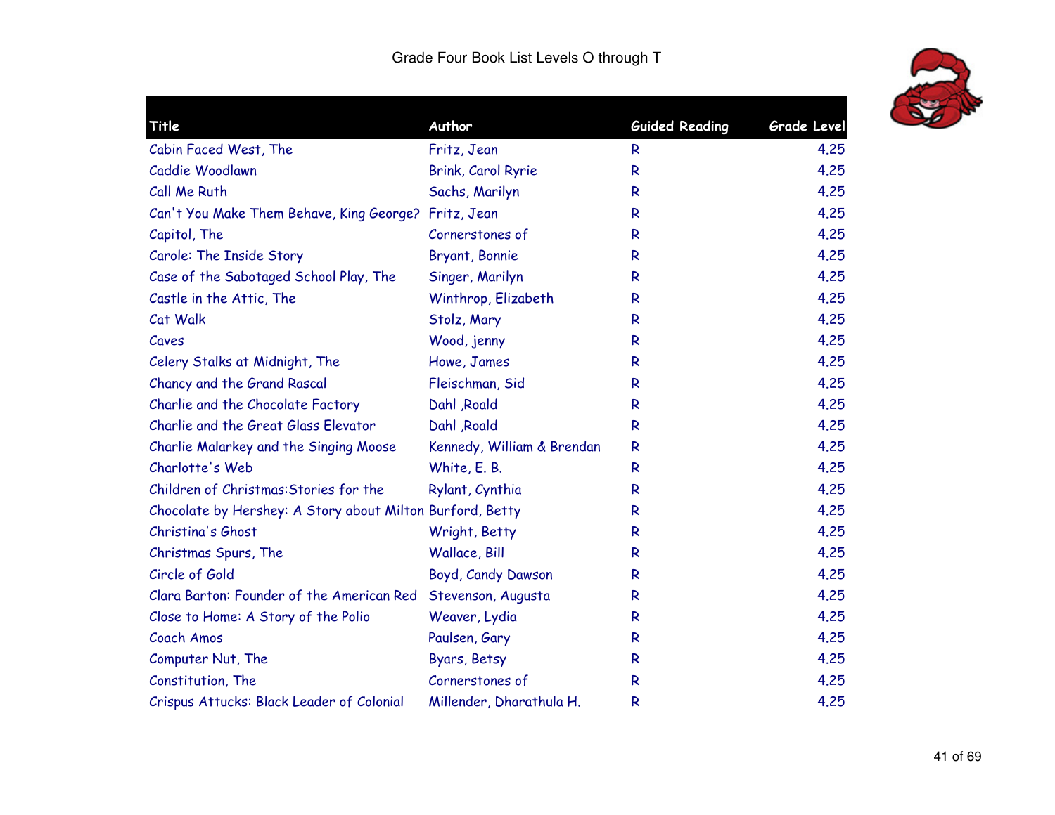Grade Four Book List Levels O through T

| Title | Author | Guided Reading | Grade Level |
|---|---|---|---|
| Cabin Faced West, The | Fritz, Jean | R | 4.25 |
| Caddie Woodlawn | Brink, Carol Ryrie | R | 4.25 |
| Call Me Ruth | Sachs, Marilyn | R | 4.25 |
| Can't You Make Them Behave, King George? | Fritz, Jean | R | 4.25 |
| Capitol, The | Cornerstones of | R | 4.25 |
| Carole: The Inside Story | Bryant, Bonnie | R | 4.25 |
| Case of the Sabotaged School Play, The | Singer, Marilyn | R | 4.25 |
| Castle in the Attic, The | Winthrop, Elizabeth | R | 4.25 |
| Cat Walk | Stolz, Mary | R | 4.25 |
| Caves | Wood, jenny | R | 4.25 |
| Celery Stalks at Midnight, The | Howe, James | R | 4.25 |
| Chancy and the Grand Rascal | Fleischman, Sid | R | 4.25 |
| Charlie and the Chocolate Factory | Dahl ,Roald | R | 4.25 |
| Charlie and the Great Glass Elevator | Dahl ,Roald | R | 4.25 |
| Charlie Malarkey and the Singing Moose | Kennedy, William & Brendan | R | 4.25 |
| Charlotte's Web | White, E. B. | R | 4.25 |
| Children of Christmas:Stories for the | Rylant, Cynthia | R | 4.25 |
| Chocolate by Hershey: A Story about Milton | Burford, Betty | R | 4.25 |
| Christina's Ghost | Wright, Betty | R | 4.25 |
| Christmas Spurs, The | Wallace, Bill | R | 4.25 |
| Circle of Gold | Boyd, Candy Dawson | R | 4.25 |
| Clara Barton: Founder of the American Red | Stevenson, Augusta | R | 4.25 |
| Close to Home: A Story of the Polio | Weaver, Lydia | R | 4.25 |
| Coach Amos | Paulsen, Gary | R | 4.25 |
| Computer Nut, The | Byars, Betsy | R | 4.25 |
| Constitution, The | Cornerstones of | R | 4.25 |
| Crispus Attucks: Black Leader of Colonial | Millender, Dharathula H. | R | 4.25 |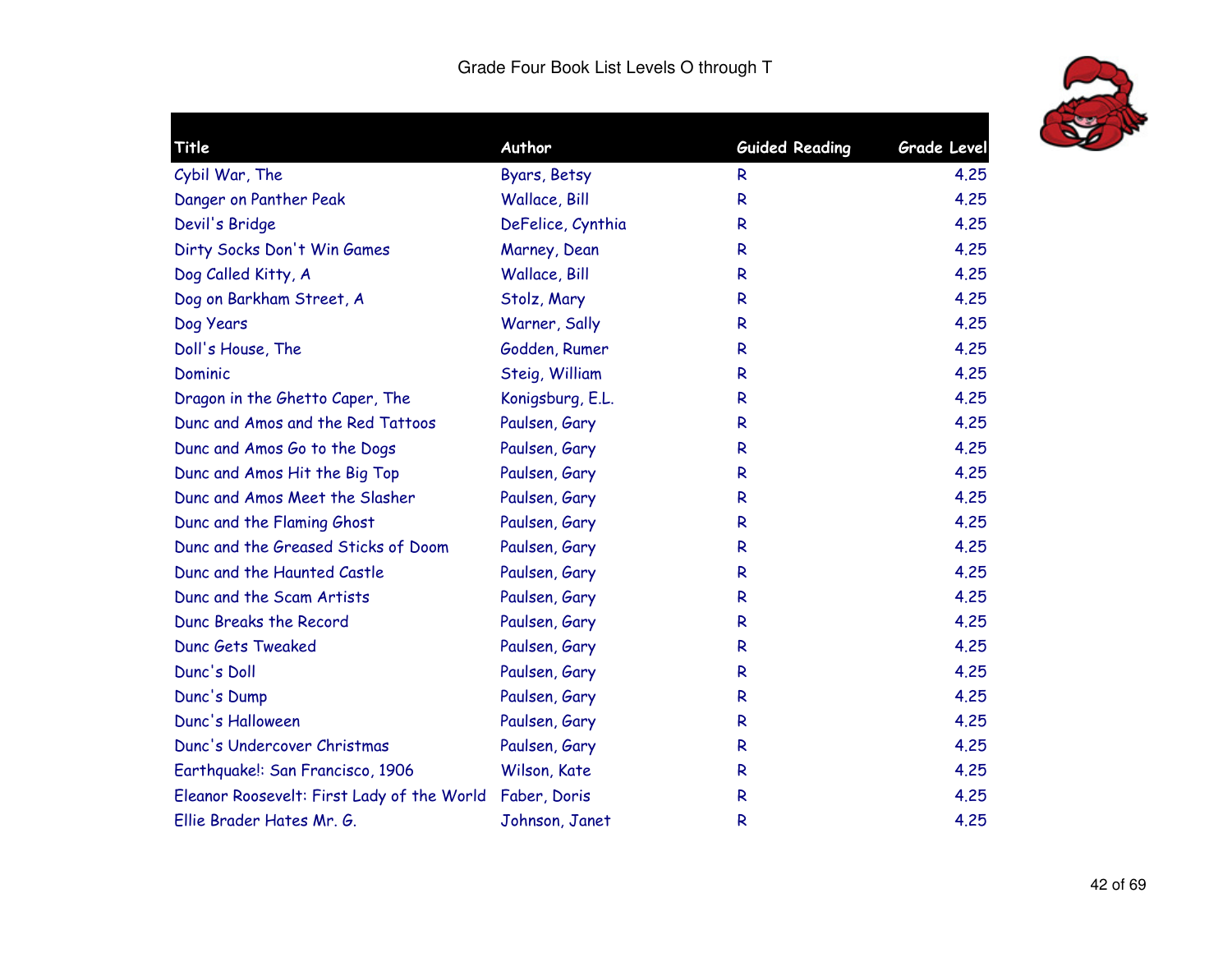Grade Four Book List Levels O through T

| Title | Author | Guided Reading | Grade Level |
|---|---|---|---|
| Cybil War, The | Byars, Betsy | R | 4.25 |
| Danger on Panther Peak | Wallace, Bill | R | 4.25 |
| Devil's Bridge | DeFelice, Cynthia | R | 4.25 |
| Dirty Socks Don't Win Games | Marney, Dean | R | 4.25 |
| Dog Called Kitty, A | Wallace, Bill | R | 4.25 |
| Dog on Barkham Street, A | Stolz, Mary | R | 4.25 |
| Dog Years | Warner, Sally | R | 4.25 |
| Doll's House, The | Godden, Rumer | R | 4.25 |
| Dominic | Steig, William | R | 4.25 |
| Dragon in the Ghetto Caper, The | Konigsburg, E.L. | R | 4.25 |
| Dunc and Amos and the Red Tattoos | Paulsen, Gary | R | 4.25 |
| Dunc and Amos Go to the Dogs | Paulsen, Gary | R | 4.25 |
| Dunc and Amos Hit the Big Top | Paulsen, Gary | R | 4.25 |
| Dunc and Amos Meet the Slasher | Paulsen, Gary | R | 4.25 |
| Dunc and the Flaming Ghost | Paulsen, Gary | R | 4.25 |
| Dunc and the Greased Sticks of Doom | Paulsen, Gary | R | 4.25 |
| Dunc and the Haunted Castle | Paulsen, Gary | R | 4.25 |
| Dunc and the Scam Artists | Paulsen, Gary | R | 4.25 |
| Dunc Breaks the Record | Paulsen, Gary | R | 4.25 |
| Dunc Gets Tweaked | Paulsen, Gary | R | 4.25 |
| Dunc's Doll | Paulsen, Gary | R | 4.25 |
| Dunc's Dump | Paulsen, Gary | R | 4.25 |
| Dunc's Halloween | Paulsen, Gary | R | 4.25 |
| Dunc's Undercover Christmas | Paulsen, Gary | R | 4.25 |
| Earthquake!: San Francisco, 1906 | Wilson, Kate | R | 4.25 |
| Eleanor Roosevelt: First Lady of the World | Faber, Doris | R | 4.25 |
| Ellie Brader Hates Mr. G. | Johnson, Janet | R | 4.25 |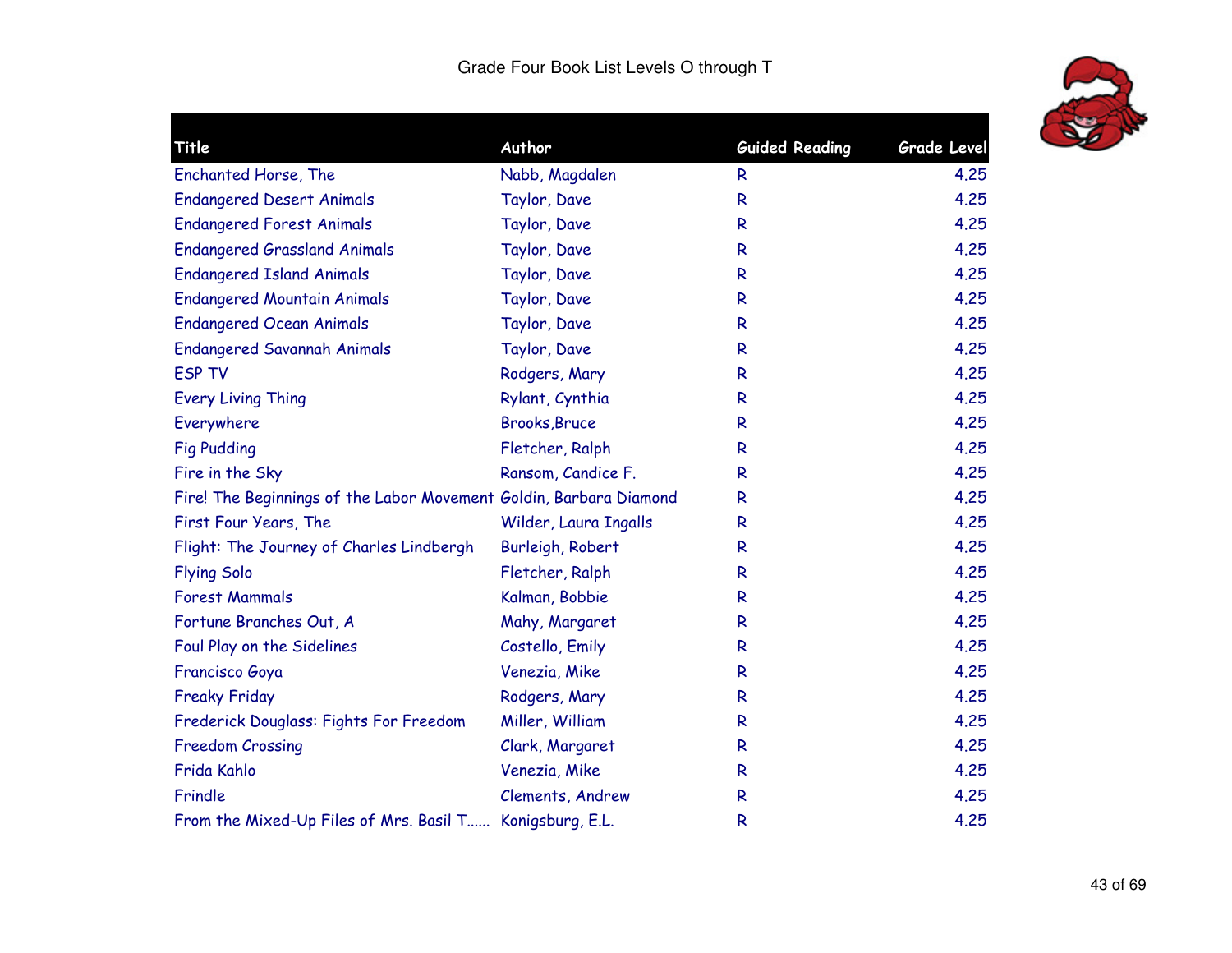# Grade Four Book List Levels O through T

| Title | Author | Guided Reading | Grade Level |
|---|---|---|---|
| Enchanted Horse, The | Nabb, Magdalen | R | 4.25 |
| Endangered Desert Animals | Taylor, Dave | R | 4.25 |
| Endangered Forest Animals | Taylor, Dave | R | 4.25 |
| Endangered Grassland Animals | Taylor, Dave | R | 4.25 |
| Endangered Island Animals | Taylor, Dave | R | 4.25 |
| Endangered Mountain Animals | Taylor, Dave | R | 4.25 |
| Endangered Ocean Animals | Taylor, Dave | R | 4.25 |
| Endangered Savannah Animals | Taylor, Dave | R | 4.25 |
| ESP TV | Rodgers, Mary | R | 4.25 |
| Every Living Thing | Rylant, Cynthia | R | 4.25 |
| Everywhere | Brooks,Bruce | R | 4.25 |
| Fig Pudding | Fletcher, Ralph | R | 4.25 |
| Fire in the Sky | Ransom, Candice F. | R | 4.25 |
| Fire! The Beginnings of the Labor Movement | Goldin, Barbara Diamond | R | 4.25 |
| First Four Years, The | Wilder, Laura Ingalls | R | 4.25 |
| Flight: The Journey of Charles Lindbergh | Burleigh, Robert | R | 4.25 |
| Flying Solo | Fletcher, Ralph | R | 4.25 |
| Forest Mammals | Kalman, Bobbie | R | 4.25 |
| Fortune Branches Out, A | Mahy, Margaret | R | 4.25 |
| Foul Play on the Sidelines | Costello, Emily | R | 4.25 |
| Francisco Goya | Venezia, Mike | R | 4.25 |
| Freaky Friday | Rodgers, Mary | R | 4.25 |
| Frederick Douglass: Fights For Freedom | Miller, William | R | 4.25 |
| Freedom Crossing | Clark, Margaret | R | 4.25 |
| Frida Kahlo | Venezia, Mike | R | 4.25 |
| Frindle | Clements, Andrew | R | 4.25 |
| From the Mixed-Up Files of Mrs. Basil T...... | Konigsburg, E.L. | R | 4.25 |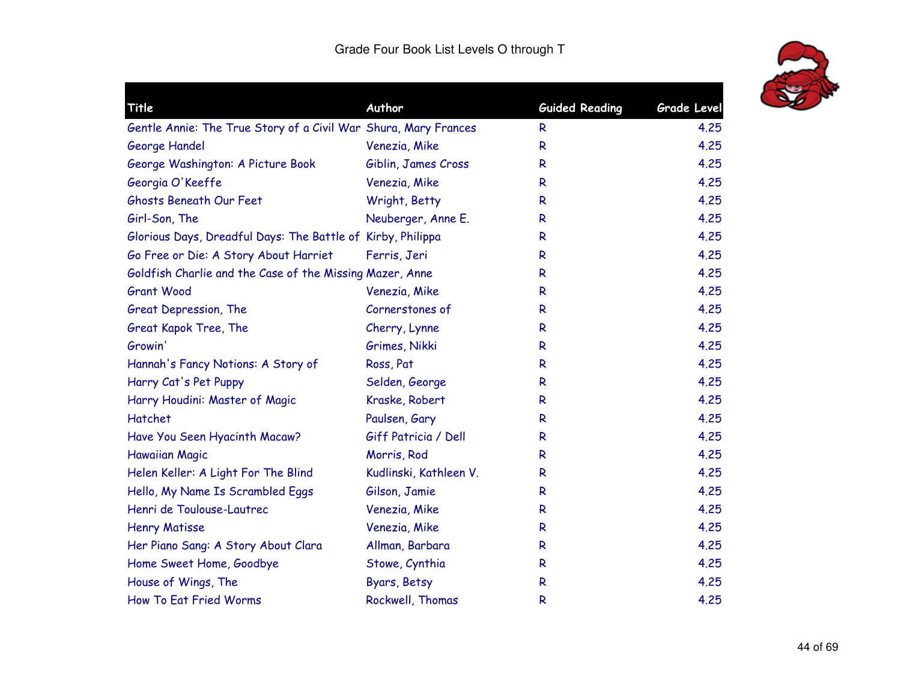Grade Four Book List Levels O through T

| Title | Author | Guided Reading | Grade Level |
|---|---|---|---|
| Gentle Annie: The True Story of a Civil War | Shura, Mary Frances | R | 4.25 |
| George Handel | Venezia, Mike | R | 4.25 |
| George Washington: A Picture Book | Giblin, James Cross | R | 4.25 |
| Georgia O'Keeffe | Venezia, Mike | R | 4.25 |
| Ghosts Beneath Our Feet | Wright, Betty | R | 4.25 |
| Girl-Son, The | Neuberger, Anne E. | R | 4.25 |
| Glorious Days, Dreadful Days: The Battle of | Kirby, Philippa | R | 4.25 |
| Go Free or Die: A Story About Harriet | Ferris, Jeri | R | 4.25 |
| Goldfish Charlie and the Case of the Missing | Mazer, Anne | R | 4.25 |
| Grant Wood | Venezia, Mike | R | 4.25 |
| Great Depression, The | Cornerstones of | R | 4.25 |
| Great Kapok Tree, The | Cherry, Lynne | R | 4.25 |
| Growin' | Grimes, Nikki | R | 4.25 |
| Hannah's Fancy Notions: A Story of | Ross, Pat | R | 4.25 |
| Harry Cat's Pet Puppy | Selden, George | R | 4.25 |
| Harry Houdini: Master of Magic | Kraske, Robert | R | 4.25 |
| Hatchet | Paulsen, Gary | R | 4.25 |
| Have You Seen Hyacinth Macaw? | Giff Patricia / Dell | R | 4.25 |
| Hawaiian Magic | Morris, Rod | R | 4.25 |
| Helen Keller: A Light For The Blind | Kudlinski, Kathleen V. | R | 4.25 |
| Hello, My Name Is Scrambled Eggs | Gilson, Jamie | R | 4.25 |
| Henri de Toulouse-Lautrec | Venezia, Mike | R | 4.25 |
| Henry Matisse | Venezia, Mike | R | 4.25 |
| Her Piano Sang: A Story About Clara | Allman, Barbara | R | 4.25 |
| Home Sweet Home, Goodbye | Stowe, Cynthia | R | 4.25 |
| House of Wings, The | Byars, Betsy | R | 4.25 |
| How To Eat Fried Worms | Rockwell, Thomas | R | 4.25 |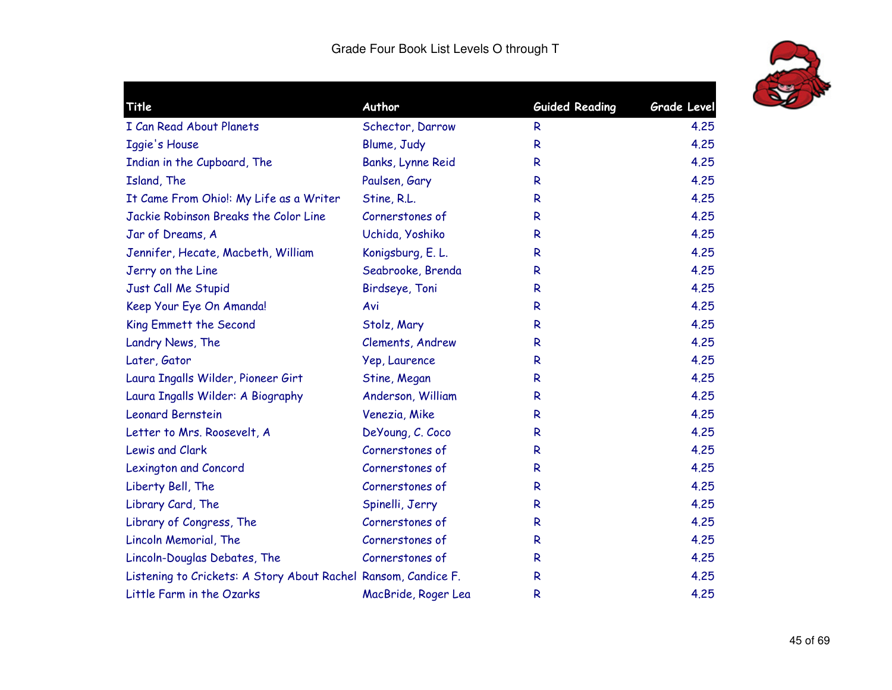# Grade Four Book List Levels O through T

| Title | Author | Guided Reading | Grade Level |
|---|---|---|---|
| I Can Read About Planets | Schector, Darrow | R | 4.25 |
| Iggie's House | Blume, Judy | R | 4.25 |
| Indian in the Cupboard, The | Banks, Lynne Reid | R | 4.25 |
| Island, The | Paulsen, Gary | R | 4.25 |
| It Came From Ohio!: My Life as a Writer | Stine, R.L. | R | 4.25 |
| Jackie Robinson Breaks the Color Line | Cornerstones of | R | 4.25 |
| Jar of Dreams, A | Uchida, Yoshiko | R | 4.25 |
| Jennifer, Hecate, Macbeth, William | Konigsburg, E. L. | R | 4.25 |
| Jerry on the Line | Seabrooke, Brenda | R | 4.25 |
| Just Call Me Stupid | Birdseye, Toni | R | 4.25 |
| Keep Your Eye On Amanda! | Avi | R | 4.25 |
| King Emmett the Second | Stolz, Mary | R | 4.25 |
| Landry News, The | Clements, Andrew | R | 4.25 |
| Later, Gator | Yep, Laurence | R | 4.25 |
| Laura Ingalls Wilder, Pioneer Girt | Stine, Megan | R | 4.25 |
| Laura Ingalls Wilder: A Biography | Anderson, William | R | 4.25 |
| Leonard Bernstein | Venezia, Mike | R | 4.25 |
| Letter to Mrs. Roosevelt, A | DeYoung, C. Coco | R | 4.25 |
| Lewis and Clark | Cornerstones of | R | 4.25 |
| Lexington and Concord | Cornerstones of | R | 4.25 |
| Liberty Bell, The | Cornerstones of | R | 4.25 |
| Library Card, The | Spinelli, Jerry | R | 4.25 |
| Library of Congress, The | Cornerstones of | R | 4.25 |
| Lincoln Memorial, The | Cornerstones of | R | 4.25 |
| Lincoln-Douglas Debates, The | Cornerstones of | R | 4.25 |
| Listening to Crickets: A Story About Rachel | Ransom, Candice F. | R | 4.25 |
| Little Farm in the Ozarks | MacBride, Roger Lea | R | 4.25 |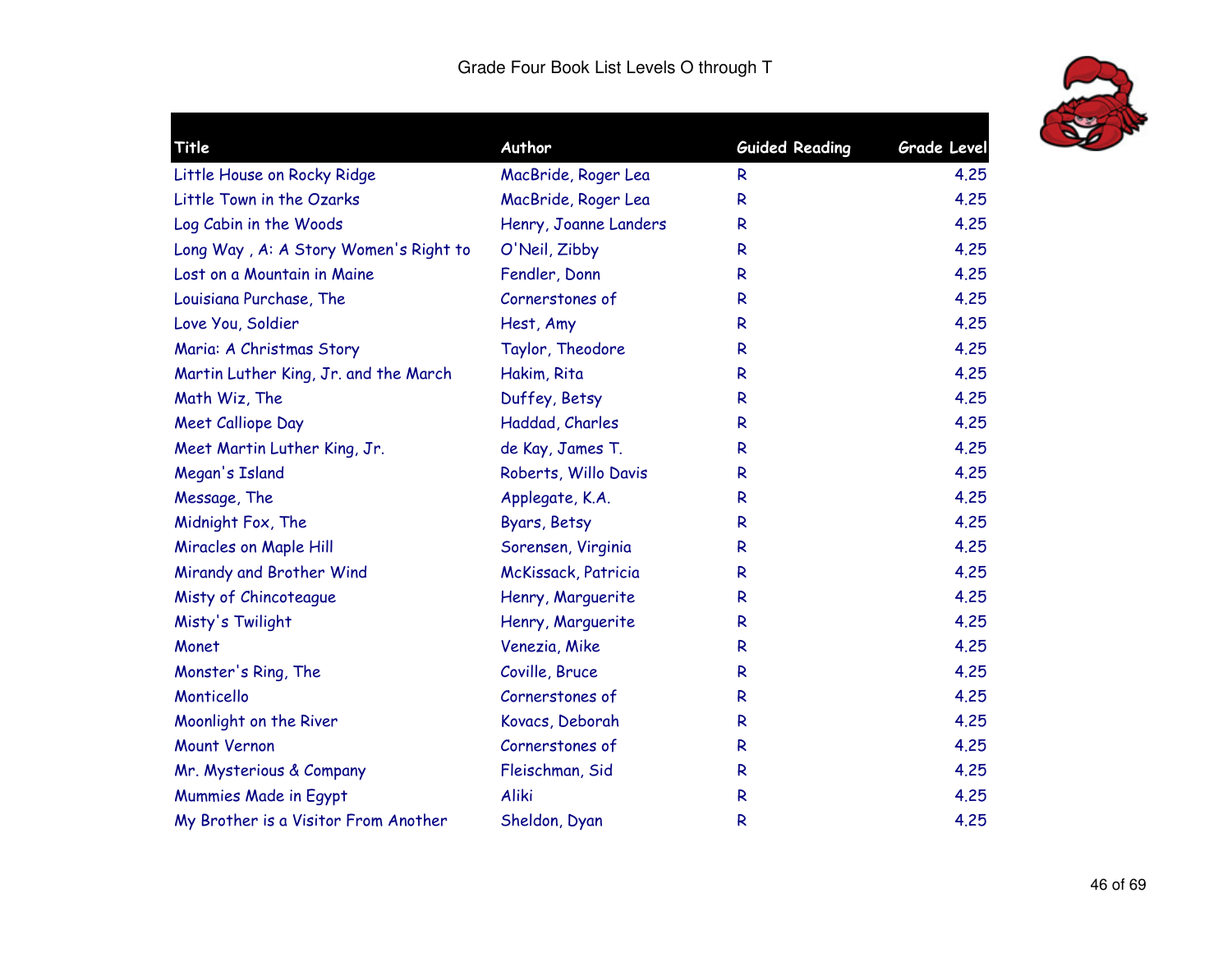# Grade Four Book List Levels O through T

| Title | Author | Guided Reading | Grade Level |
|---|---|---|---|
| Little House on Rocky Ridge | MacBride, Roger Lea | R | 4.25 |
| Little Town in the Ozarks | MacBride, Roger Lea | R | 4.25 |
| Log Cabin in the Woods | Henry, Joanne Landers | R | 4.25 |
| Long Way , A: A Story Women's Right to | O'Neil, Zibby | R | 4.25 |
| Lost on a Mountain in Maine | Fendler, Donn | R | 4.25 |
| Louisiana Purchase, The | Cornerstones of | R | 4.25 |
| Love You, Soldier | Hest, Amy | R | 4.25 |
| Maria: A Christmas Story | Taylor, Theodore | R | 4.25 |
| Martin Luther King, Jr. and the March | Hakim, Rita | R | 4.25 |
| Math Wiz, The | Duffey, Betsy | R | 4.25 |
| Meet Calliope Day | Haddad, Charles | R | 4.25 |
| Meet Martin Luther King, Jr. | de Kay, James T. | R | 4.25 |
| Megan's Island | Roberts, Willo Davis | R | 4.25 |
| Message, The | Applegate, K.A. | R | 4.25 |
| Midnight Fox, The | Byars, Betsy | R | 4.25 |
| Miracles on Maple Hill | Sorensen, Virginia | R | 4.25 |
| Mirandy and Brother Wind | McKissack, Patricia | R | 4.25 |
| Misty of Chincoteague | Henry, Marguerite | R | 4.25 |
| Misty's Twilight | Henry, Marguerite | R | 4.25 |
| Monet | Venezia, Mike | R | 4.25 |
| Monster's Ring, The | Coville, Bruce | R | 4.25 |
| Monticello | Cornerstones of | R | 4.25 |
| Moonlight on the River | Kovacs, Deborah | R | 4.25 |
| Mount Vernon | Cornerstones of | R | 4.25 |
| Mr. Mysterious & Company | Fleischman, Sid | R | 4.25 |
| Mummies Made in Egypt | Aliki | R | 4.25 |
| My Brother is a Visitor From Another | Sheldon, Dyan | R | 4.25 |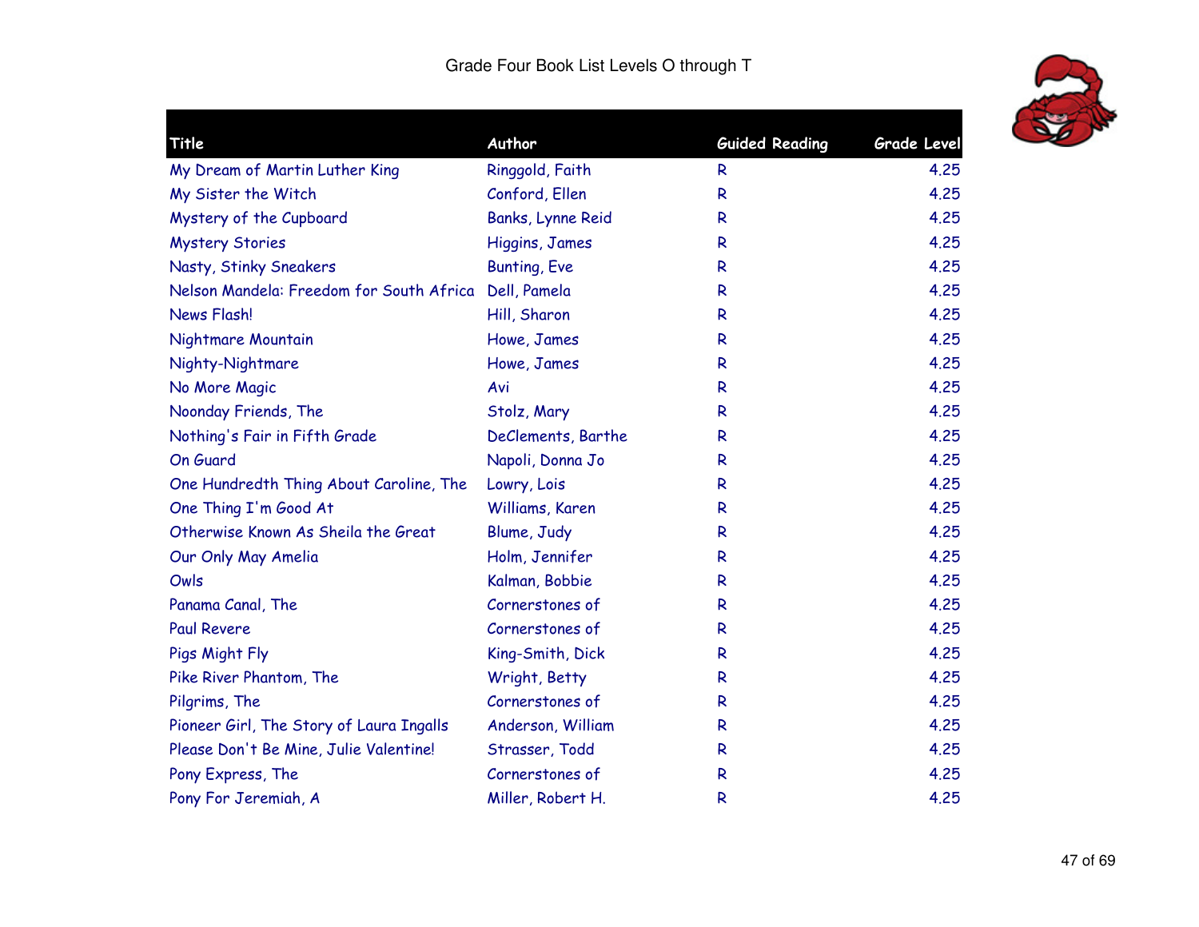Grade Four Book List Levels O through T

| Title | Author | Guided Reading | Grade Level |
|---|---|---|---|
| My Dream of Martin Luther King | Ringgold, Faith | R | 4.25 |
| My Sister the Witch | Conford, Ellen | R | 4.25 |
| Mystery of the Cupboard | Banks, Lynne Reid | R | 4.25 |
| Mystery Stories | Higgins, James | R | 4.25 |
| Nasty, Stinky Sneakers | Bunting, Eve | R | 4.25 |
| Nelson Mandela: Freedom for South Africa | Dell, Pamela | R | 4.25 |
| News Flash! | Hill, Sharon | R | 4.25 |
| Nightmare Mountain | Howe, James | R | 4.25 |
| Nighty-Nightmare | Howe, James | R | 4.25 |
| No More Magic | Avi | R | 4.25 |
| Noonday Friends, The | Stolz, Mary | R | 4.25 |
| Nothing's Fair in Fifth Grade | DeClements, Barthe | R | 4.25 |
| On Guard | Napoli, Donna Jo | R | 4.25 |
| One Hundredth Thing About Caroline, The | Lowry, Lois | R | 4.25 |
| One Thing I'm Good At | Williams, Karen | R | 4.25 |
| Otherwise Known As Sheila the Great | Blume, Judy | R | 4.25 |
| Our Only May Amelia | Holm, Jennifer | R | 4.25 |
| Owls | Kalman, Bobbie | R | 4.25 |
| Panama Canal, The | Cornerstones of | R | 4.25 |
| Paul Revere | Cornerstones of | R | 4.25 |
| Pigs Might Fly | King-Smith, Dick | R | 4.25 |
| Pike River Phantom, The | Wright, Betty | R | 4.25 |
| Pilgrims, The | Cornerstones of | R | 4.25 |
| Pioneer Girl, The Story of Laura Ingalls | Anderson, William | R | 4.25 |
| Please Don't Be Mine, Julie Valentine! | Strasser, Todd | R | 4.25 |
| Pony Express, The | Cornerstones of | R | 4.25 |
| Pony For Jeremiah, A | Miller, Robert H. | R | 4.25 |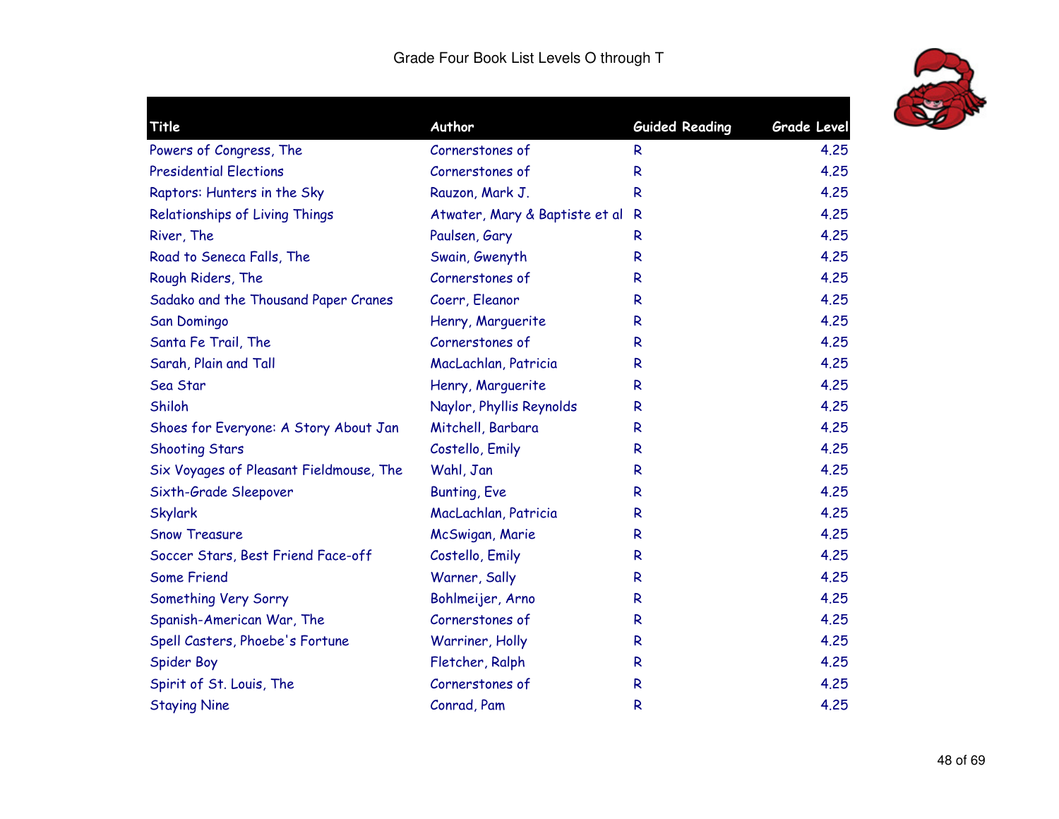# Grade Four Book List Levels O through T

| Title | Author | Guided Reading | Grade Level |
|---|---|---|---|
| Powers of Congress, The | Cornerstones of | R | 4.25 |
| Presidential Elections | Cornerstones of | R | 4.25 |
| Raptors: Hunters in the Sky | Rauzon, Mark J. | R | 4.25 |
| Relationships of Living Things | Atwater, Mary & Baptiste et al | R | 4.25 |
| River, The | Paulsen, Gary | R | 4.25 |
| Road to Seneca Falls, The | Swain, Gwenyth | R | 4.25 |
| Rough Riders, The | Cornerstones of | R | 4.25 |
| Sadako and the Thousand Paper Cranes | Coerr, Eleanor | R | 4.25 |
| San Domingo | Henry, Marguerite | R | 4.25 |
| Santa Fe Trail, The | Cornerstones of | R | 4.25 |
| Sarah, Plain and Tall | MacLachlan, Patricia | R | 4.25 |
| Sea Star | Henry, Marguerite | R | 4.25 |
| Shiloh | Naylor, Phyllis Reynolds | R | 4.25 |
| Shoes for Everyone: A Story About Jan | Mitchell, Barbara | R | 4.25 |
| Shooting Stars | Costello, Emily | R | 4.25 |
| Six Voyages of Pleasant Fieldmouse, The | Wahl, Jan | R | 4.25 |
| Sixth-Grade Sleepover | Bunting, Eve | R | 4.25 |
| Skylark | MacLachlan, Patricia | R | 4.25 |
| Snow Treasure | McSwigan, Marie | R | 4.25 |
| Soccer Stars, Best Friend Face-off | Costello, Emily | R | 4.25 |
| Some Friend | Warner, Sally | R | 4.25 |
| Something Very Sorry | Bohlmeijer, Arno | R | 4.25 |
| Spanish-American War, The | Cornerstones of | R | 4.25 |
| Spell Casters, Phoebe's Fortune | Warriner, Holly | R | 4.25 |
| Spider Boy | Fletcher, Ralph | R | 4.25 |
| Spirit of St. Louis, The | Cornerstones of | R | 4.25 |
| Staying Nine | Conrad, Pam | R | 4.25 |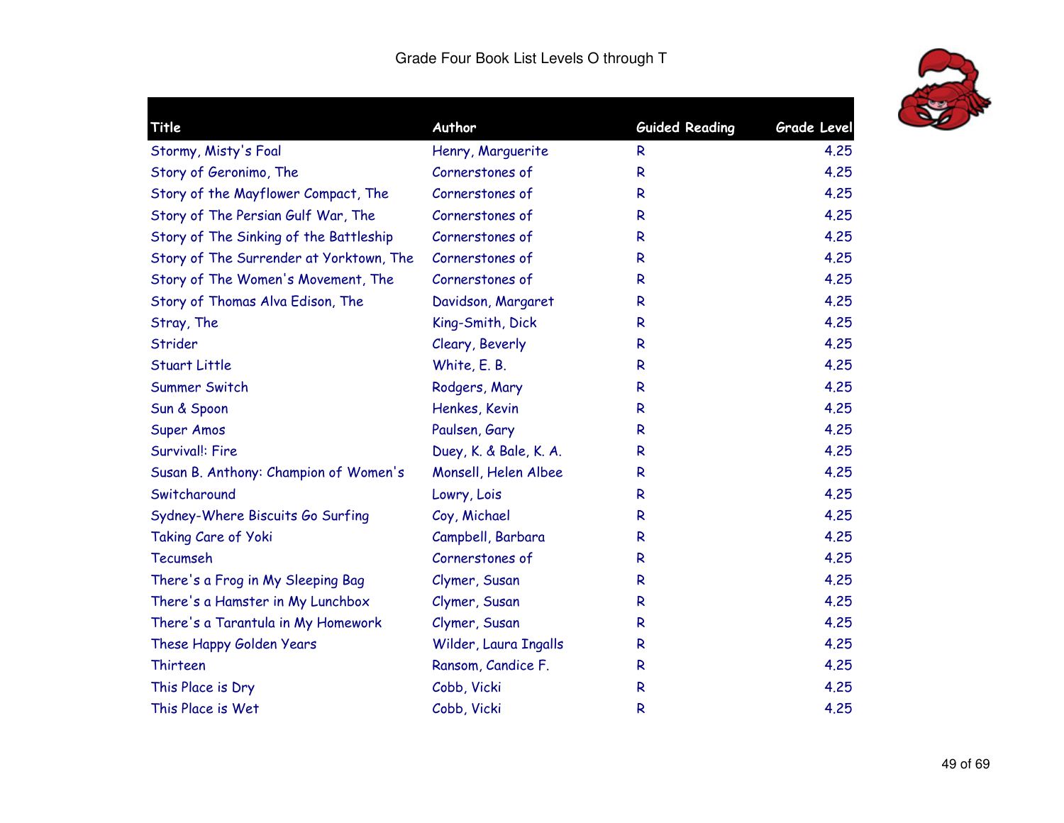# Grade Four Book List Levels O through T

| Title | Author | Guided Reading | Grade Level |
|---|---|---|---|
| Stormy, Misty's Foal | Henry, Marguerite | R | 4.25 |
| Story of Geronimo, The | Cornerstones of | R | 4.25 |
| Story of the Mayflower Compact, The | Cornerstones of | R | 4.25 |
| Story of The Persian Gulf War, The | Cornerstones of | R | 4.25 |
| Story of The Sinking of the Battleship | Cornerstones of | R | 4.25 |
| Story of The Surrender at Yorktown, The | Cornerstones of | R | 4.25 |
| Story of The Women's Movement, The | Cornerstones of | R | 4.25 |
| Story of Thomas Alva Edison, The | Davidson, Margaret | R | 4.25 |
| Stray, The | King-Smith, Dick | R | 4.25 |
| Strider | Cleary, Beverly | R | 4.25 |
| Stuart Little | White, E. B. | R | 4.25 |
| Summer Switch | Rodgers, Mary | R | 4.25 |
| Sun & Spoon | Henkes, Kevin | R | 4.25 |
| Super Amos | Paulsen, Gary | R | 4.25 |
| Survival!: Fire | Duey, K. & Bale, K. A. | R | 4.25 |
| Susan B. Anthony: Champion of Women's | Monsell, Helen Albee | R | 4.25 |
| Switcharound | Lowry, Lois | R | 4.25 |
| Sydney-Where Biscuits Go Surfing | Coy, Michael | R | 4.25 |
| Taking Care of Yoki | Campbell, Barbara | R | 4.25 |
| Tecumseh | Cornerstones of | R | 4.25 |
| There's a Frog in My Sleeping Bag | Clymer, Susan | R | 4.25 |
| There's a Hamster in My Lunchbox | Clymer, Susan | R | 4.25 |
| There's a Tarantula in My Homework | Clymer, Susan | R | 4.25 |
| These Happy Golden Years | Wilder, Laura Ingalls | R | 4.25 |
| Thirteen | Ransom, Candice F. | R | 4.25 |
| This Place is Dry | Cobb, Vicki | R | 4.25 |
| This Place is Wet | Cobb, Vicki | R | 4.25 |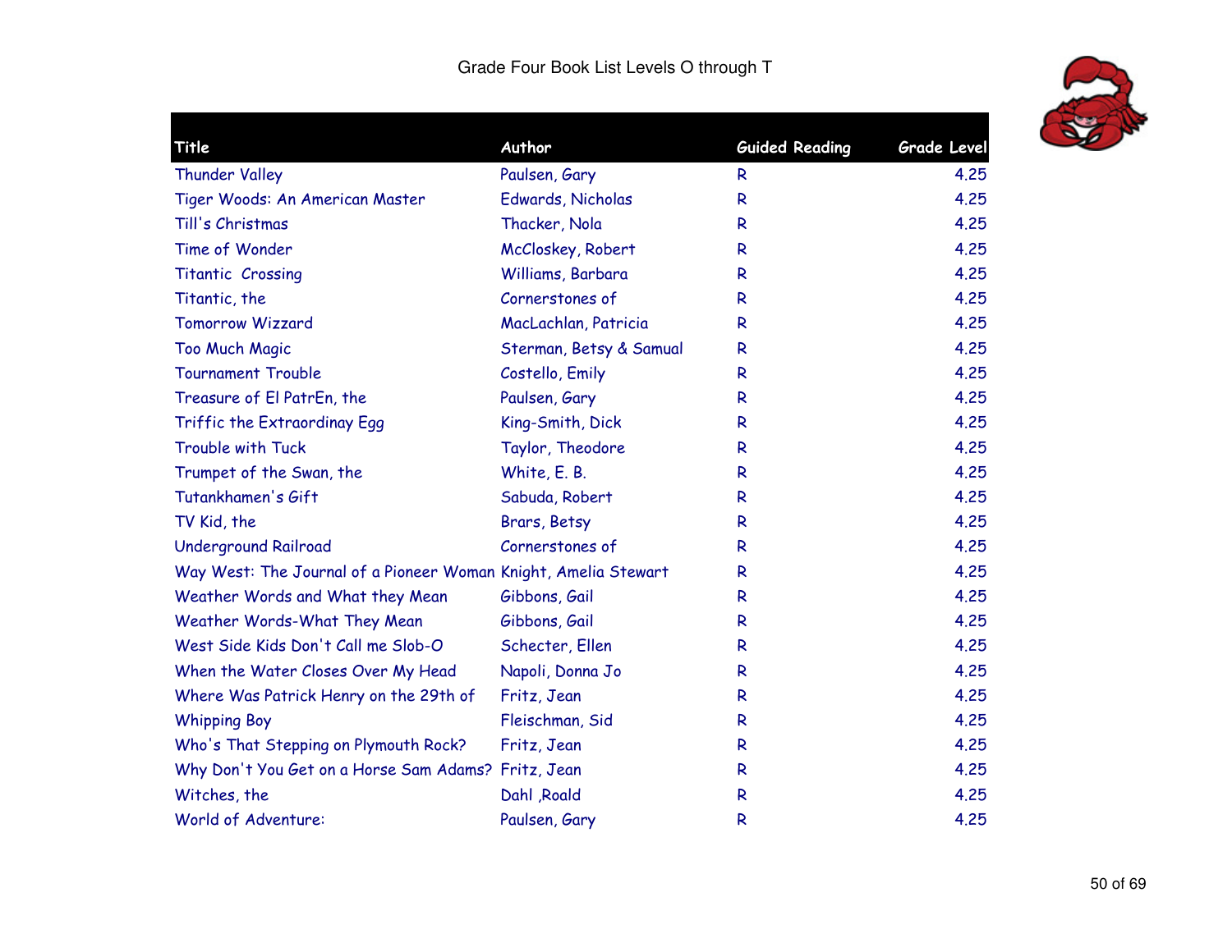Grade Four Book List Levels O through T

| Title | Author | Guided Reading | Grade Level |
|---|---|---|---|
| Thunder Valley | Paulsen, Gary | R | 4.25 |
| Tiger Woods: An American Master | Edwards, Nicholas | R | 4.25 |
| Till's Christmas | Thacker, Nola | R | 4.25 |
| Time of Wonder | McCloskey, Robert | R | 4.25 |
| Titantic  Crossing | Williams, Barbara | R | 4.25 |
| Titantic, the | Cornerstones of | R | 4.25 |
| Tomorrow Wizzard | MacLachlan, Patricia | R | 4.25 |
| Too Much Magic | Sterman, Betsy & Samual | R | 4.25 |
| Tournament Trouble | Costello, Emily | R | 4.25 |
| Treasure of El PatrEn, the | Paulsen, Gary | R | 4.25 |
| Triffic the Extraordinay Egg | King-Smith, Dick | R | 4.25 |
| Trouble with Tuck | Taylor, Theodore | R | 4.25 |
| Trumpet of the Swan, the | White, E. B. | R | 4.25 |
| Tutankhamen's Gift | Sabuda, Robert | R | 4.25 |
| TV Kid, the | Brars, Betsy | R | 4.25 |
| Underground Railroad | Cornerstones of | R | 4.25 |
| Way West: The Journal of a Pioneer Woman | Knight, Amelia Stewart | R | 4.25 |
| Weather Words and What they Mean | Gibbons, Gail | R | 4.25 |
| Weather Words-What They Mean | Gibbons, Gail | R | 4.25 |
| West Side Kids Don't Call me Slob-O | Schecter, Ellen | R | 4.25 |
| When the Water Closes Over My Head | Napoli, Donna Jo | R | 4.25 |
| Where Was Patrick Henry on the 29th of | Fritz, Jean | R | 4.25 |
| Whipping Boy | Fleischman, Sid | R | 4.25 |
| Who's That Stepping on Plymouth Rock? | Fritz, Jean | R | 4.25 |
| Why Don't You Get on a Horse Sam Adams? | Fritz, Jean | R | 4.25 |
| Witches, the | Dahl ,Roald | R | 4.25 |
| World of Adventure: | Paulsen, Gary | R | 4.25 |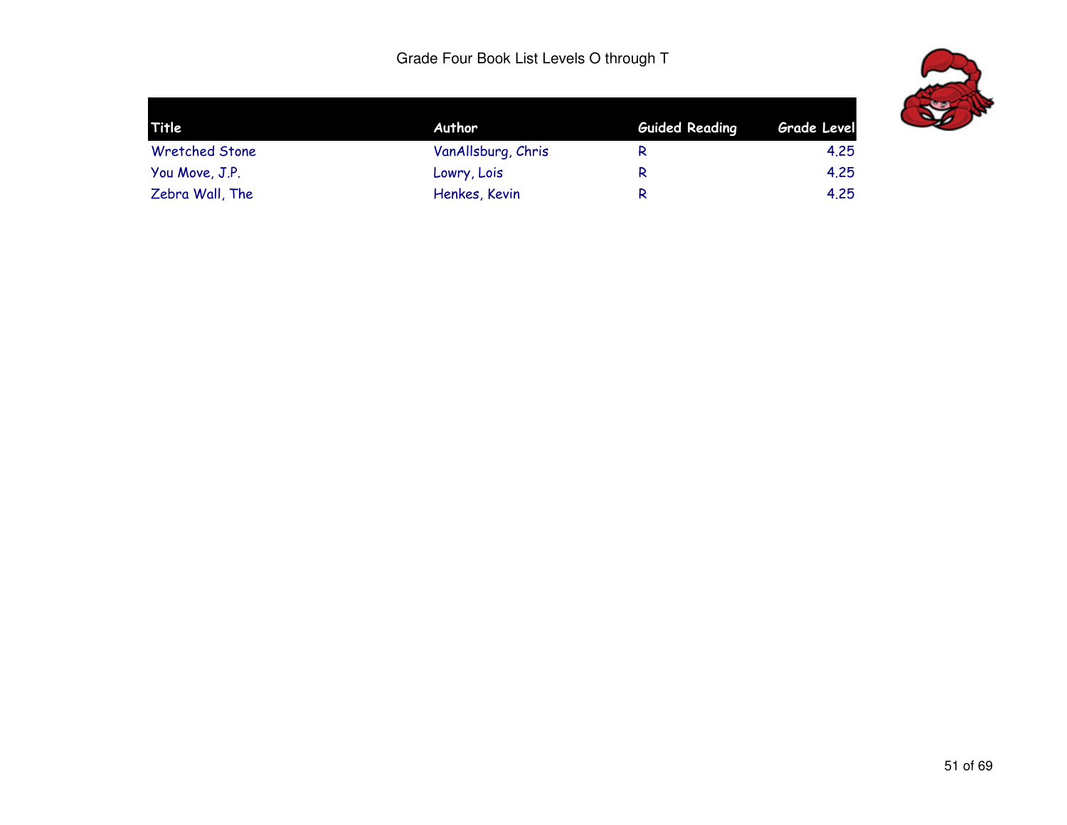Grade Four Book List Levels O through T

| Title | Author | Guided Reading | Grade Level |
| --- | --- | --- | --- |
| Wretched Stone | VanAllsburg, Chris | R | 4.25 |
| You Move, J.P. | Lowry, Lois | R | 4.25 |
| Zebra Wall, The | Henkes, Kevin | R | 4.25 |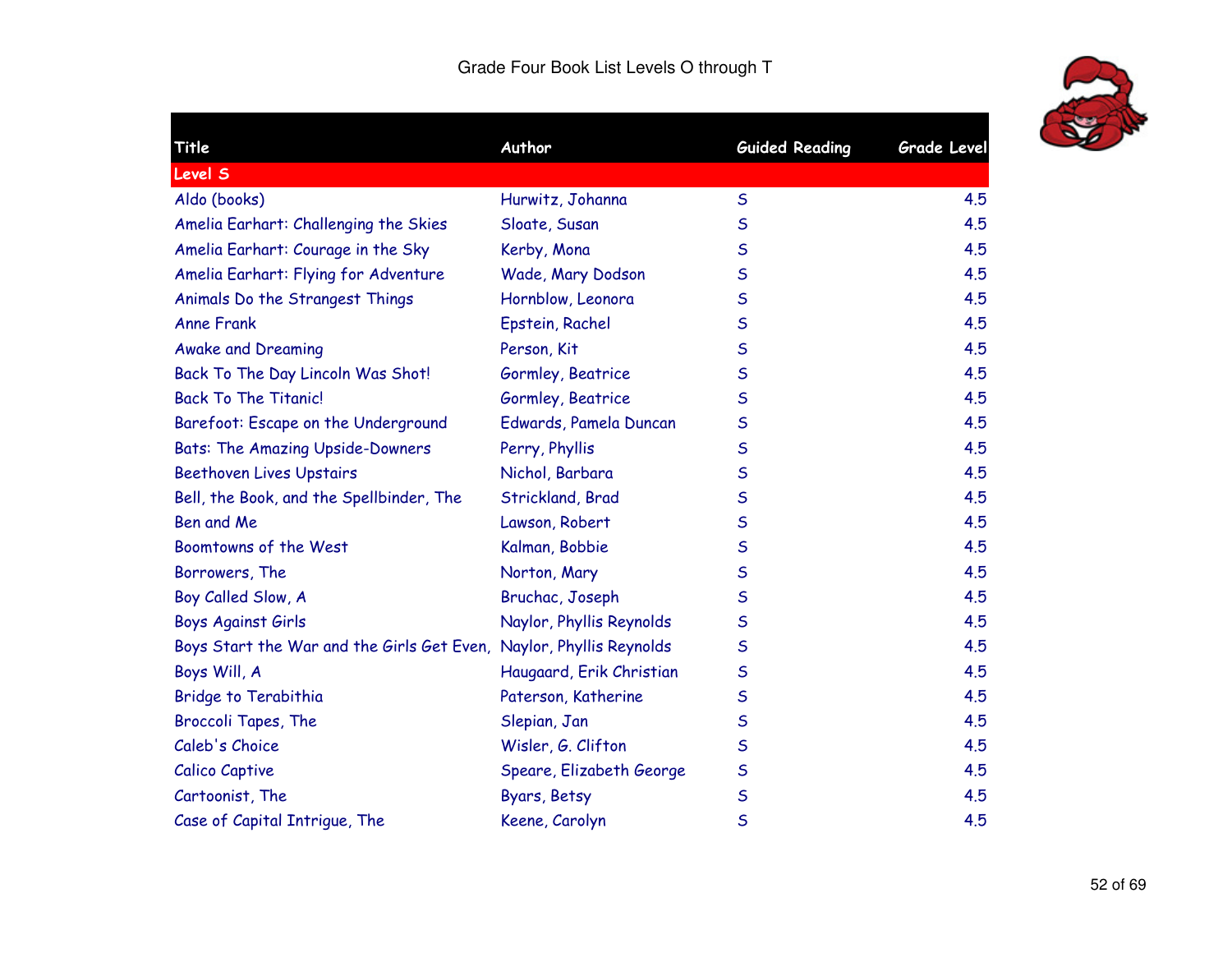# Grade Four Book List Levels O through T

| Title | Author | Guided Reading | Grade Level |
|---|---|---|---|
| **Level S** | | | |
| Aldo (books) | Hurwitz, Johanna | S | 4.5 |
| Amelia Earhart: Challenging the Skies | Sloate, Susan | S | 4.5 |
| Amelia Earhart: Courage in the Sky | Kerby, Mona | S | 4.5 |
| Amelia Earhart: Flying for Adventure | Wade, Mary Dodson | S | 4.5 |
| Animals Do the Strangest Things | Hornblow, Leonora | S | 4.5 |
| Anne Frank | Epstein, Rachel | S | 4.5 |
| Awake and Dreaming | Person, Kit | S | 4.5 |
| Back To The Day Lincoln Was Shot! | Gormley, Beatrice | S | 4.5 |
| Back To The Titanic! | Gormley, Beatrice | S | 4.5 |
| Barefoot: Escape on the Underground | Edwards, Pamela Duncan | S | 4.5 |
| Bats: The Amazing Upside-Downers | Perry, Phyllis | S | 4.5 |
| Beethoven Lives Upstairs | Nichol, Barbara | S | 4.5 |
| Bell, the Book, and the Spellbinder, The | Strickland, Brad | S | 4.5 |
| Ben and Me | Lawson, Robert | S | 4.5 |
| Boomtowns of the West | Kalman, Bobbie | S | 4.5 |
| Borrowers, The | Norton, Mary | S | 4.5 |
| Boy Called Slow, A | Bruchac, Joseph | S | 4.5 |
| Boys Against Girls | Naylor, Phyllis Reynolds | S | 4.5 |
| Boys Start the War and the Girls Get Even, | Naylor, Phyllis Reynolds | S | 4.5 |
| Boys Will, A | Haugaard, Erik Christian | S | 4.5 |
| Bridge to Terabithia | Paterson, Katherine | S | 4.5 |
| Broccoli Tapes, The | Slepian, Jan | S | 4.5 |
| Caleb's Choice | Wisler, G. Clifton | S | 4.5 |
| Calico Captive | Speare, Elizabeth George | S | 4.5 |
| Cartoonist, The | Byars, Betsy | S | 4.5 |
| Case of Capital Intrigue, The | Keene, Carolyn | S | 4.5 |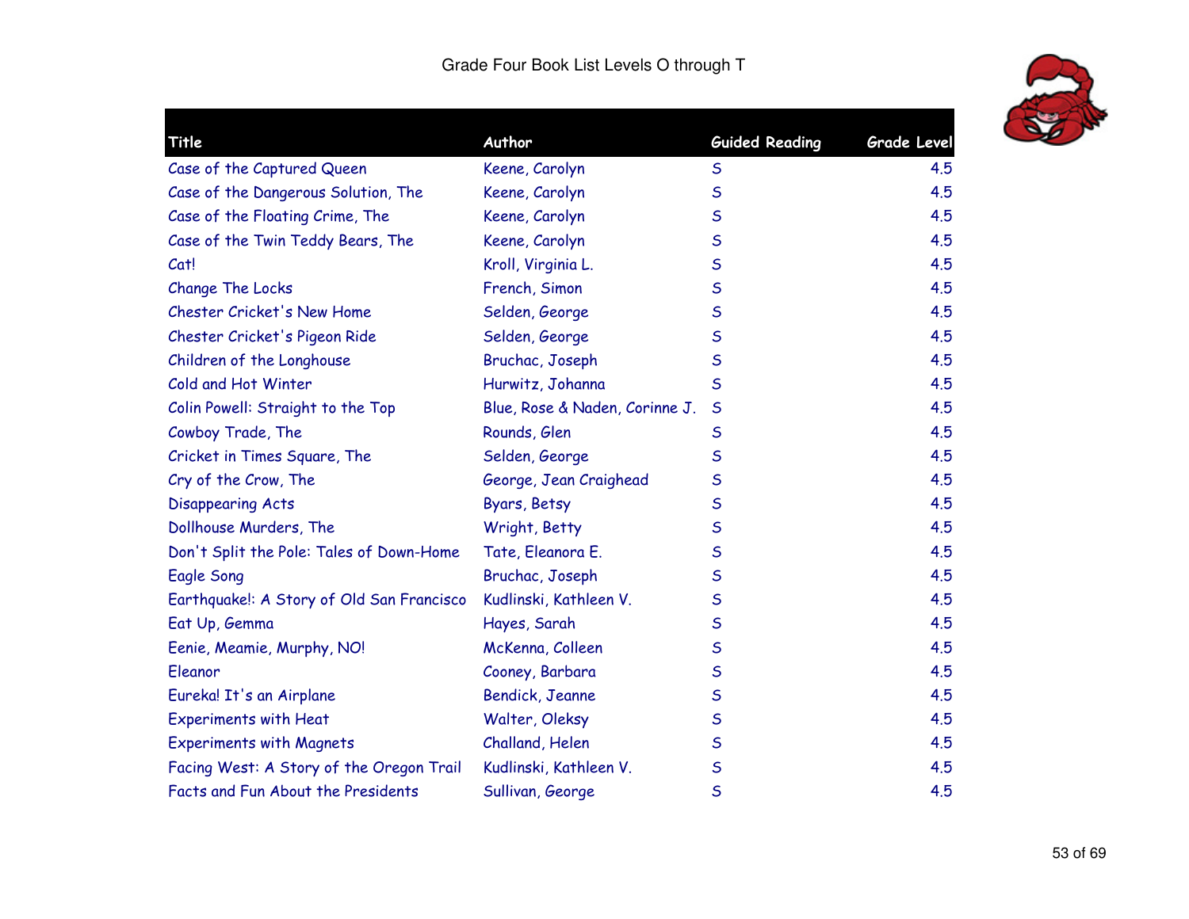Grade Four Book List Levels O through T

| Title | Author | Guided Reading | Grade Level |
|---|---|---|---|
| Case of the Captured Queen | Keene, Carolyn | S | 4.5 |
| Case of the Dangerous Solution, The | Keene, Carolyn | S | 4.5 |
| Case of the Floating Crime, The | Keene, Carolyn | S | 4.5 |
| Case of the Twin Teddy Bears, The | Keene, Carolyn | S | 4.5 |
| Cat! | Kroll, Virginia L. | S | 4.5 |
| Change The Locks | French, Simon | S | 4.5 |
| Chester Cricket's New Home | Selden, George | S | 4.5 |
| Chester Cricket's Pigeon Ride | Selden, George | S | 4.5 |
| Children of the Longhouse | Bruchac, Joseph | S | 4.5 |
| Cold and Hot Winter | Hurwitz, Johanna | S | 4.5 |
| Colin Powell: Straight to the Top | Blue, Rose & Naden, Corinne J. | S | 4.5 |
| Cowboy Trade, The | Rounds, Glen | S | 4.5 |
| Cricket in Times Square, The | Selden, George | S | 4.5 |
| Cry of the Crow, The | George, Jean Craighead | S | 4.5 |
| Disappearing Acts | Byars, Betsy | S | 4.5 |
| Dollhouse Murders, The | Wright, Betty | S | 4.5 |
| Don't Split the Pole: Tales of Down-Home | Tate, Eleanora E. | S | 4.5 |
| Eagle Song | Bruchac, Joseph | S | 4.5 |
| Earthquake!: A Story of Old San Francisco | Kudlinski, Kathleen V. | S | 4.5 |
| Eat Up, Gemma | Hayes, Sarah | S | 4.5 |
| Eenie, Meamie, Murphy, NO! | McKenna, Colleen | S | 4.5 |
| Eleanor | Cooney, Barbara | S | 4.5 |
| Eureka! It's an Airplane | Bendick, Jeanne | S | 4.5 |
| Experiments with Heat | Walter, Oleksy | S | 4.5 |
| Experiments with Magnets | Challand, Helen | S | 4.5 |
| Facing West: A Story of the Oregon Trail | Kudlinski, Kathleen V. | S | 4.5 |
| Facts and Fun About the Presidents | Sullivan, George | S | 4.5 |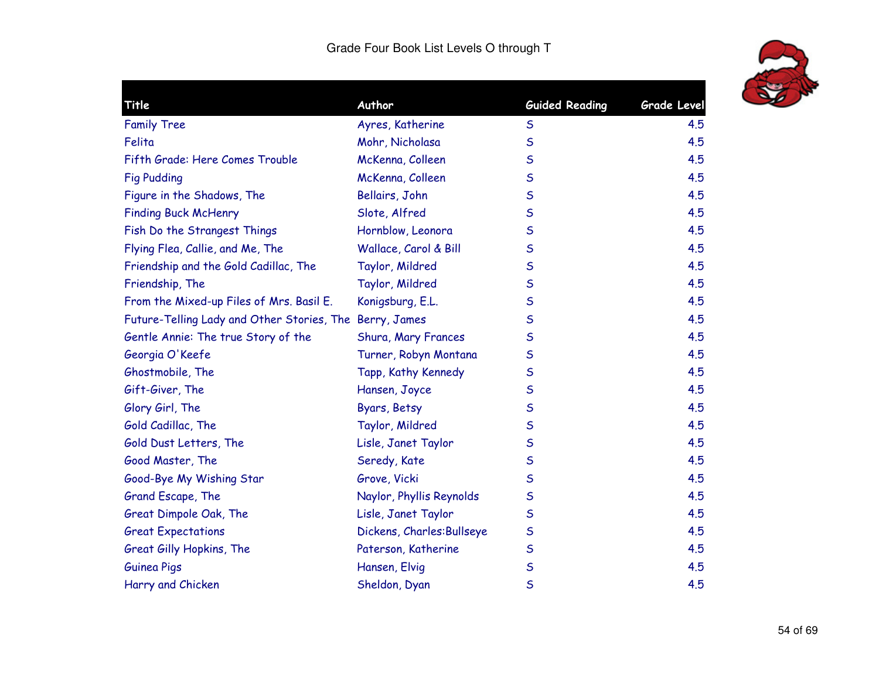Grade Four Book List Levels O through T

| Title | Author | Guided Reading | Grade Level |
|---|---|---|---|
| Family Tree | Ayres, Katherine | S | 4.5 |
| Felita | Mohr, Nicholasa | S | 4.5 |
| Fifth Grade: Here Comes Trouble | McKenna, Colleen | S | 4.5 |
| Fig Pudding | McKenna, Colleen | S | 4.5 |
| Figure in the Shadows, The | Bellairs, John | S | 4.5 |
| Finding Buck McHenry | Slote, Alfred | S | 4.5 |
| Fish Do the Strangest Things | Hornblow, Leonora | S | 4.5 |
| Flying Flea, Callie, and Me, The | Wallace, Carol & Bill | S | 4.5 |
| Friendship and the Gold Cadillac, The | Taylor, Mildred | S | 4.5 |
| Friendship, The | Taylor, Mildred | S | 4.5 |
| From the Mixed-up Files of Mrs. Basil E. | Konigsburg, E.L. | S | 4.5 |
| Future-Telling Lady and Other Stories, The | Berry, James | S | 4.5 |
| Gentle Annie: The true Story of the | Shura, Mary Frances | S | 4.5 |
| Georgia O'Keefe | Turner, Robyn Montana | S | 4.5 |
| Ghostmobile, The | Tapp, Kathy Kennedy | S | 4.5 |
| Gift-Giver, The | Hansen, Joyce | S | 4.5 |
| Glory Girl, The | Byars, Betsy | S | 4.5 |
| Gold Cadillac, The | Taylor, Mildred | S | 4.5 |
| Gold Dust Letters, The | Lisle, Janet Taylor | S | 4.5 |
| Good Master, The | Seredy, Kate | S | 4.5 |
| Good-Bye My Wishing Star | Grove, Vicki | S | 4.5 |
| Grand Escape, The | Naylor, Phyllis Reynolds | S | 4.5 |
| Great Dimpole Oak, The | Lisle, Janet Taylor | S | 4.5 |
| Great Expectations | Dickens, Charles:Bullseye | S | 4.5 |
| Great Gilly Hopkins, The | Paterson, Katherine | S | 4.5 |
| Guinea Pigs | Hansen, Elvig | S | 4.5 |
| Harry and Chicken | Sheldon, Dyan | S | 4.5 |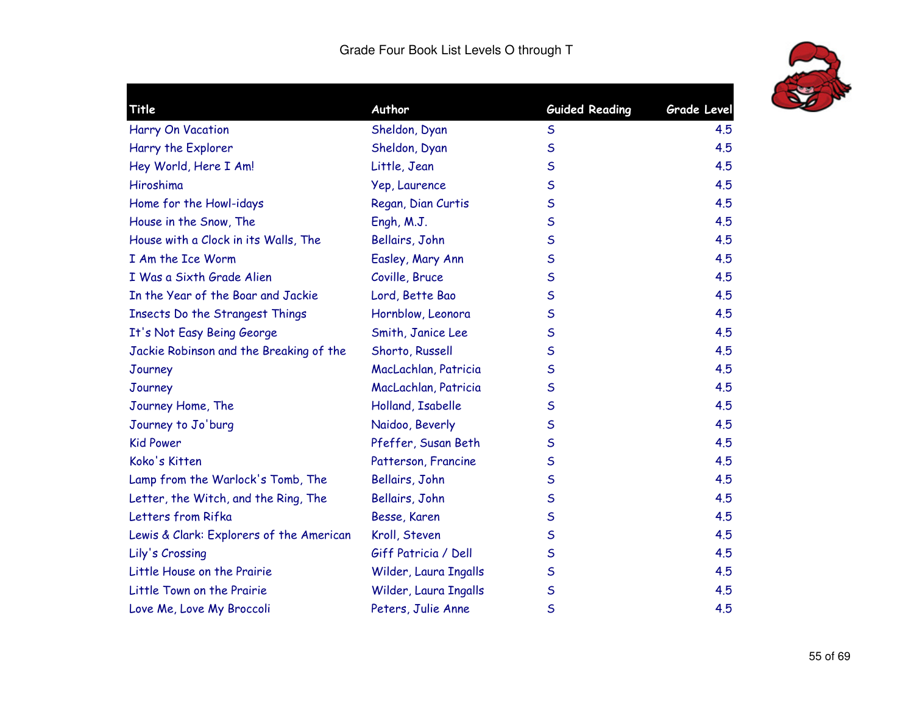# Grade Four Book List Levels O through T

| Title | Author | Guided Reading | Grade Level |
|---|---|---|---|
| Harry On Vacation | Sheldon, Dyan | S | 4.5 |
| Harry the Explorer | Sheldon, Dyan | S | 4.5 |
| Hey World, Here I Am! | Little, Jean | S | 4.5 |
| Hiroshima | Yep, Laurence | S | 4.5 |
| Home for the Howl-idays | Regan, Dian Curtis | S | 4.5 |
| House in the Snow, The | Engh, M.J. | S | 4.5 |
| House with a Clock in its Walls, The | Bellairs, John | S | 4.5 |
| I Am the Ice Worm | Easley, Mary Ann | S | 4.5 |
| I Was a Sixth Grade Alien | Coville, Bruce | S | 4.5 |
| In the Year of the Boar and Jackie | Lord, Bette Bao | S | 4.5 |
| Insects Do the Strangest Things | Hornblow, Leonora | S | 4.5 |
| It's Not Easy Being George | Smith, Janice Lee | S | 4.5 |
| Jackie Robinson and the Breaking of the | Shorto, Russell | S | 4.5 |
| Journey | MacLachlan, Patricia | S | 4.5 |
| Journey | MacLachlan, Patricia | S | 4.5 |
| Journey Home, The | Holland, Isabelle | S | 4.5 |
| Journey to Jo'burg | Naidoo, Beverly | S | 4.5 |
| Kid Power | Pfeffer, Susan Beth | S | 4.5 |
| Koko's Kitten | Patterson, Francine | S | 4.5 |
| Lamp from the Warlock's Tomb, The | Bellairs, John | S | 4.5 |
| Letter, the Witch, and the Ring, The | Bellairs, John | S | 4.5 |
| Letters from Rifka | Besse, Karen | S | 4.5 |
| Lewis & Clark: Explorers of the American | Kroll, Steven | S | 4.5 |
| Lily's Crossing | Giff Patricia / Dell | S | 4.5 |
| Little House on the Prairie | Wilder, Laura Ingalls | S | 4.5 |
| Little Town on the Prairie | Wilder, Laura Ingalls | S | 4.5 |
| Love Me, Love My Broccoli | Peters, Julie Anne | S | 4.5 |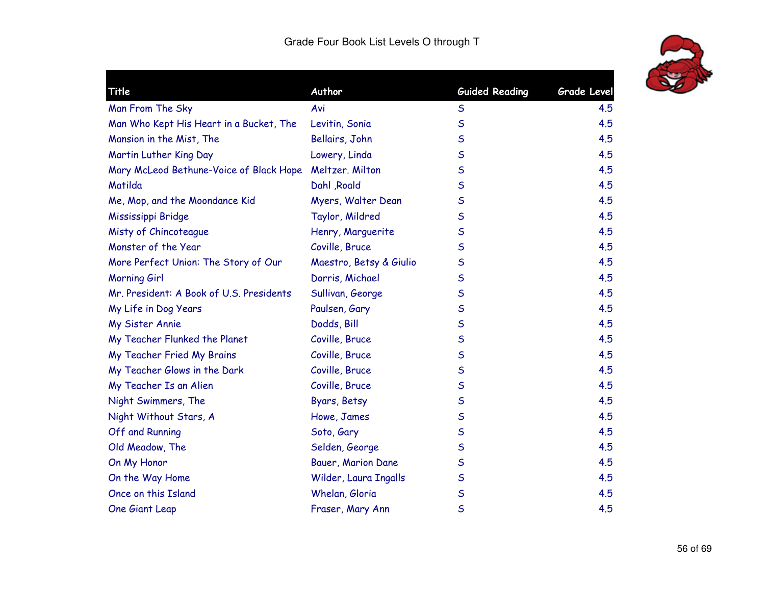Grade Four Book List Levels O through T

| Title | Author | Guided Reading | Grade Level |
|---|---|---|---|
| Man From The Sky | Avi | S | 4.5 |
| Man Who Kept His Heart in a Bucket, The | Levitin, Sonia | S | 4.5 |
| Mansion in the Mist, The | Bellairs, John | S | 4.5 |
| Martin Luther King Day | Lowery, Linda | S | 4.5 |
| Mary McLeod Bethune-Voice of Black Hope | Meltzer. Milton | S | 4.5 |
| Matilda | Dahl ,Roald | S | 4.5 |
| Me, Mop, and the Moondance Kid | Myers, Walter Dean | S | 4.5 |
| Mississippi Bridge | Taylor, Mildred | S | 4.5 |
| Misty of Chincoteague | Henry, Marguerite | S | 4.5 |
| Monster of the Year | Coville, Bruce | S | 4.5 |
| More Perfect Union: The Story of Our | Maestro, Betsy & Giulio | S | 4.5 |
| Morning Girl | Dorris, Michael | S | 4.5 |
| Mr. President: A Book of U.S. Presidents | Sullivan, George | S | 4.5 |
| My Life in Dog Years | Paulsen, Gary | S | 4.5 |
| My Sister Annie | Dodds, Bill | S | 4.5 |
| My Teacher Flunked the Planet | Coville, Bruce | S | 4.5 |
| My Teacher Fried My Brains | Coville, Bruce | S | 4.5 |
| My Teacher Glows in the Dark | Coville, Bruce | S | 4.5 |
| My Teacher Is an Alien | Coville, Bruce | S | 4.5 |
| Night Swimmers, The | Byars, Betsy | S | 4.5 |
| Night Without Stars, A | Howe, James | S | 4.5 |
| Off and Running | Soto, Gary | S | 4.5 |
| Old Meadow, The | Selden, George | S | 4.5 |
| On My Honor | Bauer, Marion Dane | S | 4.5 |
| On the Way Home | Wilder, Laura Ingalls | S | 4.5 |
| Once on this Island | Whelan, Gloria | S | 4.5 |
| One Giant Leap | Fraser, Mary Ann | S | 4.5 |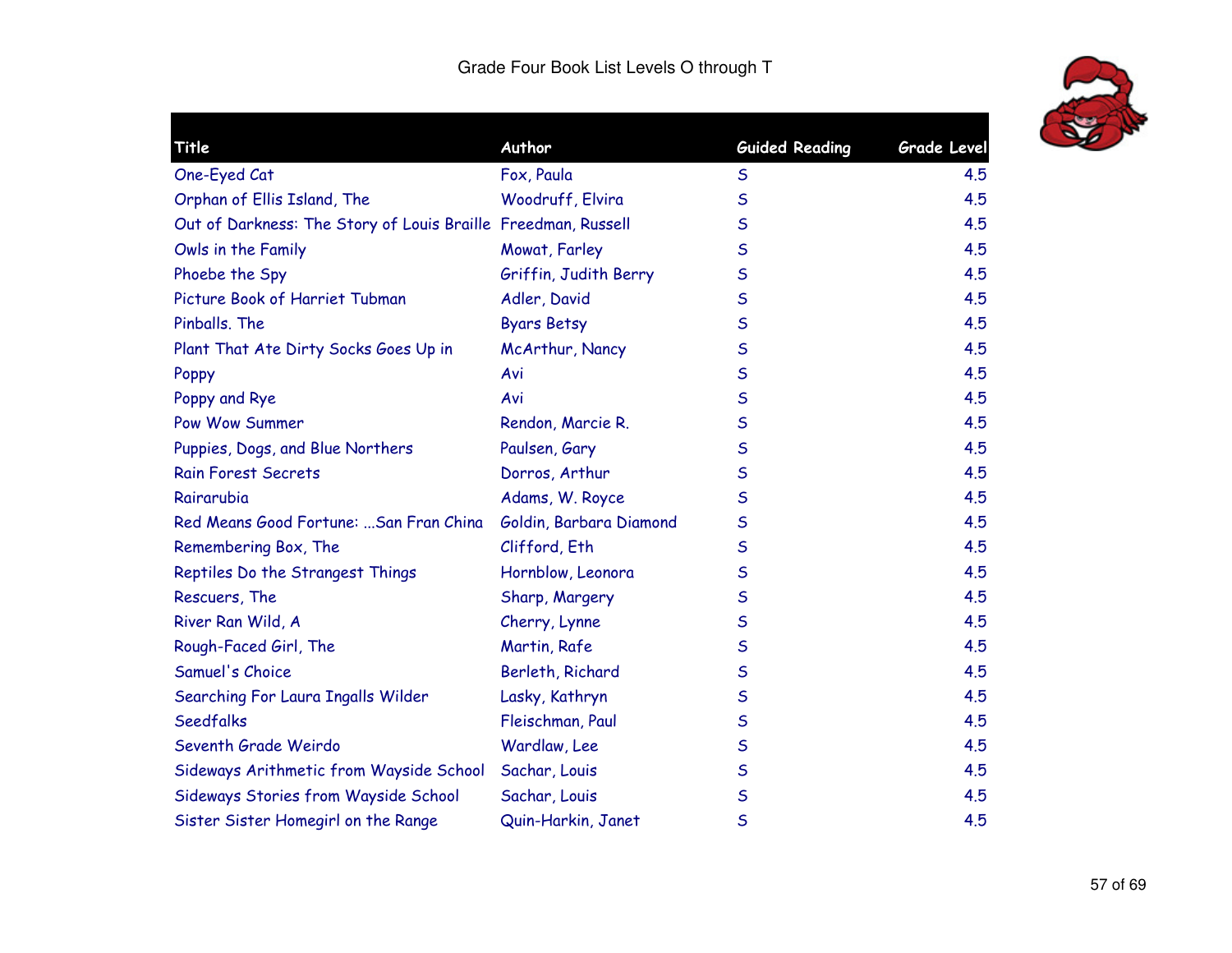Grade Four Book List Levels O through T

| Title | Author | Guided Reading | Grade Level |
|---|---|---|---|
| One-Eyed Cat | Fox, Paula | S | 4.5 |
| Orphan of Ellis Island, The | Woodruff, Elvira | S | 4.5 |
| Out of Darkness: The Story of Louis Braille | Freedman, Russell | S | 4.5 |
| Owls in the Family | Mowat, Farley | S | 4.5 |
| Phoebe the Spy | Griffin, Judith Berry | S | 4.5 |
| Picture Book of Harriet Tubman | Adler, David | S | 4.5 |
| Pinballs. The | Byars Betsy | S | 4.5 |
| Plant That Ate Dirty Socks Goes Up in | McArthur, Nancy | S | 4.5 |
| Poppy | Avi | S | 4.5 |
| Poppy and Rye | Avi | S | 4.5 |
| Pow Wow Summer | Rendon, Marcie R. | S | 4.5 |
| Puppies, Dogs, and Blue Northers | Paulsen, Gary | S | 4.5 |
| Rain Forest Secrets | Dorros, Arthur | S | 4.5 |
| Rairarubia | Adams, W. Royce | S | 4.5 |
| Red Means Good Fortune: ...San Fran China | Goldin, Barbara Diamond | S | 4.5 |
| Remembering Box, The | Clifford, Eth | S | 4.5 |
| Reptiles Do the Strangest Things | Hornblow, Leonora | S | 4.5 |
| Rescuers, The | Sharp, Margery | S | 4.5 |
| River Ran Wild, A | Cherry, Lynne | S | 4.5 |
| Rough-Faced Girl, The | Martin, Rafe | S | 4.5 |
| Samuel's Choice | Berleth, Richard | S | 4.5 |
| Searching For Laura Ingalls Wilder | Lasky, Kathryn | S | 4.5 |
| Seedfalks | Fleischman, Paul | S | 4.5 |
| Seventh Grade Weirdo | Wardlaw, Lee | S | 4.5 |
| Sideways Arithmetic from Wayside School | Sachar, Louis | S | 4.5 |
| Sideways Stories from Wayside School | Sachar, Louis | S | 4.5 |
| Sister Sister Homegirl on the Range | Quin-Harkin, Janet | S | 4.5 |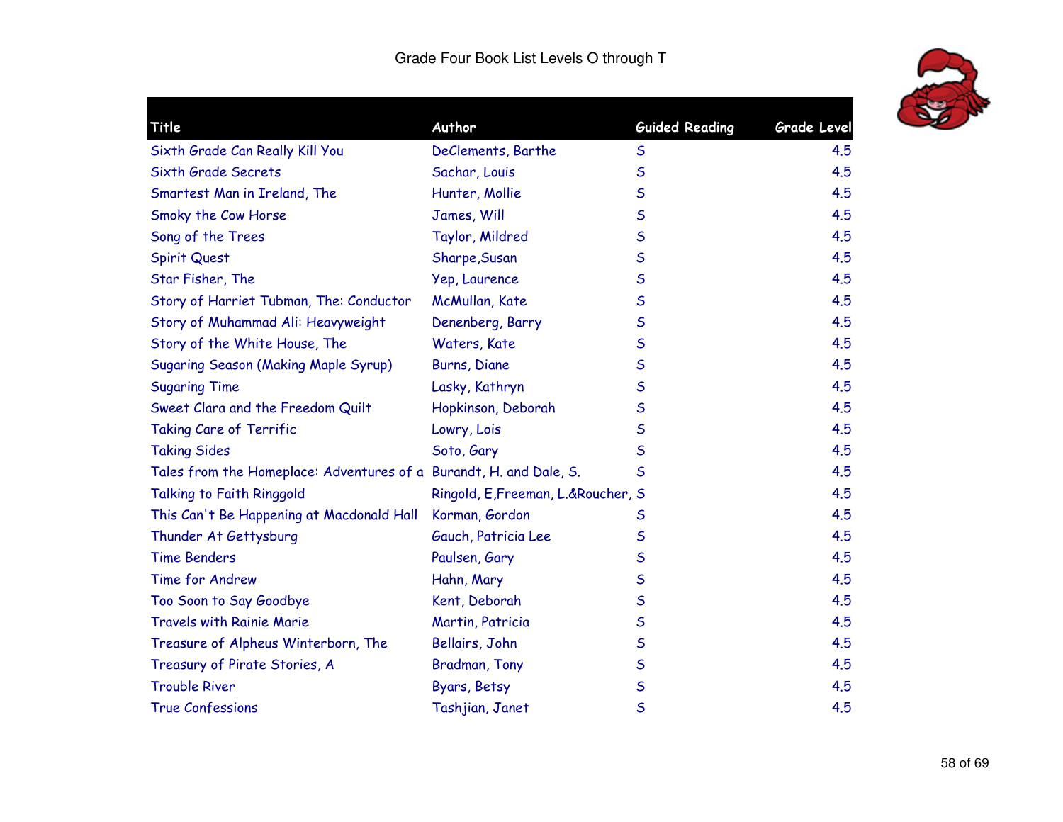Grade Four Book List Levels O through T

| Title | Author | Guided Reading | Grade Level |
| --- | --- | --- | --- |
| Sixth Grade Can Really Kill You | DeClements, Barthe | S | 4.5 |
| Sixth Grade Secrets | Sachar, Louis | S | 4.5 |
| Smartest Man in Ireland, The | Hunter, Mollie | S | 4.5 |
| Smoky the Cow Horse | James, Will | S | 4.5 |
| Song of the Trees | Taylor, Mildred | S | 4.5 |
| Spirit Quest | Sharpe,Susan | S | 4.5 |
| Star Fisher, The | Yep, Laurence | S | 4.5 |
| Story of Harriet Tubman, The: Conductor | McMullan, Kate | S | 4.5 |
| Story of Muhammad Ali: Heavyweight | Denenberg, Barry | S | 4.5 |
| Story of the White House, The | Waters, Kate | S | 4.5 |
| Sugaring Season (Making Maple Syrup) | Burns, Diane | S | 4.5 |
| Sugaring Time | Lasky, Kathryn | S | 4.5 |
| Sweet Clara and the Freedom Quilt | Hopkinson, Deborah | S | 4.5 |
| Taking Care of Terrific | Lowry, Lois | S | 4.5 |
| Taking Sides | Soto, Gary | S | 4.5 |
| Tales from the Homeplace: Adventures of a | Burandt, H. and Dale, S. | S | 4.5 |
| Talking to Faith Ringgold | Ringold, E,Freeman, L.&Roucher, | S | 4.5 |
| This Can't Be Happening at Macdonald Hall | Korman, Gordon | S | 4.5 |
| Thunder At Gettysburg | Gauch, Patricia Lee | S | 4.5 |
| Time Benders | Paulsen, Gary | S | 4.5 |
| Time for Andrew | Hahn, Mary | S | 4.5 |
| Too Soon to Say Goodbye | Kent, Deborah | S | 4.5 |
| Travels with Rainie Marie | Martin, Patricia | S | 4.5 |
| Treasure of Alpheus Winterborn, The | Bellairs, John | S | 4.5 |
| Treasury of Pirate Stories, A | Bradman, Tony | S | 4.5 |
| Trouble River | Byars, Betsy | S | 4.5 |
| True Confessions | Tashjian, Janet | S | 4.5 |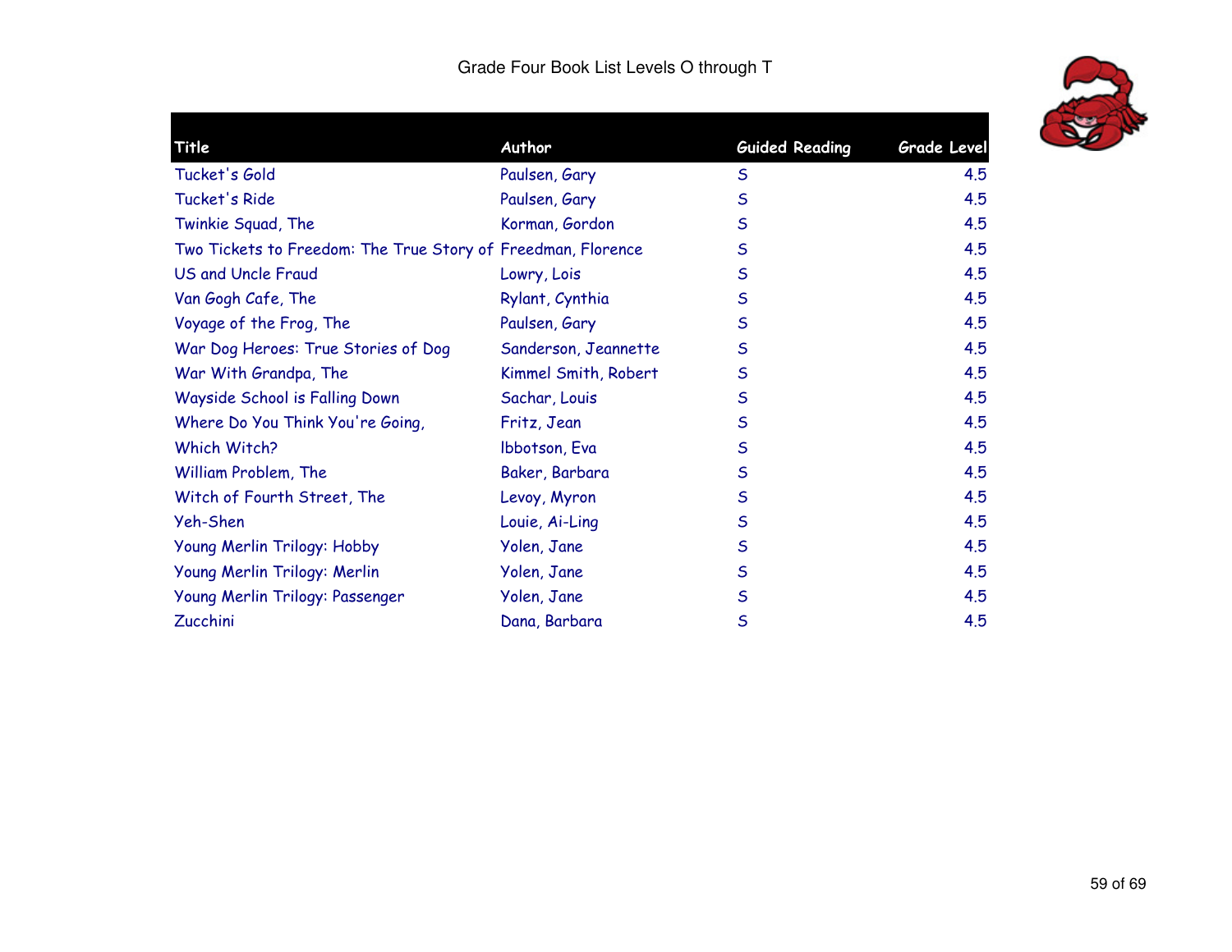Grade Four Book List Levels O through T

| Title | Author | Guided Reading | Grade Level |
|---|---|---|---|
| Tucket's Gold | Paulsen, Gary | S | 4.5 |
| Tucket's Ride | Paulsen, Gary | S | 4.5 |
| Twinkie Squad, The | Korman, Gordon | S | 4.5 |
| Two Tickets to Freedom: The True Story of | Freedman, Florence | S | 4.5 |
| US and Uncle Fraud | Lowry, Lois | S | 4.5 |
| Van Gogh Cafe, The | Rylant, Cynthia | S | 4.5 |
| Voyage of the Frog, The | Paulsen, Gary | S | 4.5 |
| War Dog Heroes: True Stories of Dog | Sanderson, Jeannette | S | 4.5 |
| War With Grandpa, The | Kimmel Smith, Robert | S | 4.5 |
| Wayside School is Falling Down | Sachar, Louis | S | 4.5 |
| Where Do You Think You're Going, | Fritz, Jean | S | 4.5 |
| Which Witch? | Ibbotson, Eva | S | 4.5 |
| William Problem, The | Baker, Barbara | S | 4.5 |
| Witch of Fourth Street, The | Levoy, Myron | S | 4.5 |
| Yeh-Shen | Louie, Ai-Ling | S | 4.5 |
| Young Merlin Trilogy: Hobby | Yolen, Jane | S | 4.5 |
| Young Merlin Trilogy: Merlin | Yolen, Jane | S | 4.5 |
| Young Merlin Trilogy: Passenger | Yolen, Jane | S | 4.5 |
| Zucchini | Dana, Barbara | S | 4.5 |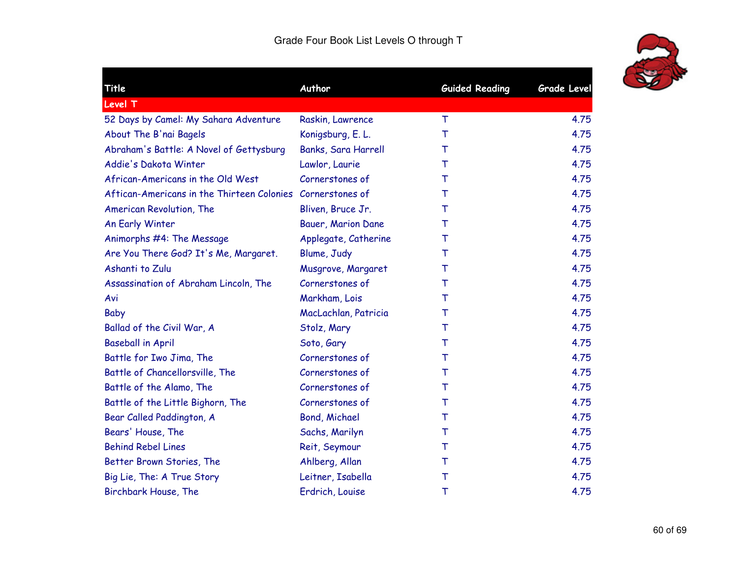# Grade Four Book List Levels O through T

| Title | Author | Guided Reading | Grade Level |
|---|---|---|---|
| **Level T** | | | |
| 52 Days by Camel: My Sahara Adventure | Raskin, Lawrence | T | 4.75 |
| About The B'nai Bagels | Konigsburg, E. L. | T | 4.75 |
| Abraham's Battle: A Novel of Gettysburg | Banks, Sara Harrell | T | 4.75 |
| Addie's Dakota Winter | Lawlor, Laurie | T | 4.75 |
| African-Americans in the Old West | Cornerstones of | T | 4.75 |
| Aftican-Americans in the Thirteen Colonies | Cornerstones of | T | 4.75 |
| American Revolution, The | Bliven, Bruce Jr. | T | 4.75 |
| An Early Winter | Bauer, Marion Dane | T | 4.75 |
| Animorphs #4: The Message | Applegate, Catherine | T | 4.75 |
| Are You There God? It's Me, Margaret. | Blume, Judy | T | 4.75 |
| Ashanti to Zulu | Musgrove, Margaret | T | 4.75 |
| Assassination of Abraham Lincoln, The | Cornerstones of | T | 4.75 |
| Avi | Markham, Lois | T | 4.75 |
| Baby | MacLachlan, Patricia | T | 4.75 |
| Ballad of the Civil War, A | Stolz, Mary | T | 4.75 |
| Baseball in April | Soto, Gary | T | 4.75 |
| Battle for Iwo Jima, The | Cornerstones of | T | 4.75 |
| Battle of Chancellorsville, The | Cornerstones of | T | 4.75 |
| Battle of the Alamo, The | Cornerstones of | T | 4.75 |
| Battle of the Little Bighorn, The | Cornerstones of | T | 4.75 |
| Bear Called Paddington, A | Bond, Michael | T | 4.75 |
| Bears' House, The | Sachs, Marilyn | T | 4.75 |
| Behind Rebel Lines | Reit, Seymour | T | 4.75 |
| Better Brown Stories, The | Ahlberg, Allan | T | 4.75 |
| Big Lie, The: A True Story | Leitner, Isabella | T | 4.75 |
| Birchbark House, The | Erdrich, Louise | T | 4.75 |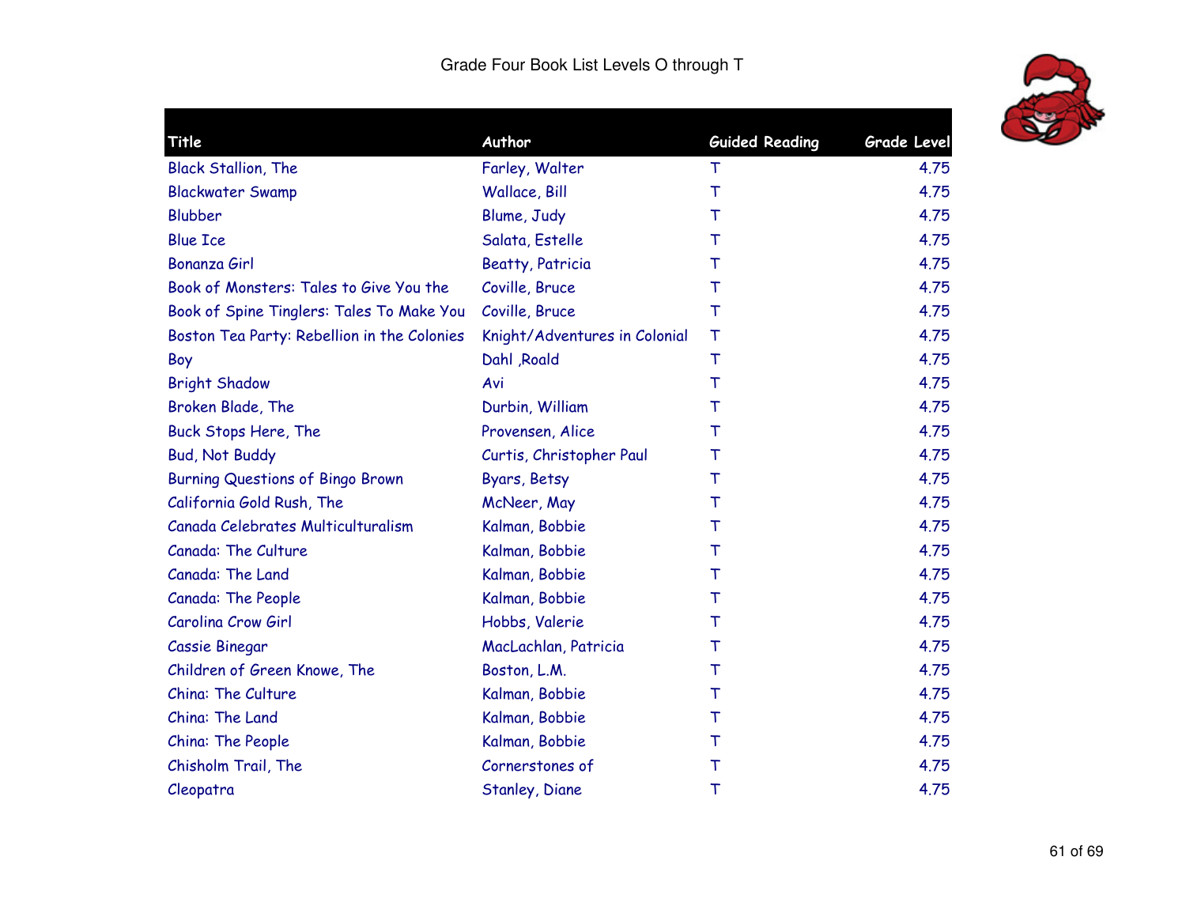# Grade Four Book List Levels O through T

| Title | Author | Guided Reading | Grade Level |
|---|---|---|---|
| Black Stallion, The | Farley, Walter | T | 4.75 |
| Blackwater Swamp | Wallace, Bill | T | 4.75 |
| Blubber | Blume, Judy | T | 4.75 |
| Blue Ice | Salata, Estelle | T | 4.75 |
| Bonanza Girl | Beatty, Patricia | T | 4.75 |
| Book of Monsters: Tales to Give You the | Coville, Bruce | T | 4.75 |
| Book of Spine Tinglers: Tales To Make You | Coville, Bruce | T | 4.75 |
| Boston Tea Party: Rebellion in the Colonies | Knight/Adventures in Colonial | T | 4.75 |
| Boy | Dahl ,Roald | T | 4.75 |
| Bright Shadow | Avi | T | 4.75 |
| Broken Blade, The | Durbin, William | T | 4.75 |
| Buck Stops Here, The | Provensen, Alice | T | 4.75 |
| Bud, Not Buddy | Curtis, Christopher Paul | T | 4.75 |
| Burning Questions of Bingo Brown | Byars, Betsy | T | 4.75 |
| California Gold Rush, The | McNeer, May | T | 4.75 |
| Canada Celebrates Multiculturalism | Kalman, Bobbie | T | 4.75 |
| Canada: The Culture | Kalman, Bobbie | T | 4.75 |
| Canada: The Land | Kalman, Bobbie | T | 4.75 |
| Canada: The People | Kalman, Bobbie | T | 4.75 |
| Carolina Crow Girl | Hobbs, Valerie | T | 4.75 |
| Cassie Binegar | MacLachlan, Patricia | T | 4.75 |
| Children of Green Knowe, The | Boston, L.M. | T | 4.75 |
| China: The Culture | Kalman, Bobbie | T | 4.75 |
| China: The Land | Kalman, Bobbie | T | 4.75 |
| China: The People | Kalman, Bobbie | T | 4.75 |
| Chisholm Trail, The | Cornerstones of | T | 4.75 |
| Cleopatra | Stanley, Diane | T | 4.75 |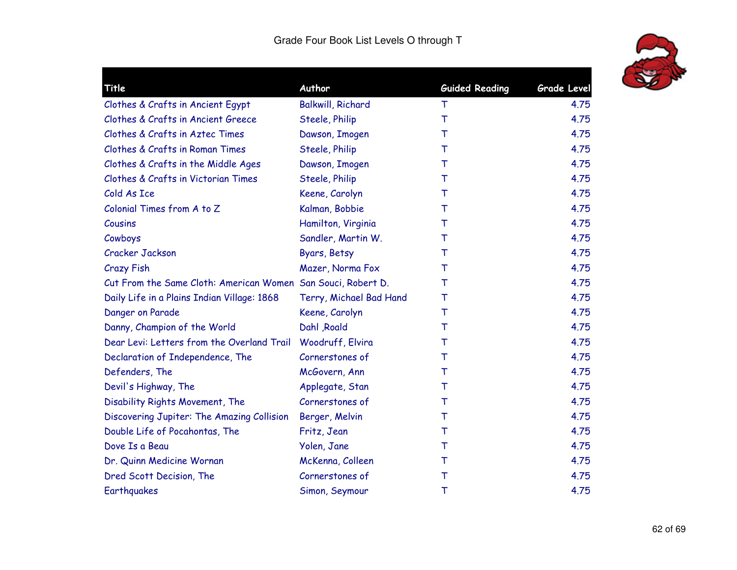Grade Four Book List Levels O through T

| Title | Author | Guided Reading | Grade Level |
|---|---|---|---|
| Clothes & Crafts in Ancient Egypt | Balkwill, Richard | T | 4.75 |
| Clothes & Crafts in Ancient Greece | Steele, Philip | T | 4.75 |
| Clothes & Crafts in Aztec Times | Dawson, Imogen | T | 4.75 |
| Clothes & Crafts in Roman Times | Steele, Philip | T | 4.75 |
| Clothes & Crafts in the Middle Ages | Dawson, Imogen | T | 4.75 |
| Clothes & Crafts in Victorian Times | Steele, Philip | T | 4.75 |
| Cold As Ice | Keene, Carolyn | T | 4.75 |
| Colonial Times from A to Z | Kalman, Bobbie | T | 4.75 |
| Cousins | Hamilton, Virginia | T | 4.75 |
| Cowboys | Sandler, Martin W. | T | 4.75 |
| Cracker Jackson | Byars, Betsy | T | 4.75 |
| Crazy Fish | Mazer, Norma Fox | T | 4.75 |
| Cut From the Same Cloth: American Women | San Souci, Robert D. | T | 4.75 |
| Daily Life in a Plains Indian Village: 1868 | Terry, Michael Bad Hand | T | 4.75 |
| Danger on Parade | Keene, Carolyn | T | 4.75 |
| Danny, Champion of the World | Dahl ,Roald | T | 4.75 |
| Dear Levi: Letters from the Overland Trail | Woodruff, Elvira | T | 4.75 |
| Declaration of Independence, The | Cornerstones of | T | 4.75 |
| Defenders, The | McGovern, Ann | T | 4.75 |
| Devil's Highway, The | Applegate, Stan | T | 4.75 |
| Disability Rights Movement, The | Cornerstones of | T | 4.75 |
| Discovering Jupiter: The Amazing Collision | Berger, Melvin | T | 4.75 |
| Double Life of Pocahontas, The | Fritz, Jean | T | 4.75 |
| Dove Is a Beau | Yolen, Jane | T | 4.75 |
| Dr. Quinn Medicine Wornan | McKenna, Colleen | T | 4.75 |
| Dred Scott Decision, The | Cornerstones of | T | 4.75 |
| Earthquakes | Simon, Seymour | T | 4.75 |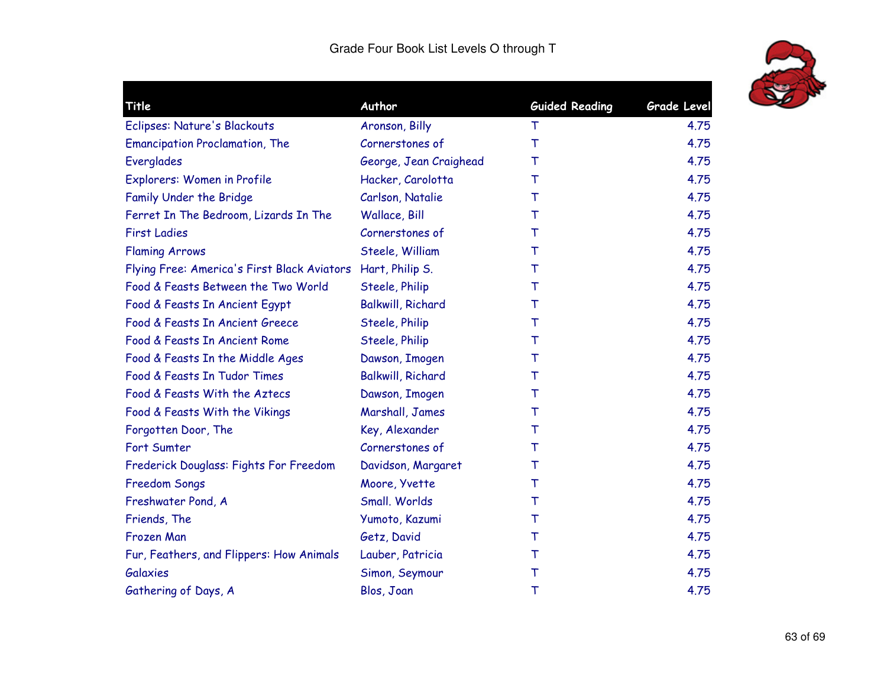Grade Four Book List Levels O through T

| Title | Author | Guided Reading | Grade Level |
|---|---|---|---|
| Eclipses: Nature's Blackouts | Aronson, Billy | T | 4.75 |
| Emancipation Proclamation, The | Cornerstones of | T | 4.75 |
| Everglades | George, Jean Craighead | T | 4.75 |
| Explorers: Women in Profile | Hacker, Carolotta | T | 4.75 |
| Family Under the Bridge | Carlson, Natalie | T | 4.75 |
| Ferret In The Bedroom, Lizards In The | Wallace, Bill | T | 4.75 |
| First Ladies | Cornerstones of | T | 4.75 |
| Flaming Arrows | Steele, William | T | 4.75 |
| Flying Free: America's First Black Aviators | Hart, Philip S. | T | 4.75 |
| Food & Feasts Between the Two World | Steele, Philip | T | 4.75 |
| Food & Feasts In Ancient Egypt | Balkwill, Richard | T | 4.75 |
| Food & Feasts In Ancient Greece | Steele, Philip | T | 4.75 |
| Food & Feasts In Ancient Rome | Steele, Philip | T | 4.75 |
| Food & Feasts In the Middle Ages | Dawson, Imogen | T | 4.75 |
| Food & Feasts In Tudor Times | Balkwill, Richard | T | 4.75 |
| Food & Feasts With the Aztecs | Dawson, Imogen | T | 4.75 |
| Food & Feasts With the Vikings | Marshall, James | T | 4.75 |
| Forgotten Door, The | Key, Alexander | T | 4.75 |
| Fort Sumter | Cornerstones of | T | 4.75 |
| Frederick Douglass: Fights For Freedom | Davidson, Margaret | T | 4.75 |
| Freedom Songs | Moore, Yvette | T | 4.75 |
| Freshwater Pond, A | Small. Worlds | T | 4.75 |
| Friends, The | Yumoto, Kazumi | T | 4.75 |
| Frozen Man | Getz, David | T | 4.75 |
| Fur, Feathers, and Flippers: How Animals | Lauber, Patricia | T | 4.75 |
| Galaxies | Simon, Seymour | T | 4.75 |
| Gathering of Days, A | Blos, Joan | T | 4.75 |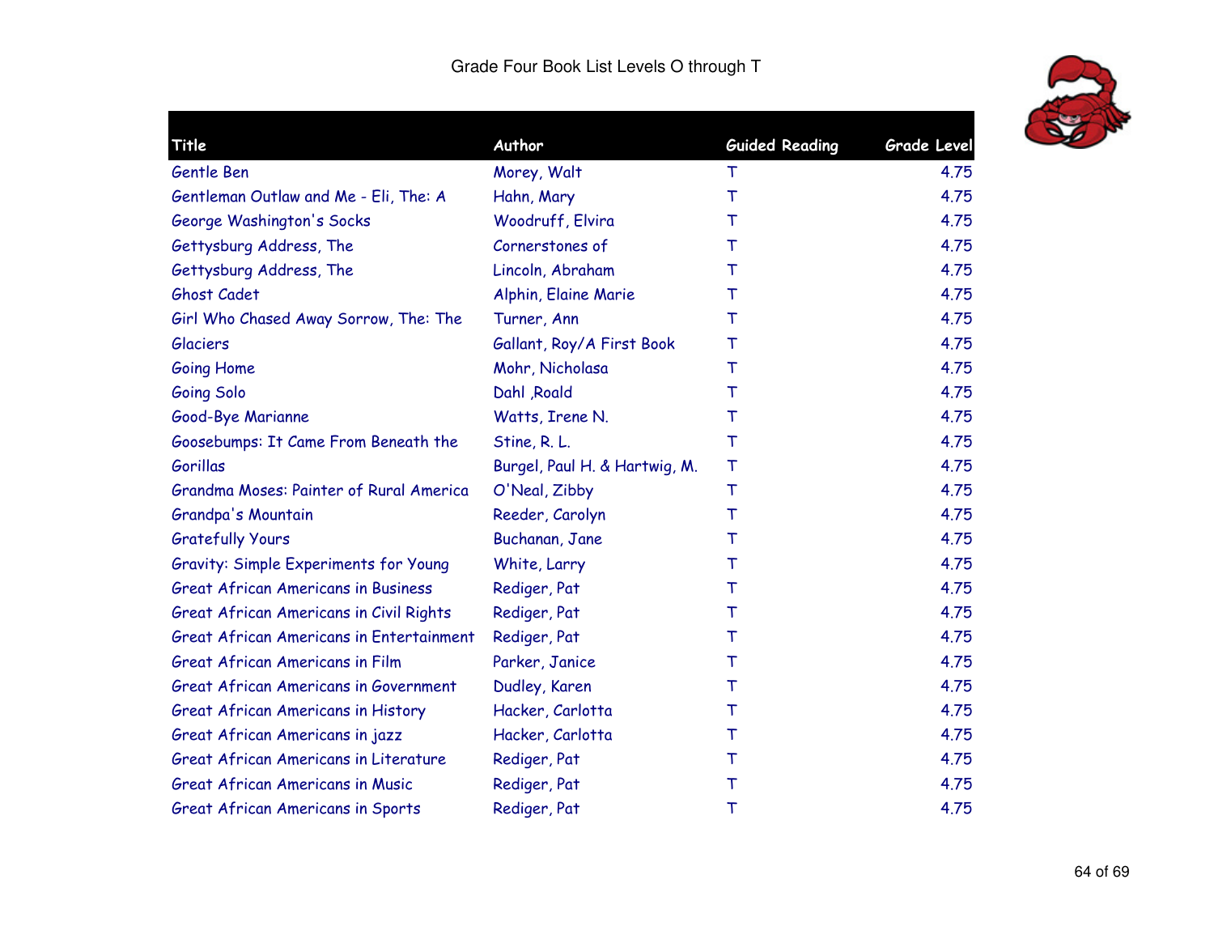Grade Four Book List Levels O through T

| Title | Author | Guided Reading | Grade Level |
|---|---|---|---|
| Gentle Ben | Morey, Walt | T | 4.75 |
| Gentleman Outlaw and Me - Eli, The: A | Hahn, Mary | T | 4.75 |
| George Washington's Socks | Woodruff, Elvira | T | 4.75 |
| Gettysburg Address, The | Cornerstones of | T | 4.75 |
| Gettysburg Address, The | Lincoln, Abraham | T | 4.75 |
| Ghost Cadet | Alphin, Elaine Marie | T | 4.75 |
| Girl Who Chased Away Sorrow, The: The | Turner, Ann | T | 4.75 |
| Glaciers | Gallant, Roy/A First Book | T | 4.75 |
| Going Home | Mohr, Nicholasa | T | 4.75 |
| Going Solo | Dahl ,Roald | T | 4.75 |
| Good-Bye Marianne | Watts, Irene N. | T | 4.75 |
| Goosebumps: It Came From Beneath the | Stine, R. L. | T | 4.75 |
| Gorillas | Burgel, Paul H. & Hartwig, M. | T | 4.75 |
| Grandma Moses: Painter of Rural America | O'Neal, Zibby | T | 4.75 |
| Grandpa's Mountain | Reeder, Carolyn | T | 4.75 |
| Gratefully Yours | Buchanan, Jane | T | 4.75 |
| Gravity: Simple Experiments for Young | White, Larry | T | 4.75 |
| Great African Americans in Business | Rediger, Pat | T | 4.75 |
| Great African Americans in Civil Rights | Rediger, Pat | T | 4.75 |
| Great African Americans in Entertainment | Rediger, Pat | T | 4.75 |
| Great African Americans in Film | Parker, Janice | T | 4.75 |
| Great African Americans in Government | Dudley, Karen | T | 4.75 |
| Great African Americans in History | Hacker, Carlotta | T | 4.75 |
| Great African Americans in jazz | Hacker, Carlotta | T | 4.75 |
| Great African Americans in Literature | Rediger, Pat | T | 4.75 |
| Great African Americans in Music | Rediger, Pat | T | 4.75 |
| Great African Americans in Sports | Rediger, Pat | T | 4.75 |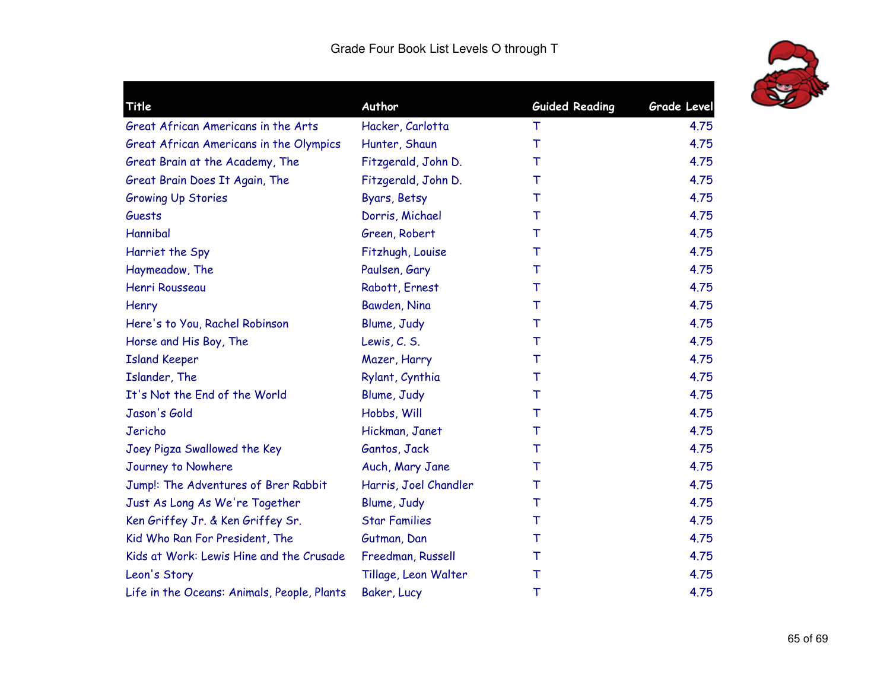Grade Four Book List Levels O through T

| Title | Author | Guided Reading | Grade Level |
|---|---|---|---|
| Great African Americans in the Arts | Hacker, Carlotta | T | 4.75 |
| Great African Americans in the Olympics | Hunter, Shaun | T | 4.75 |
| Great Brain at the Academy, The | Fitzgerald, John D. | T | 4.75 |
| Great Brain Does It Again, The | Fitzgerald, John D. | T | 4.75 |
| Growing Up Stories | Byars, Betsy | T | 4.75 |
| Guests | Dorris, Michael | T | 4.75 |
| Hannibal | Green, Robert | T | 4.75 |
| Harriet the Spy | Fitzhugh, Louise | T | 4.75 |
| Haymeadow, The | Paulsen, Gary | T | 4.75 |
| Henri Rousseau | Rabott, Ernest | T | 4.75 |
| Henry | Bawden, Nina | T | 4.75 |
| Here's to You, Rachel Robinson | Blume, Judy | T | 4.75 |
| Horse and His Boy, The | Lewis, C. S. | T | 4.75 |
| Island Keeper | Mazer, Harry | T | 4.75 |
| Islander, The | Rylant, Cynthia | T | 4.75 |
| It's Not the End of the World | Blume, Judy | T | 4.75 |
| Jason's Gold | Hobbs, Will | T | 4.75 |
| Jericho | Hickman, Janet | T | 4.75 |
| Joey Pigza Swallowed the Key | Gantos, Jack | T | 4.75 |
| Journey to Nowhere | Auch, Mary Jane | T | 4.75 |
| Jump!: The Adventures of Brer Rabbit | Harris, Joel Chandler | T | 4.75 |
| Just As Long As We're Together | Blume, Judy | T | 4.75 |
| Ken Griffey Jr. & Ken Griffey Sr. | Star Families | T | 4.75 |
| Kid Who Ran For President, The | Gutman, Dan | T | 4.75 |
| Kids at Work: Lewis Hine and the Crusade | Freedman, Russell | T | 4.75 |
| Leon's Story | Tillage, Leon Walter | T | 4.75 |
| Life in the Oceans: Animals, People, Plants | Baker, Lucy | T | 4.75 |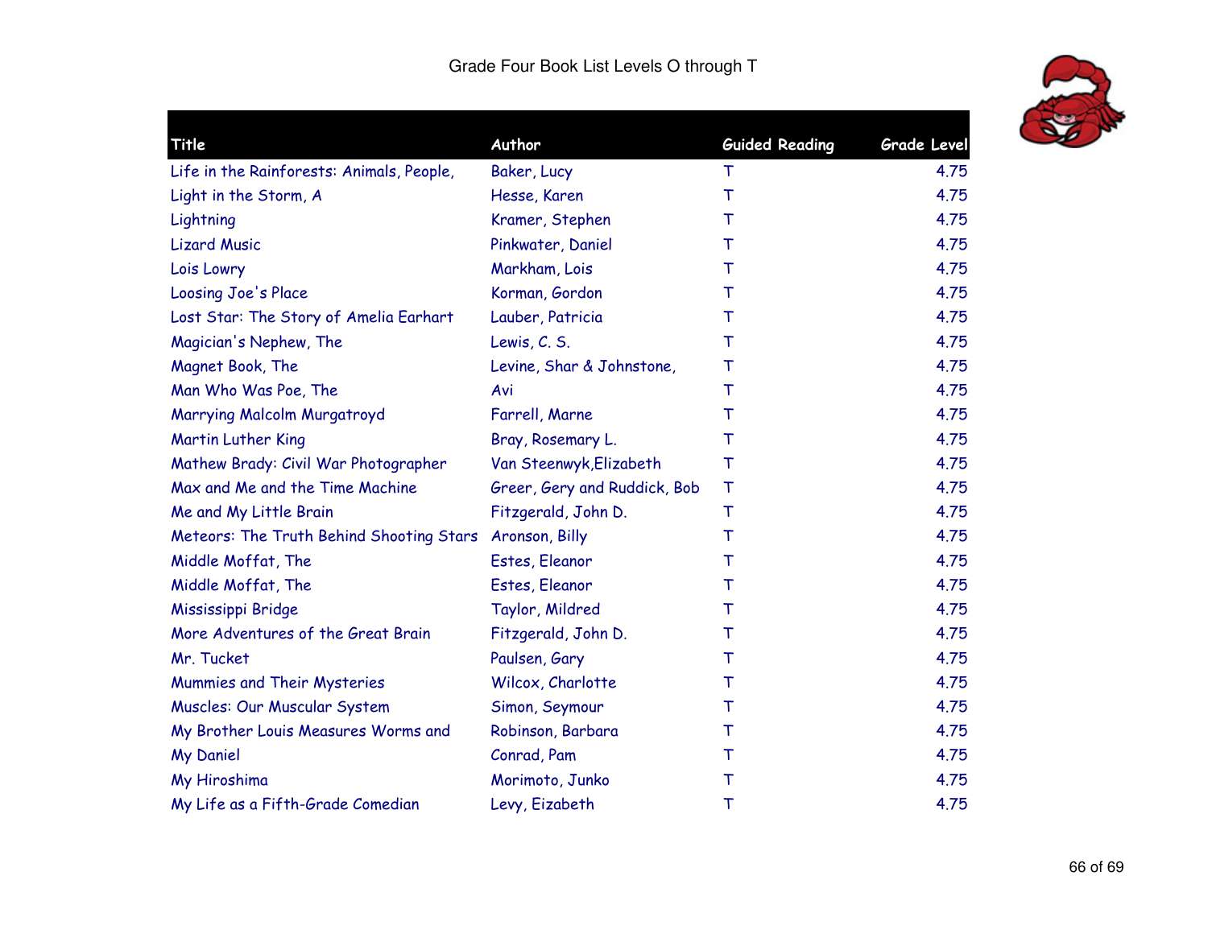Grade Four Book List Levels O through T

| Title | Author | Guided Reading | Grade Level |
|---|---|---|---|
| Life in the Rainforests: Animals, People, | Baker, Lucy | T | 4.75 |
| Light in the Storm, A | Hesse, Karen | T | 4.75 |
| Lightning | Kramer, Stephen | T | 4.75 |
| Lizard Music | Pinkwater, Daniel | T | 4.75 |
| Lois Lowry | Markham, Lois | T | 4.75 |
| Loosing Joe's Place | Korman, Gordon | T | 4.75 |
| Lost Star: The Story of Amelia Earhart | Lauber, Patricia | T | 4.75 |
| Magician's Nephew, The | Lewis, C. S. | T | 4.75 |
| Magnet Book, The | Levine, Shar & Johnstone, | T | 4.75 |
| Man Who Was Poe, The | Avi | T | 4.75 |
| Marrying Malcolm Murgatroyd | Farrell, Marne | T | 4.75 |
| Martin Luther King | Bray, Rosemary L. | T | 4.75 |
| Mathew Brady: Civil War Photographer | Van Steenwyk,Elizabeth | T | 4.75 |
| Max and Me and the Time Machine | Greer, Gery and Ruddick, Bob | T | 4.75 |
| Me and My Little Brain | Fitzgerald, John D. | T | 4.75 |
| Meteors: The Truth Behind Shooting Stars | Aronson, Billy | T | 4.75 |
| Middle Moffat, The | Estes, Eleanor | T | 4.75 |
| Middle Moffat, The | Estes, Eleanor | T | 4.75 |
| Mississippi Bridge | Taylor, Mildred | T | 4.75 |
| More Adventures of the Great Brain | Fitzgerald, John D. | T | 4.75 |
| Mr. Tucket | Paulsen, Gary | T | 4.75 |
| Mummies and Their Mysteries | Wilcox, Charlotte | T | 4.75 |
| Muscles: Our Muscular System | Simon, Seymour | T | 4.75 |
| My Brother Louis Measures Worms and | Robinson, Barbara | T | 4.75 |
| My Daniel | Conrad, Pam | T | 4.75 |
| My Hiroshima | Morimoto, Junko | T | 4.75 |
| My Life as a Fifth-Grade Comedian | Levy, Eizabeth | T | 4.75 |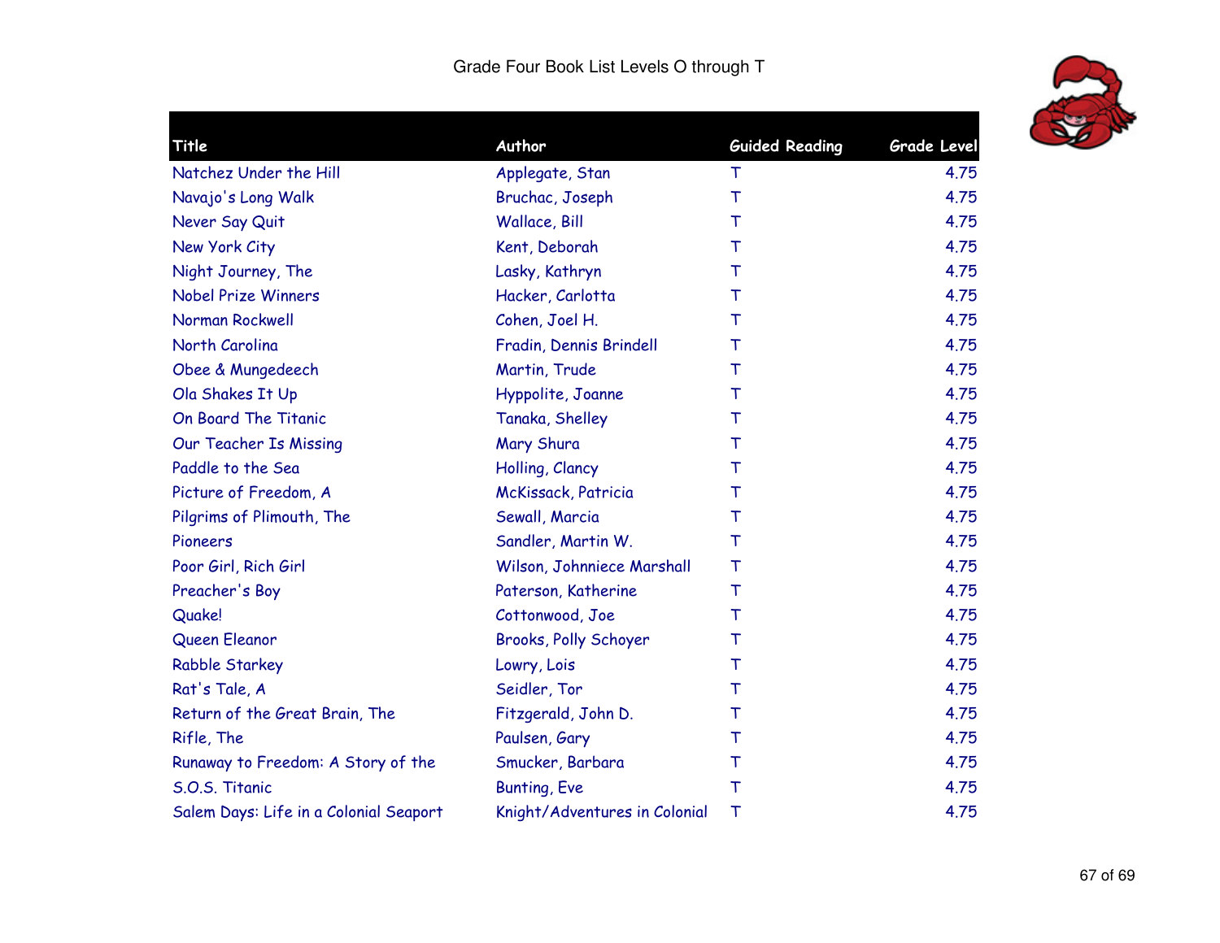# Grade Four Book List Levels O through T

| Title | Author | Guided Reading | Grade Level |
|---|---|---|---|
| Natchez Under the Hill | Applegate, Stan | T | 4.75 |
| Navajo's Long Walk | Bruchac, Joseph | T | 4.75 |
| Never Say Quit | Wallace, Bill | T | 4.75 |
| New York City | Kent, Deborah | T | 4.75 |
| Night Journey, The | Lasky, Kathryn | T | 4.75 |
| Nobel Prize Winners | Hacker, Carlotta | T | 4.75 |
| Norman Rockwell | Cohen, Joel H. | T | 4.75 |
| North Carolina | Fradin, Dennis Brindell | T | 4.75 |
| Obee & Mungedeech | Martin, Trude | T | 4.75 |
| Ola Shakes It Up | Hyppolite, Joanne | T | 4.75 |
| On Board The Titanic | Tanaka, Shelley | T | 4.75 |
| Our Teacher Is Missing | Mary Shura | T | 4.75 |
| Paddle to the Sea | Holling, Clancy | T | 4.75 |
| Picture of Freedom, A | McKissack, Patricia | T | 4.75 |
| Pilgrims of Plimouth, The | Sewall, Marcia | T | 4.75 |
| Pioneers | Sandler, Martin W. | T | 4.75 |
| Poor Girl, Rich Girl | Wilson, Johnniece Marshall | T | 4.75 |
| Preacher's Boy | Paterson, Katherine | T | 4.75 |
| Quake! | Cottonwood, Joe | T | 4.75 |
| Queen Eleanor | Brooks, Polly Schoyer | T | 4.75 |
| Rabble Starkey | Lowry, Lois | T | 4.75 |
| Rat's Tale, A | Seidler, Tor | T | 4.75 |
| Return of the Great Brain, The | Fitzgerald, John D. | T | 4.75 |
| Rifle, The | Paulsen, Gary | T | 4.75 |
| Runaway to Freedom: A Story of the | Smucker, Barbara | T | 4.75 |
| S.O.S. Titanic | Bunting, Eve | T | 4.75 |
| Salem Days: Life in a Colonial Seaport | Knight/Adventures in Colonial | T | 4.75 |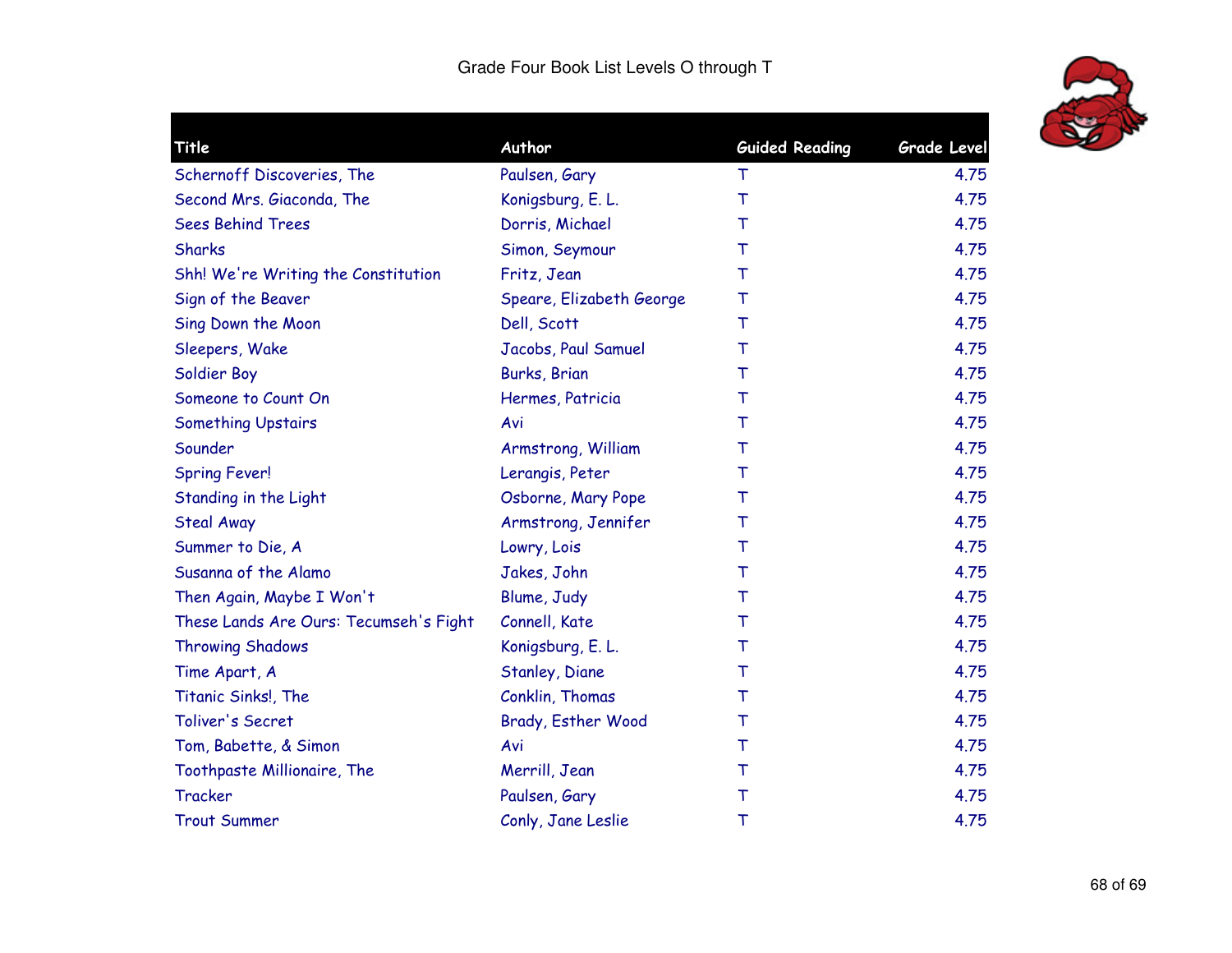Grade Four Book List Levels O through T

| Title | Author | Guided Reading | Grade Level |
|---|---|---|---|
| Schernoff Discoveries, The | Paulsen, Gary | T | 4.75 |
| Second Mrs. Giaconda, The | Konigsburg, E. L. | T | 4.75 |
| Sees Behind Trees | Dorris, Michael | T | 4.75 |
| Sharks | Simon, Seymour | T | 4.75 |
| Shh! We're Writing the Constitution | Fritz, Jean | T | 4.75 |
| Sign of the Beaver | Speare, Elizabeth George | T | 4.75 |
| Sing Down the Moon | Dell, Scott | T | 4.75 |
| Sleepers, Wake | Jacobs, Paul Samuel | T | 4.75 |
| Soldier Boy | Burks, Brian | T | 4.75 |
| Someone to Count On | Hermes, Patricia | T | 4.75 |
| Something Upstairs | Avi | T | 4.75 |
| Sounder | Armstrong, William | T | 4.75 |
| Spring Fever! | Lerangis, Peter | T | 4.75 |
| Standing in the Light | Osborne, Mary Pope | T | 4.75 |
| Steal Away | Armstrong, Jennifer | T | 4.75 |
| Summer to Die, A | Lowry, Lois | T | 4.75 |
| Susanna of the Alamo | Jakes, John | T | 4.75 |
| Then Again, Maybe I Won't | Blume, Judy | T | 4.75 |
| These Lands Are Ours: Tecumseh's Fight | Connell, Kate | T | 4.75 |
| Throwing Shadows | Konigsburg, E. L. | T | 4.75 |
| Time Apart, A | Stanley, Diane | T | 4.75 |
| Titanic Sinks!, The | Conklin, Thomas | T | 4.75 |
| Toliver's Secret | Brady, Esther Wood | T | 4.75 |
| Tom, Babette, & Simon | Avi | T | 4.75 |
| Toothpaste Millionaire, The | Merrill, Jean | T | 4.75 |
| Tracker | Paulsen, Gary | T | 4.75 |
| Trout Summer | Conly, Jane Leslie | T | 4.75 |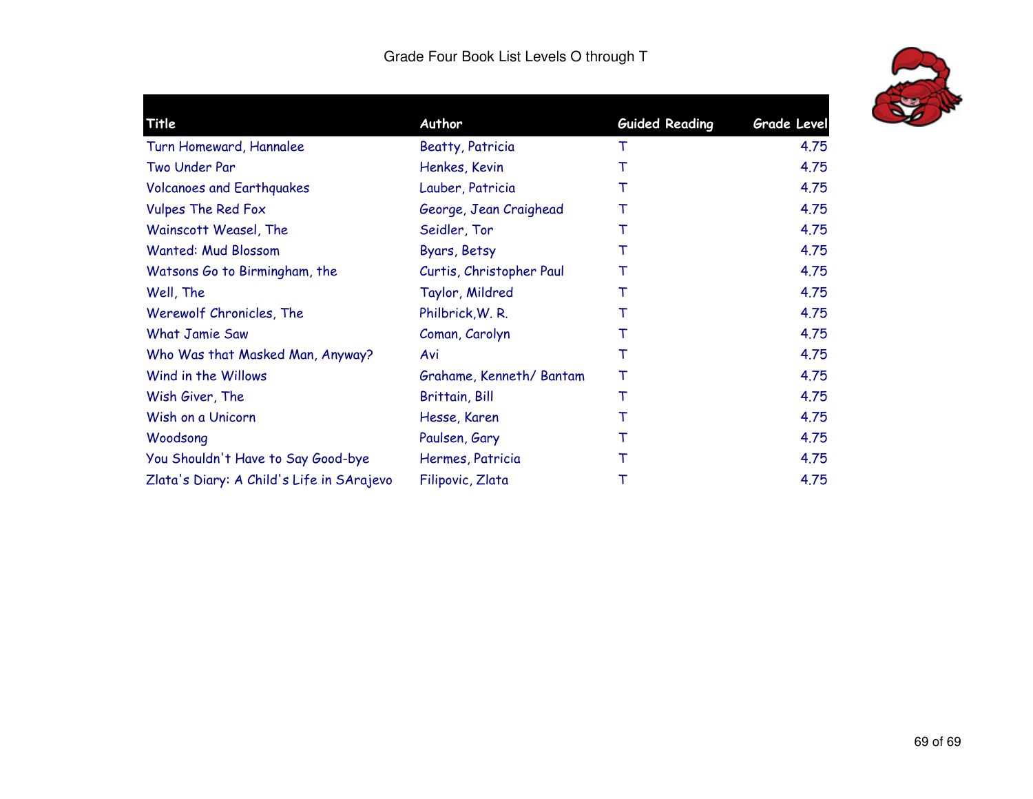Grade Four Book List Levels O through T

| Title | Author | Guided Reading | Grade Level |
| --- | --- | --- | --- |
| Turn Homeward, Hannalee | Beatty, Patricia | T | 4.75 |
| Two Under Par | Henkes, Kevin | T | 4.75 |
| Volcanoes and Earthquakes | Lauber, Patricia | T | 4.75 |
| Vulpes The Red Fox | George, Jean Craighead | T | 4.75 |
| Wainscott Weasel, The | Seidler, Tor | T | 4.75 |
| Wanted: Mud Blossom | Byars, Betsy | T | 4.75 |
| Watsons Go to Birmingham, the | Curtis, Christopher Paul | T | 4.75 |
| Well, The | Taylor, Mildred | T | 4.75 |
| Werewolf Chronicles, The | Philbrick,W. R. | T | 4.75 |
| What Jamie Saw | Coman, Carolyn | T | 4.75 |
| Who Was that Masked Man, Anyway? | Avi | T | 4.75 |
| Wind in the Willows | Grahame, Kenneth/ Bantam | T | 4.75 |
| Wish Giver, The | Brittain, Bill | T | 4.75 |
| Wish on a Unicorn | Hesse, Karen | T | 4.75 |
| Woodsong | Paulsen, Gary | T | 4.75 |
| You Shouldn't Have to Say Good-bye | Hermes, Patricia | T | 4.75 |
| Zlata's Diary: A Child's Life in SArajevo | Filipovic, Zlata | T | 4.75 |